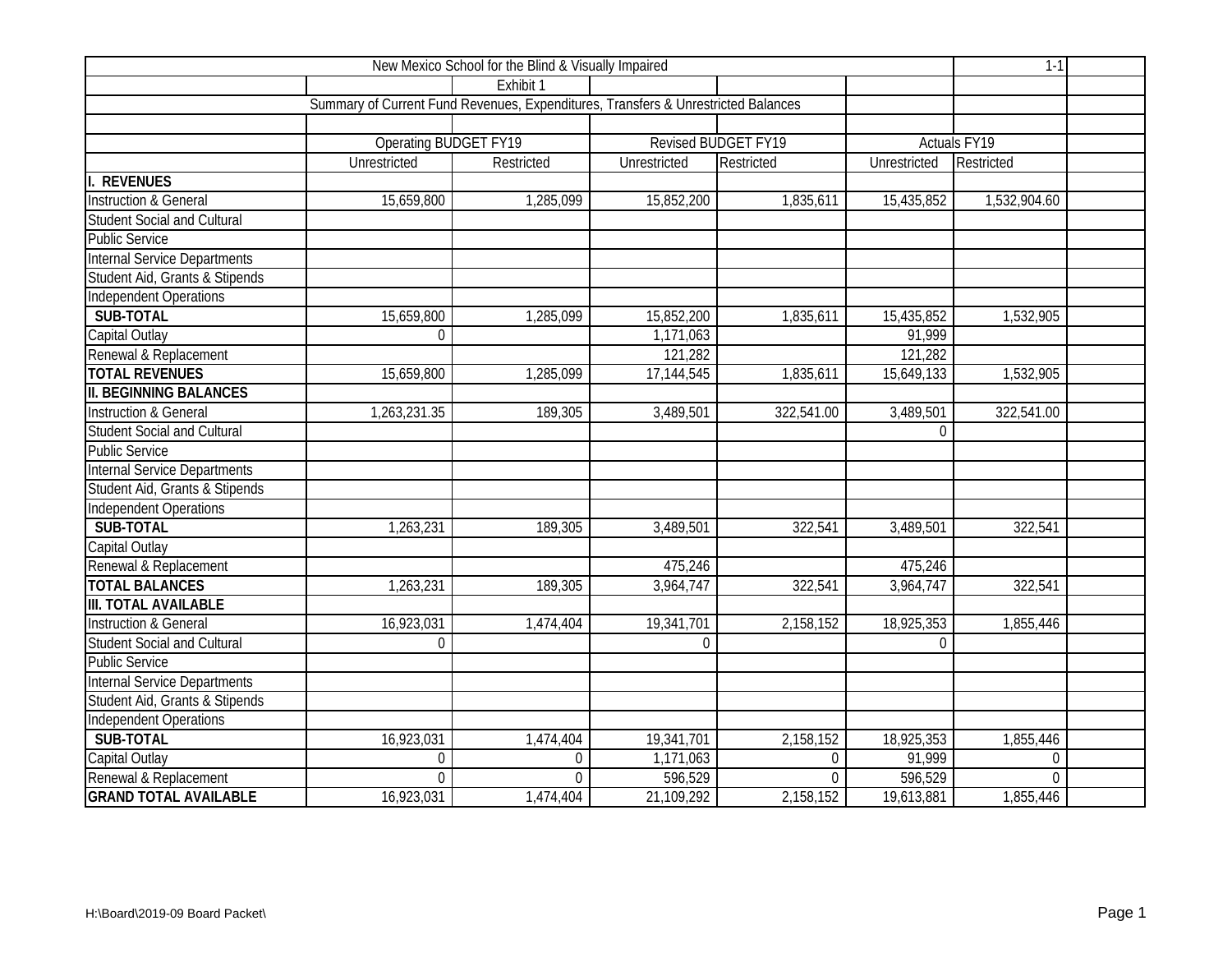New Mexico School for the Blind & Visually Impaired

Exhibit 1

Summary of Current Fund Revenues, Expenditures, Transfers & Unrestricted Balances

| | Operating BUDGET FY19 | | Revised BUDGET FY19 | | Actuals FY19 | |
|---|---|---|---|---|---|---|
| | Unrestricted | Restricted | Unrestricted | Restricted | Unrestricted | Restricted |
| **I. REVENUES** | | | | | | |
| Instruction & General | 15,659,800 | 1,285,099 | 15,852,200 | 1,835,611 | 15,435,852 | 1,532,904.60 |
| Student Social and Cultural | | | | | | |
| Public Service | | | | | | |
| Internal Service Departments | | | | | | |
| Student Aid, Grants & Stipends | | | | | | |
| Independent Operations | | | | | | |
| **SUB-TOTAL** | 15,659,800 | 1,285,099 | 15,852,200 | 1,835,611 | 15,435,852 | 1,532,905 |
| Capital Outlay | 0 | | 1,171,063 | | 91,999 | |
| Renewal & Replacement | | | 121,282 | | 121,282 | |
| **TOTAL REVENUES** | 15,659,800 | 1,285,099 | 17,144,545 | 1,835,611 | 15,649,133 | 1,532,905 |
| **II. BEGINNING BALANCES** | | | | | | |
| Instruction & General | 1,263,231.35 | 189,305 | 3,489,501 | 322,541.00 | 3,489,501 | 322,541.00 |
| Student Social and Cultural | | | | | 0 | |
| Public Service | | | | | | |
| Internal Service Departments | | | | | | |
| Student Aid, Grants & Stipends | | | | | | |
| Independent Operations | | | | | | |
| **SUB-TOTAL** | 1,263,231 | 189,305 | 3,489,501 | 322,541 | 3,489,501 | 322,541 |
| Capital Outlay | | | | | | |
| Renewal & Replacement | | | 475,246 | | 475,246 | |
| **TOTAL BALANCES** | 1,263,231 | 189,305 | 3,964,747 | 322,541 | 3,964,747 | 322,541 |
| **III. TOTAL AVAILABLE** | | | | | | |
| Instruction & General | 16,923,031 | 1,474,404 | 19,341,701 | 2,158,152 | 18,925,353 | 1,855,446 |
| Student Social and Cultural | 0 | | 0 | | 0 | |
| Public Service | | | | | | |
| Internal Service Departments | | | | | | |
| Student Aid, Grants & Stipends | | | | | | |
| Independent Operations | | | | | | |
| **SUB-TOTAL** | 16,923,031 | 1,474,404 | 19,341,701 | 2,158,152 | 18,925,353 | 1,855,446 |
| Capital Outlay | 0 | 0 | 1,171,063 | 0 | 91,999 | 0 |
| Renewal & Replacement | 0 | 0 | 596,529 | 0 | 596,529 | 0 |
| **GRAND TOTAL AVAILABLE** | 16,923,031 | 1,474,404 | 21,109,292 | 2,158,152 | 19,613,881 | 1,855,446 |

H:\Board\2019-09 Board Packet\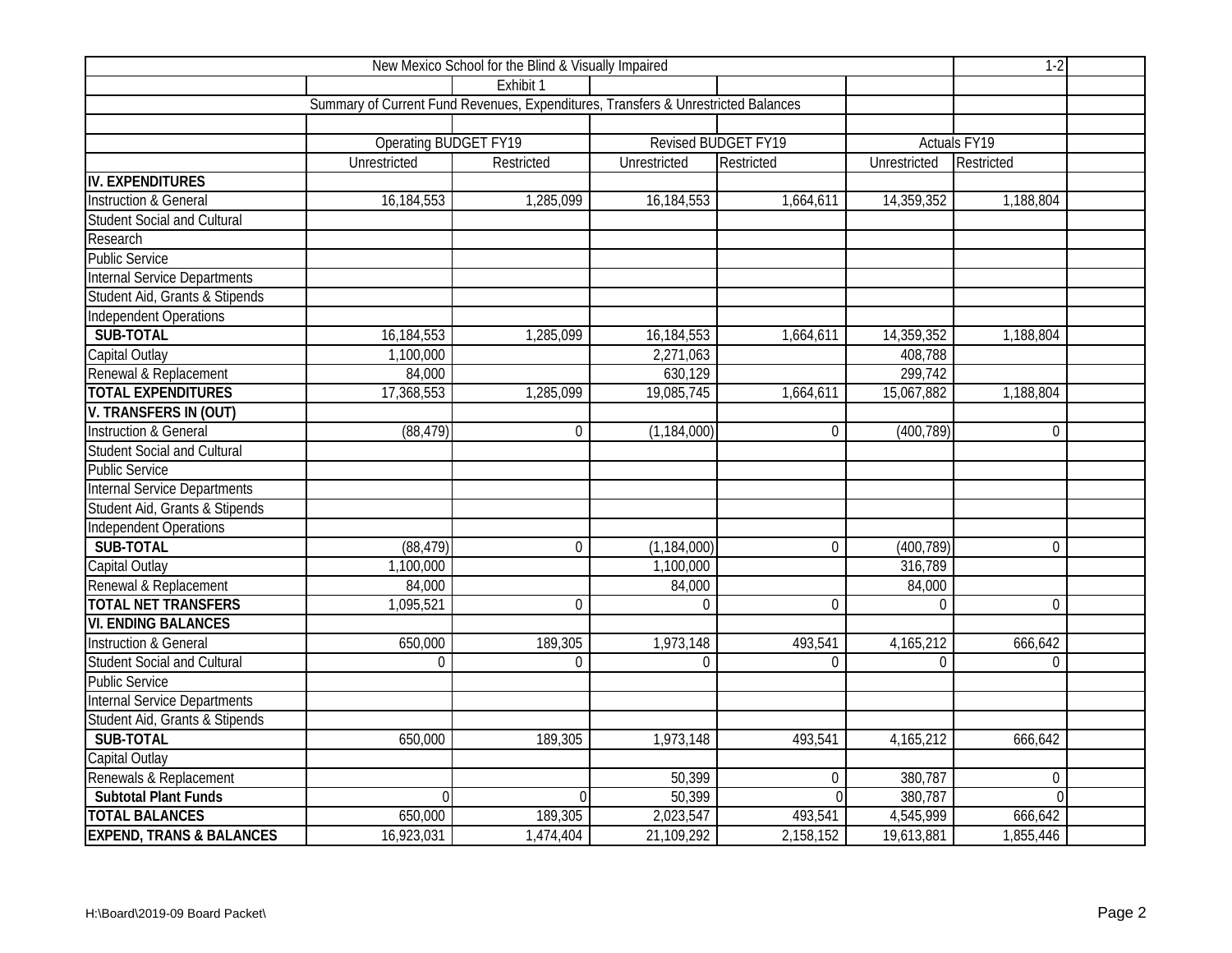New Mexico School for the Blind & Visually Impaired

1-2

Exhibit 1

Summary of Current Fund Revenues, Expenditures, Transfers & Unrestricted Balances

| | Operating BUDGET FY19 | | Revised BUDGET FY19 | | Actuals FY19 | |
|---|---|---|---|---|---|---|
| | Unrestricted | Restricted | Unrestricted | Restricted | Unrestricted | Restricted |
| **IV. EXPENDITURES** | | | | | | |
| Instruction & General | 16,184,553 | 1,285,099 | 16,184,553 | 1,664,611 | 14,359,352 | 1,188,804 |
| Student Social and Cultural | | | | | | |
| Research | | | | | | |
| Public Service | | | | | | |
| Internal Service Departments | | | | | | |
| Student Aid, Grants & Stipends | | | | | | |
| Independent Operations | | | | | | |
| **SUB-TOTAL** | 16,184,553 | 1,285,099 | 16,184,553 | 1,664,611 | 14,359,352 | 1,188,804 |
| Capital Outlay | 1,100,000 | | 2,271,063 | | 408,788 | |
| Renewal & Replacement | 84,000 | | 630,129 | | 299,742 | |
| **TOTAL EXPENDITURES** | 17,368,553 | 1,285,099 | 19,085,745 | 1,664,611 | 15,067,882 | 1,188,804 |
| **V. TRANSFERS IN (OUT)** | | | | | | |
| Instruction & General | (88,479) | 0 | (1,184,000) | 0 | (400,789) | 0 |
| Student Social and Cultural | | | | | | |
| Public Service | | | | | | |
| Internal Service Departments | | | | | | |
| Student Aid, Grants & Stipends | | | | | | |
| Independent Operations | | | | | | |
| **SUB-TOTAL** | (88,479) | 0 | (1,184,000) | 0 | (400,789) | 0 |
| Capital Outlay | 1,100,000 | | 1,100,000 | | 316,789 | |
| Renewal & Replacement | 84,000 | | 84,000 | | 84,000 | |
| **TOTAL NET TRANSFERS** | 1,095,521 | 0 | 0 | 0 | 0 | 0 |
| **VI. ENDING BALANCES** | | | | | | |
| Instruction & General | 650,000 | 189,305 | 1,973,148 | 493,541 | 4,165,212 | 666,642 |
| Student Social and Cultural | 0 | 0 | 0 | 0 | 0 | 0 |
| Public Service | | | | | | |
| Internal Service Departments | | | | | | |
| Student Aid, Grants & Stipends | | | | | | |
| **SUB-TOTAL** | 650,000 | 189,305 | 1,973,148 | 493,541 | 4,165,212 | 666,642 |
| Capital Outlay | | | | | | |
| Renewals & Replacement | | | 50,399 | 0 | 380,787 | 0 |
| **Subtotal Plant Funds** | 0 | 0 | 50,399 | 0 | 380,787 | 0 |
| **TOTAL BALANCES** | 650,000 | 189,305 | 2,023,547 | 493,541 | 4,545,999 | 666,642 |
| **EXPEND, TRANS & BALANCES** | 16,923,031 | 1,474,404 | 21,109,292 | 2,158,152 | 19,613,881 | 1,855,446 |

H:\Board\2019-09 Board Packet\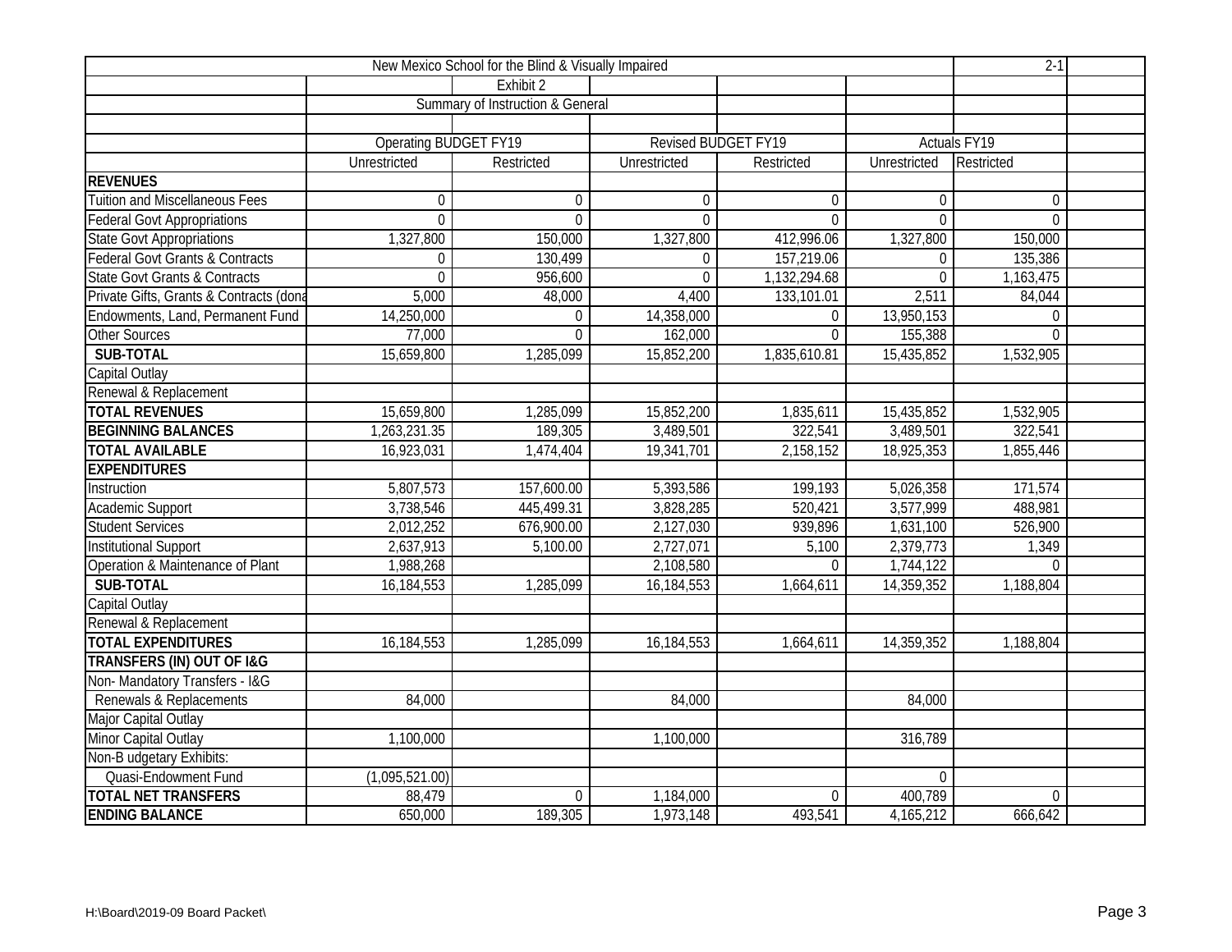| New Mexico School for the Blind & Visually Impaired | | | | | | | 2-1 |
|---|---|---|---|---|---|---|---|
| | | Exhibit 2 | | | | | |
| | | Summary of Instruction & General | | | | | |
| | | | | | | | |
| | Operating BUDGET FY19 | | Revised BUDGET FY19 | | Actuals FY19 | | |
| | Unrestricted | Restricted | Unrestricted | Restricted | Unrestricted | Restricted | |
| **REVENUES** | | | | | | | |
| Tuition and Miscellaneous Fees | 0 | 0 | 0 | 0 | 0 | 0 | |
| Federal Govt Appropriations | 0 | 0 | 0 | 0 | 0 | 0 | |
| State Govt Appropriations | 1,327,800 | 150,000 | 1,327,800 | 412,996.06 | 1,327,800 | 150,000 | |
| Federal Govt Grants & Contracts | 0 | 130,499 | 0 | 157,219.06 | 0 | 135,386 | |
| State Govt Grants & Contracts | 0 | 956,600 | 0 | 1,132,294.68 | 0 | 1,163,475 | |
| Private Gifts, Grants & Contracts (dona | 5,000 | 48,000 | 4,400 | 133,101.01 | 2,511 | 84,044 | |
| Endowments, Land, Permanent Fund | 14,250,000 | 0 | 14,358,000 | 0 | 13,950,153 | 0 | |
| Other Sources | 77,000 | 0 | 162,000 | 0 | 155,388 | 0 | |
| **SUB-TOTAL** | 15,659,800 | 1,285,099 | 15,852,200 | 1,835,610.81 | 15,435,852 | 1,532,905 | |
| Capital Outlay | | | | | | | |
| Renewal & Replacement | | | | | | | |
| **TOTAL REVENUES** | 15,659,800 | 1,285,099 | 15,852,200 | 1,835,611 | 15,435,852 | 1,532,905 | |
| **BEGINNING BALANCES** | 1,263,231.35 | 189,305 | 3,489,501 | 322,541 | 3,489,501 | 322,541 | |
| **TOTAL AVAILABLE** | 16,923,031 | 1,474,404 | 19,341,701 | 2,158,152 | 18,925,353 | 1,855,446 | |
| **EXPENDITURES** | | | | | | | |
| Instruction | 5,807,573 | 157,600.00 | 5,393,586 | 199,193 | 5,026,358 | 171,574 | |
| Academic Support | 3,738,546 | 445,499.31 | 3,828,285 | 520,421 | 3,577,999 | 488,981 | |
| Student Services | 2,012,252 | 676,900.00 | 2,127,030 | 939,896 | 1,631,100 | 526,900 | |
| Institutional Support | 2,637,913 | 5,100.00 | 2,727,071 | 5,100 | 2,379,773 | 1,349 | |
| Operation & Maintenance of Plant | 1,988,268 | | 2,108,580 | 0 | 1,744,122 | 0 | |
| **SUB-TOTAL** | 16,184,553 | 1,285,099 | 16,184,553 | 1,664,611 | 14,359,352 | 1,188,804 | |
| Capital Outlay | | | | | | | |
| Renewal & Replacement | | | | | | | |
| **TOTAL EXPENDITURES** | 16,184,553 | 1,285,099 | 16,184,553 | 1,664,611 | 14,359,352 | 1,188,804 | |
| **TRANSFERS (IN) OUT OF I&G** | | | | | | | |
| Non- Mandatory Transfers - I&G | | | | | | | |
| Renewals & Replacements | 84,000 | | 84,000 | | 84,000 | | |
| Major Capital Outlay | | | | | | | |
| Minor Capital Outlay | 1,100,000 | | 1,100,000 | | 316,789 | | |
| Non-B udgetary Exhibits: | | | | | | | |
| Quasi-Endowment Fund | (1,095,521.00) | | | | 0 | | |
| **TOTAL NET TRANSFERS** | 88,479 | 0 | 1,184,000 | 0 | 400,789 | 0 | |
| **ENDING BALANCE** | 650,000 | 189,305 | 1,973,148 | 493,541 | 4,165,212 | 666,642 | |

H:\Board\2019-09 Board Packet\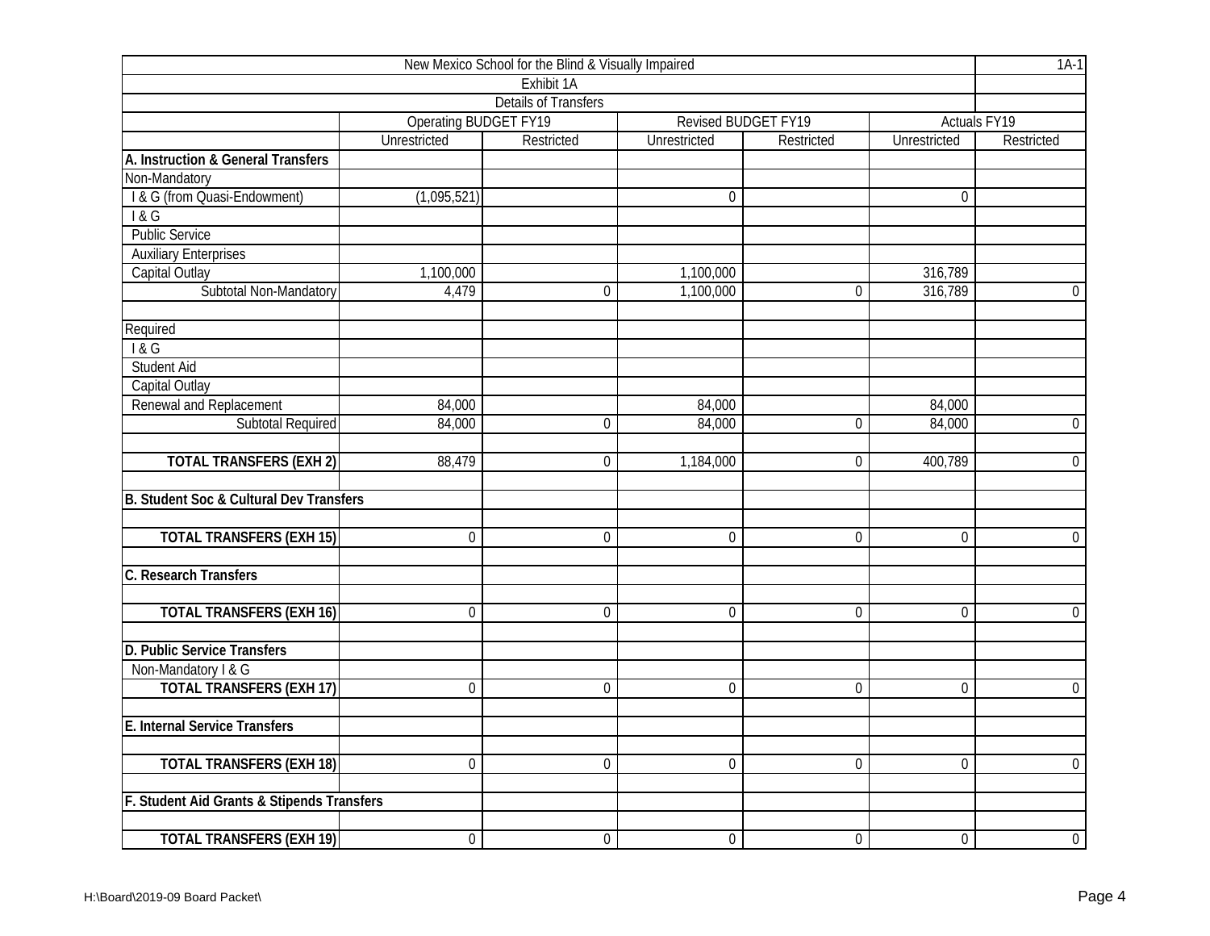| New Mexico School for the Blind & Visually Impaired | | | | | | 1A-1 |
|---|---|---|---|---|---|---|
| Exhibit 1A | | | | | | |
| Details of Transfers | | | | | | |
| | Operating BUDGET FY19 | | Revised BUDGET FY19 | | Actuals FY19 | |
| | Unrestricted | Restricted | Unrestricted | Restricted | Unrestricted | Restricted |
| **A. Instruction & General Transfers** | | | | | | |
| Non-Mandatory | | | | | | |
| I & G (from Quasi-Endowment) | (1,095,521) | | 0 | | 0 | |
| I & G | | | | | | |
| Public Service | | | | | | |
| Auxiliary Enterprises | | | | | | |
| Capital Outlay | 1,100,000 | | 1,100,000 | | 316,789 | |
| Subtotal Non-Mandatory | 4,479 | 0 | 1,100,000 | 0 | 316,789 | 0 |
| | | | | | | |
| Required | | | | | | |
| I & G | | | | | | |
| Student Aid | | | | | | |
| Capital Outlay | | | | | | |
| Renewal and Replacement | 84,000 | | 84,000 | | 84,000 | |
| Subtotal Required | 84,000 | 0 | 84,000 | 0 | 84,000 | 0 |
| | | | | | | |
| **TOTAL TRANSFERS (EXH 2)** | 88,479 | 0 | 1,184,000 | 0 | 400,789 | 0 |
| | | | | | | |
| **B. Student Soc & Cultural Dev Transfers** | | | | | | |
| | | | | | | |
| **TOTAL TRANSFERS (EXH 15)** | 0 | 0 | 0 | 0 | 0 | 0 |
| | | | | | | |
| **C. Research Transfers** | | | | | | |
| | | | | | | |
| **TOTAL TRANSFERS (EXH 16)** | 0 | 0 | 0 | 0 | 0 | 0 |
| | | | | | | |
| **D. Public Service Transfers** | | | | | | |
| Non-Mandatory I & G | | | | | | |
| **TOTAL TRANSFERS (EXH 17)** | 0 | 0 | 0 | 0 | 0 | 0 |
| | | | | | | |
| **E. Internal Service Transfers** | | | | | | |
| | | | | | | |
| **TOTAL TRANSFERS (EXH 18)** | 0 | 0 | 0 | 0 | 0 | 0 |
| | | | | | | |
| **F. Student Aid Grants & Stipends Transfers** | | | | | | |
| | | | | | | |
| **TOTAL TRANSFERS (EXH 19)** | 0 | 0 | 0 | 0 | 0 | 0 |

H:\Board\2019-09 Board Packet\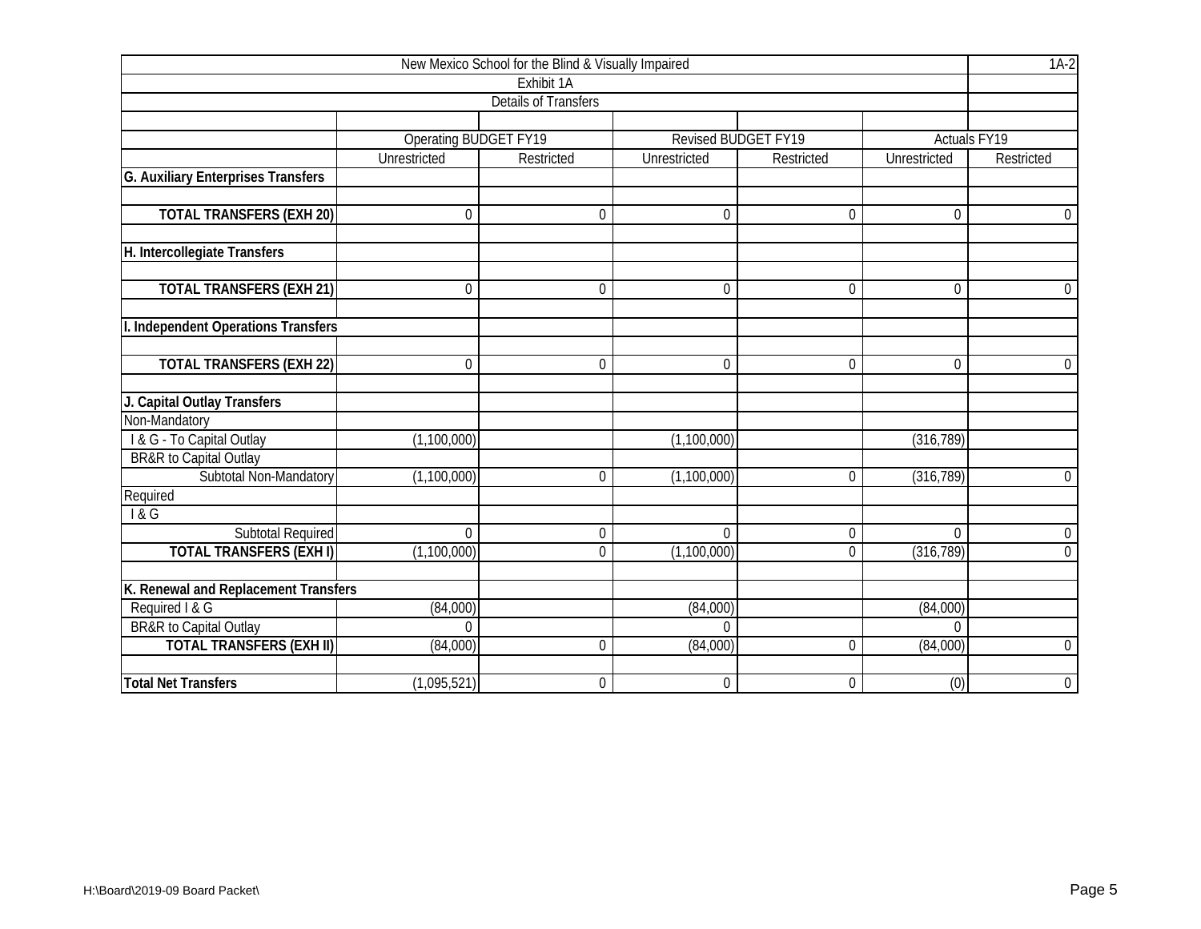| New Mexico School for the Blind & Visually Impaired | | | | | | 1A-2 |
|---|---|---|---|---|---|---|
| Exhibit 1A | | | | | | |
| Details of Transfers | | | | | | |
| | Operating BUDGET FY19 | | Revised BUDGET FY19 | | Actuals FY19 | |
| | Unrestricted | Restricted | Unrestricted | Restricted | Unrestricted | Restricted |
| **G. Auxiliary Enterprises Transfers** | | | | | | |
| | | | | | | |
| **TOTAL TRANSFERS (EXH 20)** | 0 | 0 | 0 | 0 | 0 | 0 |
| | | | | | | |
| **H. Intercollegiate Transfers** | | | | | | |
| | | | | | | |
| **TOTAL TRANSFERS (EXH 21)** | 0 | 0 | 0 | 0 | 0 | 0 |
| | | | | | | |
| **I. Independent Operations Transfers** | | | | | | |
| | | | | | | |
| **TOTAL TRANSFERS (EXH 22)** | 0 | 0 | 0 | 0 | 0 | 0 |
| | | | | | | |
| **J. Capital Outlay Transfers** | | | | | | |
| Non-Mandatory | | | | | | |
| I & G - To Capital Outlay | (1,100,000) | | (1,100,000) | | (316,789) | |
| BR&R to Capital Outlay | | | | | | |
| Subtotal Non-Mandatory | (1,100,000) | 0 | (1,100,000) | 0 | (316,789) | 0 |
| Required | | | | | | |
| I & G | | | | | | |
| Subtotal Required | 0 | 0 | 0 | 0 | 0 | 0 |
| **TOTAL TRANSFERS (EXH I)** | (1,100,000) | 0 | (1,100,000) | 0 | (316,789) | 0 |
| | | | | | | |
| **K. Renewal and Replacement Transfers** | | | | | | |
| Required I & G | (84,000) | | (84,000) | | (84,000) | |
| BR&R to Capital Outlay | 0 | | 0 | | 0 | |
| **TOTAL TRANSFERS (EXH II)** | (84,000) | 0 | (84,000) | 0 | (84,000) | 0 |
| | | | | | | |
| **Total Net Transfers** | (1,095,521) | 0 | 0 | 0 | (0) | 0 |

H:\Board\2019-09 Board Packet\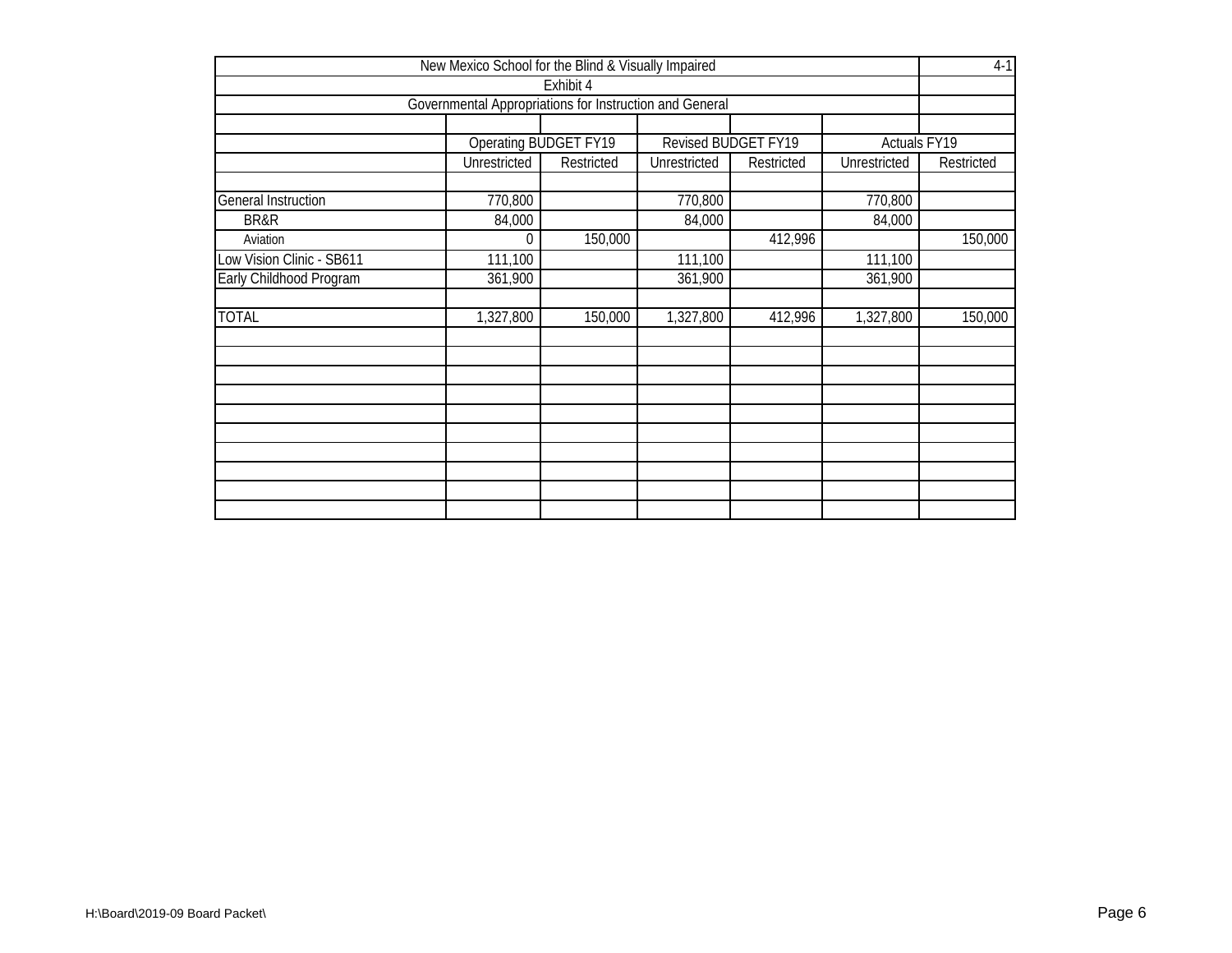New Mexico School for the Blind & Visually Impaired

4-1

Exhibit 4

Governmental Appropriations for Instruction and General

| | Operating BUDGET FY19 | | Revised BUDGET FY19 | | Actuals FY19 | |
|---|---|---|---|---|---|---|
| | Unrestricted | Restricted | Unrestricted | Restricted | Unrestricted | Restricted |
| General Instruction | 770,800 | | 770,800 | | 770,800 | |
| BR&R | 84,000 | | 84,000 | | 84,000 | |
| Aviation | 0 | 150,000 | | 412,996 | | 150,000 |
| Low Vision Clinic - SB611 | 111,100 | | 111,100 | | 111,100 | |
| Early Childhood Program | 361,900 | | 361,900 | | 361,900 | |
| TOTAL | 1,327,800 | 150,000 | 1,327,800 | 412,996 | 1,327,800 | 150,000 |

H:\Board\2019-09 Board Packet\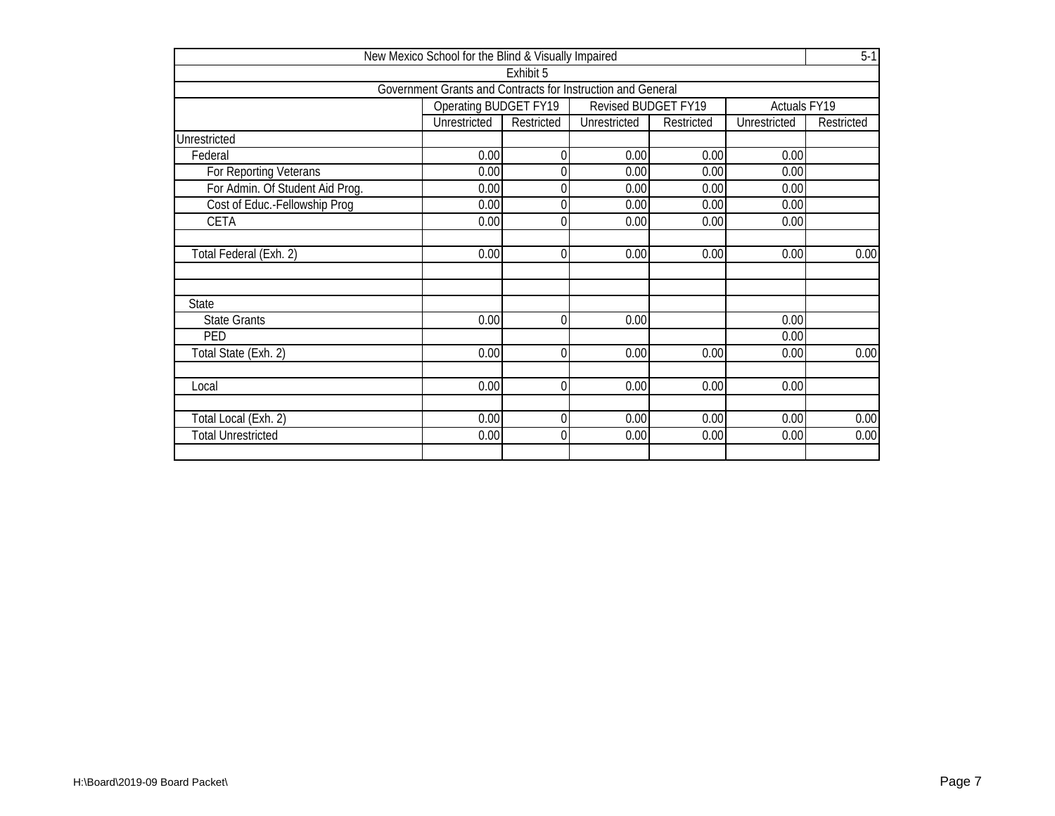| New Mexico School for the Blind & Visually Impaired | | | | | | 5-1 |
|---|---|---|---|---|---|---|
| Exhibit 5 | | | | | | |
| Government Grants and Contracts for Instruction and General | | | | | | |
| | Operating BUDGET FY19 | | Revised BUDGET FY19 | | Actuals FY19 | |
| | Unrestricted | Restricted | Unrestricted | Restricted | Unrestricted | Restricted |
| Unrestricted | | | | | | |
| Federal | 0.00 | 0 | 0.00 | 0.00 | 0.00 | |
| For Reporting Veterans | 0.00 | 0 | 0.00 | 0.00 | 0.00 | |
| For Admin. Of Student Aid Prog. | 0.00 | 0 | 0.00 | 0.00 | 0.00 | |
| Cost of Educ.-Fellowship Prog | 0.00 | 0 | 0.00 | 0.00 | 0.00 | |
| CETA | 0.00 | 0 | 0.00 | 0.00 | 0.00 | |
| | | | | | | |
| Total Federal (Exh. 2) | 0.00 | 0 | 0.00 | 0.00 | 0.00 | 0.00 |
| | | | | | | |
| | | | | | | |
| State | | | | | | |
| State Grants | 0.00 | 0 | 0.00 | | 0.00 | |
| PED | | | | | 0.00 | |
| Total State (Exh. 2) | 0.00 | 0 | 0.00 | 0.00 | 0.00 | 0.00 |
| | | | | | | |
| Local | 0.00 | 0 | 0.00 | 0.00 | 0.00 | |
| | | | | | | |
| Total Local (Exh. 2) | 0.00 | 0 | 0.00 | 0.00 | 0.00 | 0.00 |
| Total Unrestricted | 0.00 | 0 | 0.00 | 0.00 | 0.00 | 0.00 |
| | | | | | | |

H:\Board\2019-09 Board Packet\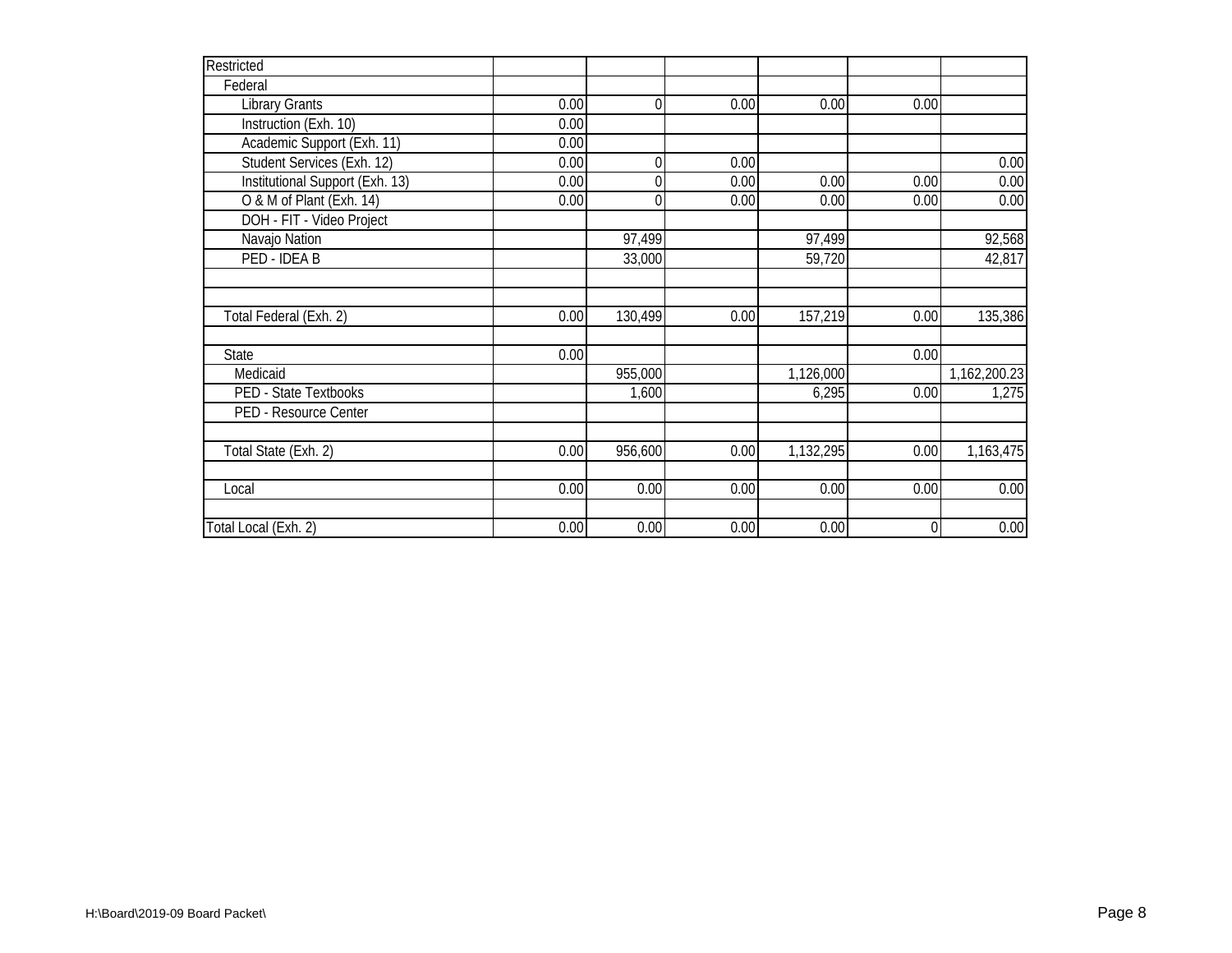| Restricted | | | | | | |
|---|---|---|---|---|---|---|
| Federal | | | | | | |
| Library Grants | 0.00 | 0 | 0.00 | 0.00 | 0.00 | |
| Instruction (Exh. 10) | 0.00 | | | | | |
| Academic Support (Exh. 11) | 0.00 | | | | | |
| Student Services (Exh. 12) | 0.00 | 0 | 0.00 | | | 0.00 |
| Institutional Support (Exh. 13) | 0.00 | 0 | 0.00 | 0.00 | 0.00 | 0.00 |
| O & M of Plant (Exh. 14) | 0.00 | 0 | 0.00 | 0.00 | 0.00 | 0.00 |
| DOH - FIT - Video Project | | | | | | |
| Navajo Nation | | 97,499 | | 97,499 | | 92,568 |
| PED - IDEA B | | 33,000 | | 59,720 | | 42,817 |
| | | | | | | |
| | | | | | | |
| Total Federal (Exh. 2) | 0.00 | 130,499 | 0.00 | 157,219 | 0.00 | 135,386 |
| | | | | | | |
| State | 0.00 | | | | 0.00 | |
| Medicaid | | 955,000 | | 1,126,000 | | 1,162,200.23 |
| PED - State Textbooks | | 1,600 | | 6,295 | 0.00 | 1,275 |
| PED - Resource Center | | | | | | |
| | | | | | | |
| Total State (Exh. 2) | 0.00 | 956,600 | 0.00 | 1,132,295 | 0.00 | 1,163,475 |
| | | | | | | |
| Local | 0.00 | 0.00 | 0.00 | 0.00 | 0.00 | 0.00 |
| | | | | | | |
| Total Local (Exh. 2) | 0.00 | 0.00 | 0.00 | 0.00 | 0 | 0.00 |

H:\Board\2019-09 Board Packet\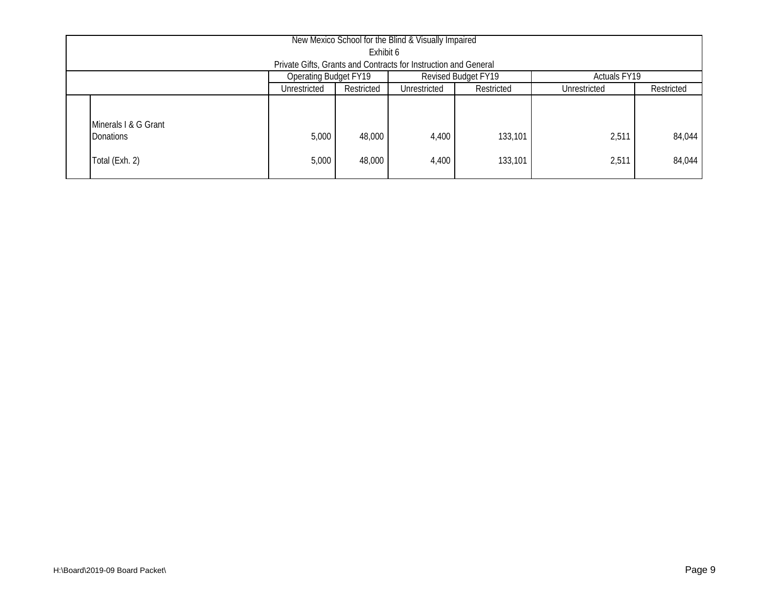New Mexico School for the Blind & Visually Impaired

Exhibit 6

Private Gifts, Grants and Contracts for Instruction and General

| | Operating Budget FY19 | | Revised Budget FY19 | | Actuals FY19 | |
|---|---|---|---|---|---|---|
| | Unrestricted | Restricted | Unrestricted | Restricted | Unrestricted | Restricted |
| Minerals I & G Grant | | | | | | |
| Donations | 5,000 | 48,000 | 4,400 | 133,101 | 2,511 | 84,044 |
| Total (Exh. 2) | 5,000 | 48,000 | 4,400 | 133,101 | 2,511 | 84,044 |

H:\Board\2019-09 Board Packet\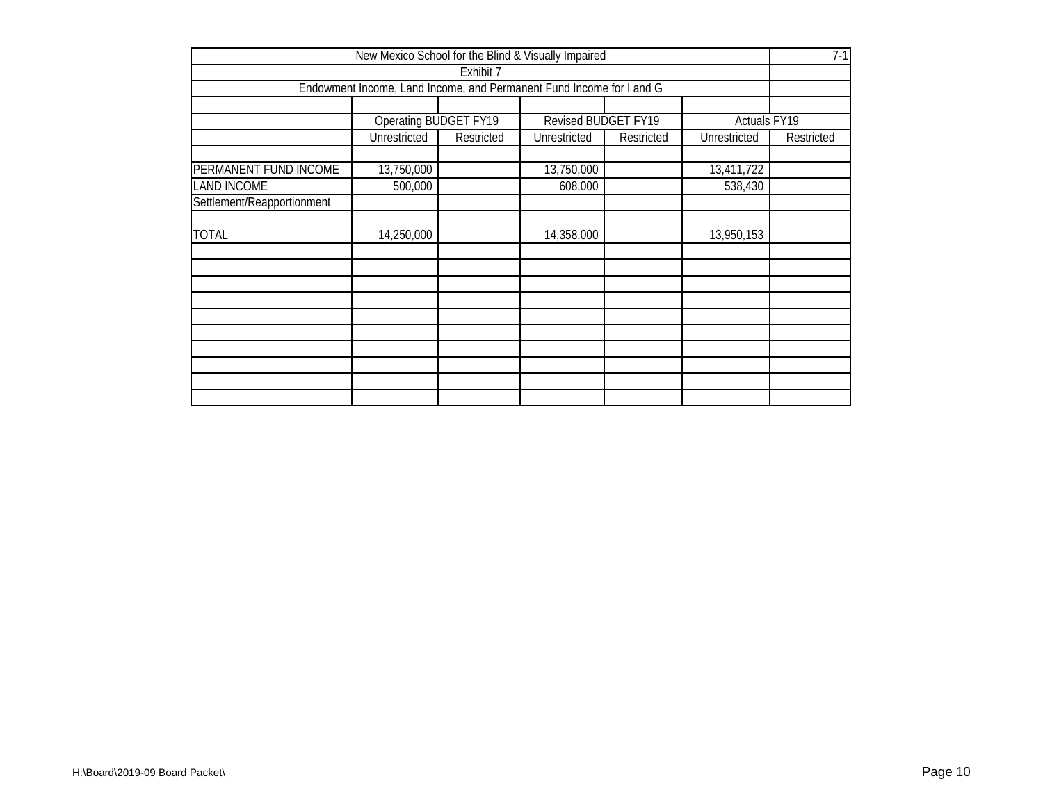New Mexico School for the Blind & Visually Impaired

7-1

Exhibit 7

Endowment Income, Land Income, and Permanent Fund Income for I and G

| | Operating BUDGET FY19 | | Revised BUDGET FY19 | | Actuals FY19 | |
|---|---|---|---|---|---|---|
| | Unrestricted | Restricted | Unrestricted | Restricted | Unrestricted | Restricted |
| | | | | | | |
| PERMANENT FUND INCOME | 13,750,000 | | 13,750,000 | | 13,411,722 | |
| LAND INCOME | 500,000 | | 608,000 | | 538,430 | |
| Settlement/Reapportionment | | | | | | |
| | | | | | | |
| TOTAL | 14,250,000 | | 14,358,000 | | 13,950,153 | |

H:\Board\2019-09 Board Packet\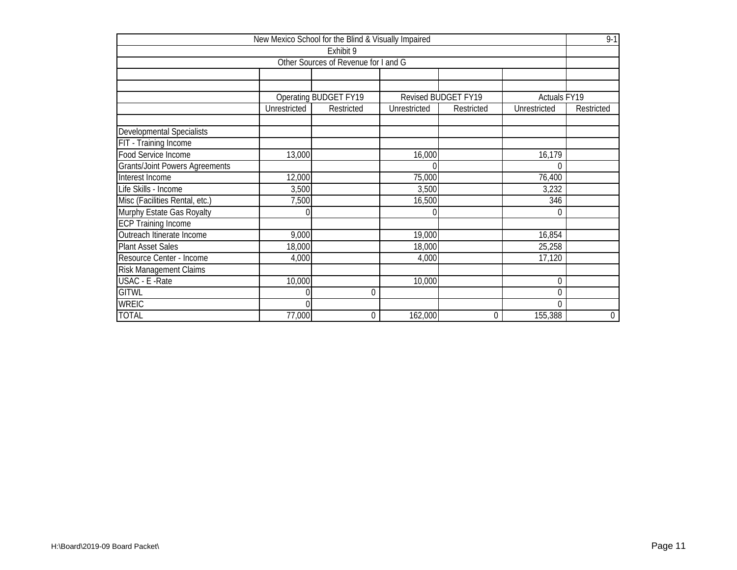New Mexico School for the Blind & Visually Impaired

9-1

Exhibit 9

Other Sources of Revenue for I and G

| | Operating BUDGET FY19 | | Revised BUDGET FY19 | | Actuals FY19 | |
|---|---|---|---|---|---|---|
| | Unrestricted | Restricted | Unrestricted | Restricted | Unrestricted | Restricted |
| Developmental Specialists | | | | | | |
| FIT - Training Income | | | | | | |
| Food Service Income | 13,000 | | 16,000 | | 16,179 | |
| Grants/Joint Powers Agreements | | | 0 | | 0 | |
| Interest Income | 12,000 | | 75,000 | | 76,400 | |
| Life Skills - Income | 3,500 | | 3,500 | | 3,232 | |
| Misc (Facilities Rental, etc.) | 7,500 | | 16,500 | | 346 | |
| Murphy Estate Gas Royalty | 0 | | 0 | | 0 | |
| ECP Training Income | | | | | | |
| Outreach Itinerate Income | 9,000 | | 19,000 | | 16,854 | |
| Plant Asset Sales | 18,000 | | 18,000 | | 25,258 | |
| Resource Center - Income | 4,000 | | 4,000 | | 17,120 | |
| Risk Management Claims | | | | | | |
| USAC - E -Rate | 10,000 | | 10,000 | | 0 | |
| GITWL | 0 | 0 | | | 0 | |
| WREIC | 0 | | | | 0 | |
| TOTAL | 77,000 | 0 | 162,000 | 0 | 155,388 | 0 |

H:\Board\2019-09 Board Packet\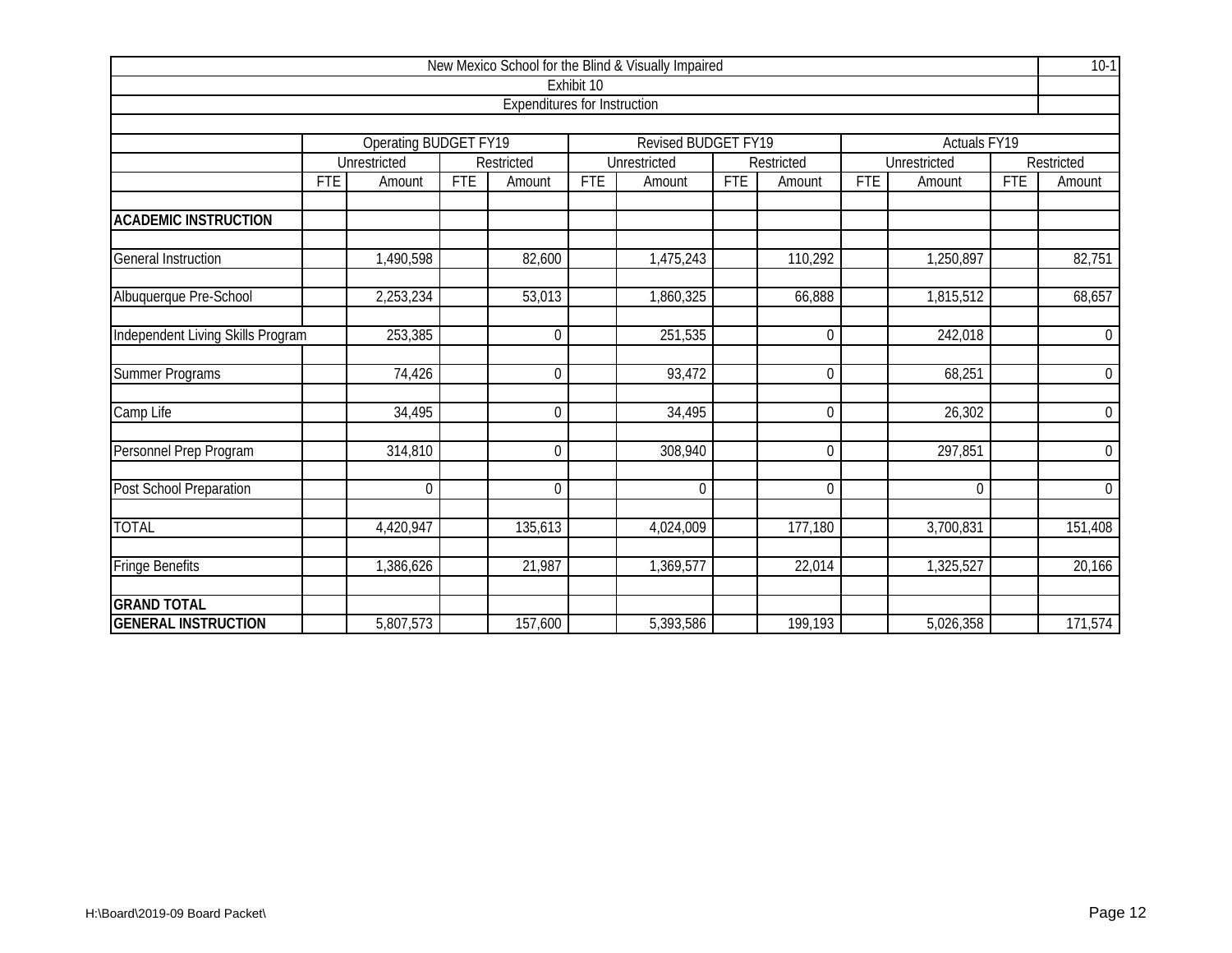New Mexico School for the Blind & Visually Impaired

10-1

Exhibit 10

Expenditures for Instruction

| | Operating BUDGET FY19 | | | | Revised BUDGET FY19 | | | | Actuals FY19 | | | |
|---|---|---|---|---|---|---|---|---|---|---|---|---|
| | Unrestricted | | Restricted | | Unrestricted | | Restricted | | Unrestricted | | Restricted | |
| | FTE | Amount | FTE | Amount | FTE | Amount | FTE | Amount | FTE | Amount | FTE | Amount |
| **ACADEMIC INSTRUCTION** | | | | | | | | | | | | |
| General Instruction | | 1,490,598 | | 82,600 | | 1,475,243 | | 110,292 | | 1,250,897 | | 82,751 |
| Albuquerque Pre-School | | 2,253,234 | | 53,013 | | 1,860,325 | | 66,888 | | 1,815,512 | | 68,657 |
| Independent Living Skills Program | | 253,385 | | 0 | | 251,535 | | 0 | | 242,018 | | 0 |
| Summer Programs | | 74,426 | | 0 | | 93,472 | | 0 | | 68,251 | | 0 |
| Camp Life | | 34,495 | | 0 | | 34,495 | | 0 | | 26,302 | | 0 |
| Personnel Prep Program | | 314,810 | | 0 | | 308,940 | | 0 | | 297,851 | | 0 |
| Post School Preparation | | 0 | | 0 | | 0 | | 0 | | 0 | | 0 |
| TOTAL | | 4,420,947 | | 135,613 | | 4,024,009 | | 177,180 | | 3,700,831 | | 151,408 |
| Fringe Benefits | | 1,386,626 | | 21,987 | | 1,369,577 | | 22,014 | | 1,325,527 | | 20,166 |
| **GRAND TOTAL GENERAL INSTRUCTION** | | 5,807,573 | | 157,600 | | 5,393,586 | | 199,193 | | 5,026,358 | | 171,574 |

H:\Board\2019-09 Board Packet\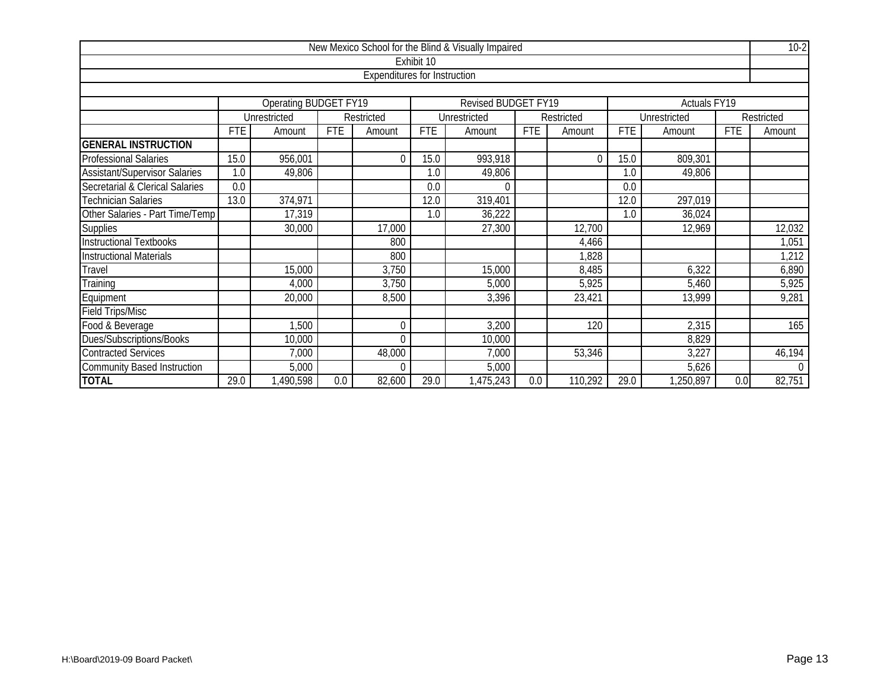New Mexico School for the Blind & Visually Impaired

Exhibit 10

Expenditures for Instruction

| | Operating BUDGET FY19 | | | | Revised BUDGET FY19 | | | | Actuals FY19 | | | |
|---|---|---|---|---|---|---|---|---|---|---|---|---|
| | Unrestricted | | Restricted | | Unrestricted | | Restricted | | Unrestricted | | Restricted | |
| | FTE | Amount | FTE | Amount | FTE | Amount | FTE | Amount | FTE | Amount | FTE | Amount |
| **GENERAL INSTRUCTION** | | | | | | | | | | | | |
| Professional Salaries | 15.0 | 956,001 | | 0 | 15.0 | 993,918 | | 0 | 15.0 | 809,301 | | |
| Assistant/Supervisor Salaries | 1.0 | 49,806 | | | 1.0 | 49,806 | | | 1.0 | 49,806 | | |
| Secretarial & Clerical Salaries | 0.0 | | | | 0.0 | 0 | | | 0.0 | | | |
| Technician Salaries | 13.0 | 374,971 | | | 12.0 | 319,401 | | | 12.0 | 297,019 | | |
| Other Salaries - Part Time/Temp | | 17,319 | | | 1.0 | 36,222 | | | 1.0 | 36,024 | | |
| Supplies | | 30,000 | | 17,000 | | 27,300 | | 12,700 | | 12,969 | | 12,032 |
| Instructional Textbooks | | | | 800 | | | | 4,466 | | | | 1,051 |
| Instructional Materials | | | | 800 | | | | 1,828 | | | | 1,212 |
| Travel | | 15,000 | | 3,750 | | 15,000 | | 8,485 | | 6,322 | | 6,890 |
| Training | | 4,000 | | 3,750 | | 5,000 | | 5,925 | | 5,460 | | 5,925 |
| Equipment | | 20,000 | | 8,500 | | 3,396 | | 23,421 | | 13,999 | | 9,281 |
| Field Trips/Misc | | | | | | | | | | | | |
| Food & Beverage | | 1,500 | | 0 | | 3,200 | | 120 | | 2,315 | | 165 |
| Dues/Subscriptions/Books | | 10,000 | | 0 | | 10,000 | | | | 8,829 | | |
| Contracted Services | | 7,000 | | 48,000 | | 7,000 | | 53,346 | | 3,227 | | 46,194 |
| Community Based Instruction | | 5,000 | | 0 | | 5,000 | | | | 5,626 | | 0 |
| **TOTAL** | 29.0 | 1,490,598 | 0.0 | 82,600 | 29.0 | 1,475,243 | 0.0 | 110,292 | 29.0 | 1,250,897 | 0.0 | 82,751 |

H:\Board\2019-09 Board Packet\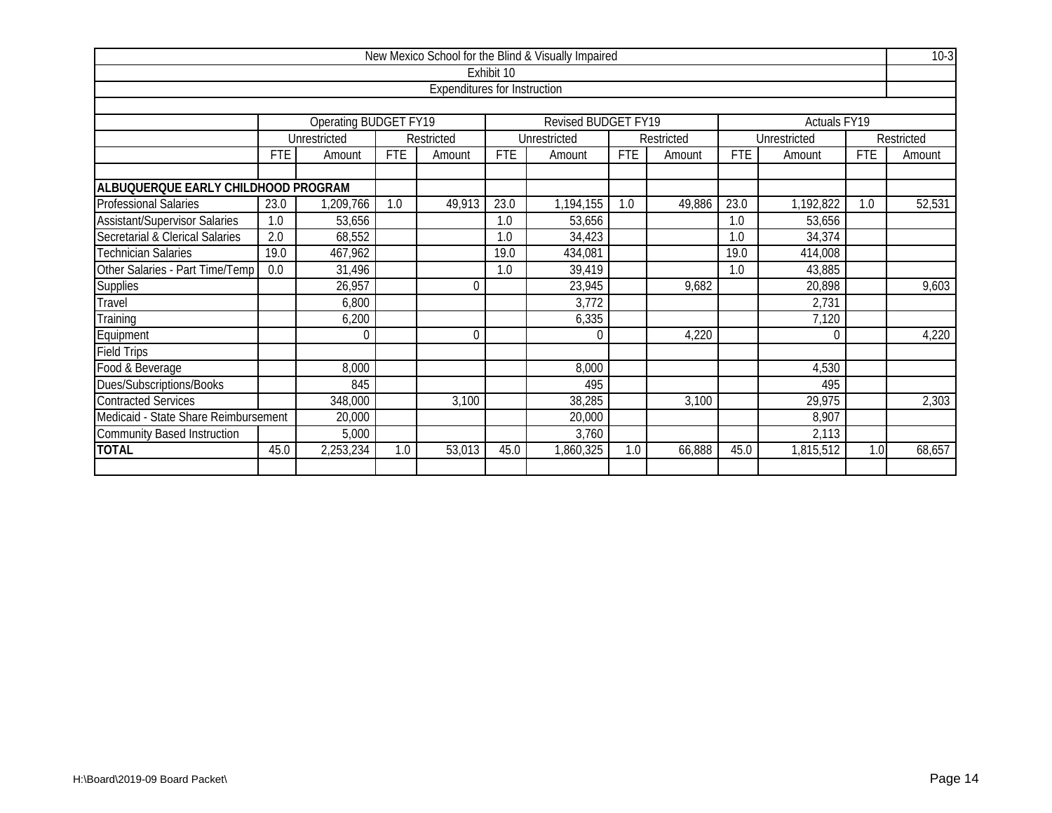| New Mexico School for the Blind & Visually Impaired | | | | | | | | | | | | |
|---|---|---|---|---|---|---|---|---|---|---|---|---|
| Exhibit 10 | | | | | | | | | | | | |
| Expenditures for Instruction | | | | | | | | | | | | |
| | Operating BUDGET FY19 | | | | Revised BUDGET FY19 | | | | Actuals FY19 | | | |
| | Unrestricted | | Restricted | | Unrestricted | | Restricted | | Unrestricted | | Restricted | |
| | FTE | Amount | FTE | Amount | FTE | Amount | FTE | Amount | FTE | Amount | FTE | Amount |
| **ALBUQUERQUE EARLY CHILDHOOD PROGRAM** | | | | | | | | | | | | |
| Professional Salaries | 23.0 | 1,209,766 | 1.0 | 49,913 | 23.0 | 1,194,155 | 1.0 | 49,886 | 23.0 | 1,192,822 | 1.0 | 52,531 |
| Assistant/Supervisor Salaries | 1.0 | 53,656 | | | 1.0 | 53,656 | | | 1.0 | 53,656 | | |
| Secretarial & Clerical Salaries | 2.0 | 68,552 | | | 1.0 | 34,423 | | | 1.0 | 34,374 | | |
| Technician Salaries | 19.0 | 467,962 | | | 19.0 | 434,081 | | | 19.0 | 414,008 | | |
| Other Salaries - Part Time/Temp | 0.0 | 31,496 | | | 1.0 | 39,419 | | | 1.0 | 43,885 | | |
| Supplies | | 26,957 | | 0 | | 23,945 | | 9,682 | | 20,898 | | 9,603 |
| Travel | | 6,800 | | | | 3,772 | | | | 2,731 | | |
| Training | | 6,200 | | | | 6,335 | | | | 7,120 | | |
| Equipment | | 0 | | 0 | | 0 | | 4,220 | | 0 | | 4,220 |
| Field Trips | | | | | | | | | | | | |
| Food & Beverage | | 8,000 | | | | 8,000 | | | | 4,530 | | |
| Dues/Subscriptions/Books | | 845 | | | | 495 | | | | 495 | | |
| Contracted Services | | 348,000 | | 3,100 | | 38,285 | | 3,100 | | 29,975 | | 2,303 |
| Medicaid - State Share Reimbursement | | 20,000 | | | | 20,000 | | | | 8,907 | | |
| Community Based Instruction | | 5,000 | | | | 3,760 | | | | 2,113 | | |
| **TOTAL** | 45.0 | 2,253,234 | 1.0 | 53,013 | 45.0 | 1,860,325 | 1.0 | 66,888 | 45.0 | 1,815,512 | 1.0 | 68,657 |

H:\Board\2019-09 Board Packet\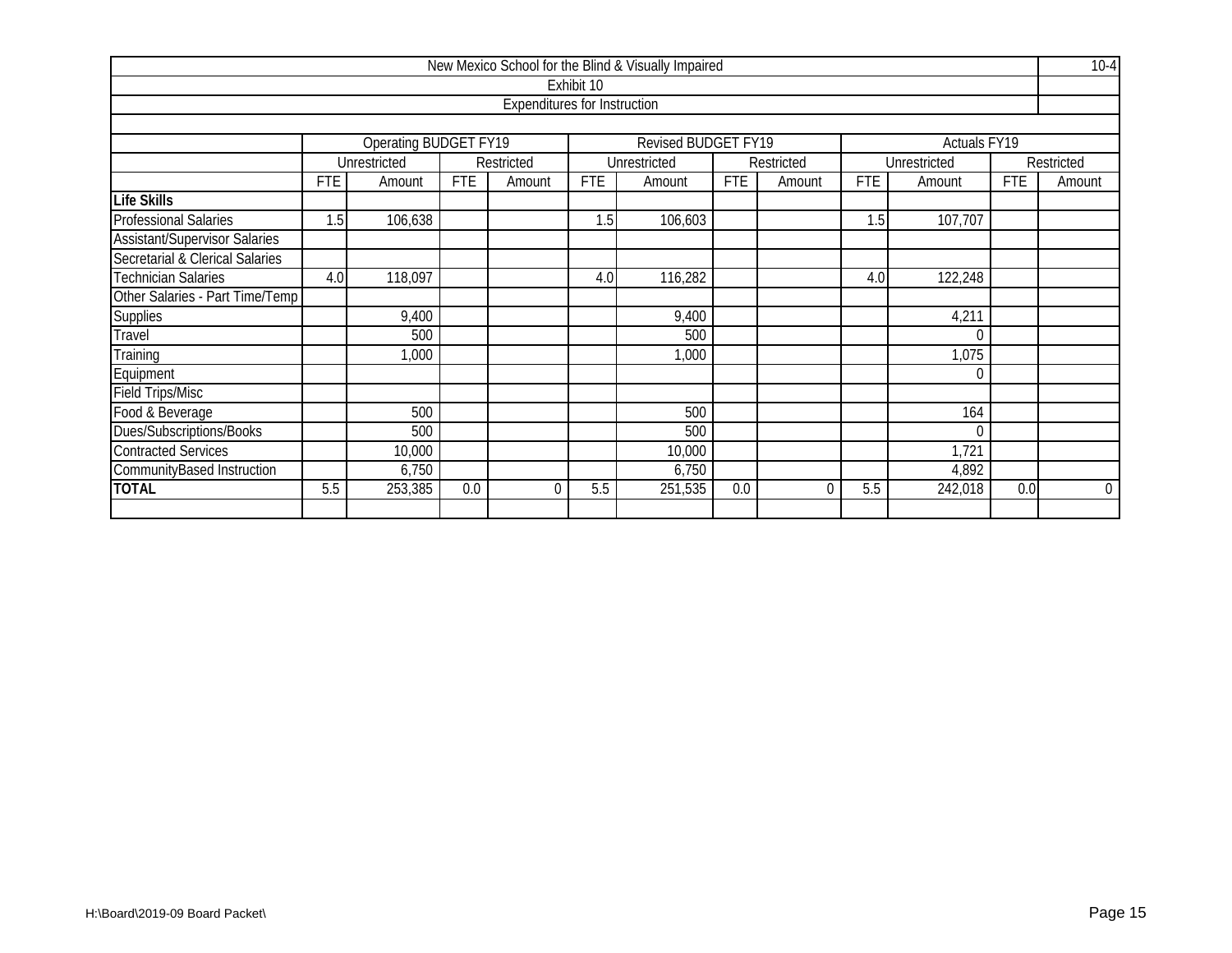# New Mexico School for the Blind & Visually Impaired

10-4

## Exhibit 10

### Expenditures for Instruction

| | Operating BUDGET FY19 | | | | Revised BUDGET FY19 | | | | Actuals FY19 | | | |
|---|---|---|---|---|---|---|---|---|---|---|---|---|
| | Unrestricted | | Restricted | | Unrestricted | | Restricted | | Unrestricted | | Restricted | |
| | FTE | Amount | FTE | Amount | FTE | Amount | FTE | Amount | FTE | Amount | FTE | Amount |
| **Life Skills** | | | | | | | | | | | | |
| Professional Salaries | 1.5 | 106,638 | | | 1.5 | 106,603 | | | 1.5 | 107,707 | | |
| Assistant/Supervisor Salaries | | | | | | | | | | | | |
| Secretarial & Clerical Salaries | | | | | | | | | | | | |
| Technician Salaries | 4.0 | 118,097 | | | 4.0 | 116,282 | | | 4.0 | 122,248 | | |
| Other Salaries - Part Time/Temp | | | | | | | | | | | | |
| Supplies | | 9,400 | | | | 9,400 | | | | 4,211 | | |
| Travel | | 500 | | | | 500 | | | | 0 | | |
| Training | | 1,000 | | | | 1,000 | | | | 1,075 | | |
| Equipment | | | | | | | | | | 0 | | |
| Field Trips/Misc | | | | | | | | | | | | |
| Food & Beverage | | 500 | | | | 500 | | | | 164 | | |
| Dues/Subscriptions/Books | | 500 | | | | 500 | | | | 0 | | |
| Contracted Services | | 10,000 | | | | 10,000 | | | | 1,721 | | |
| CommunityBased Instruction | | 6,750 | | | | 6,750 | | | | 4,892 | | |
| **TOTAL** | 5.5 | 253,385 | 0.0 | 0 | 5.5 | 251,535 | 0.0 | 0 | 5.5 | 242,018 | 0.0 | 0 |

H:\Board\2019-09 Board Packet\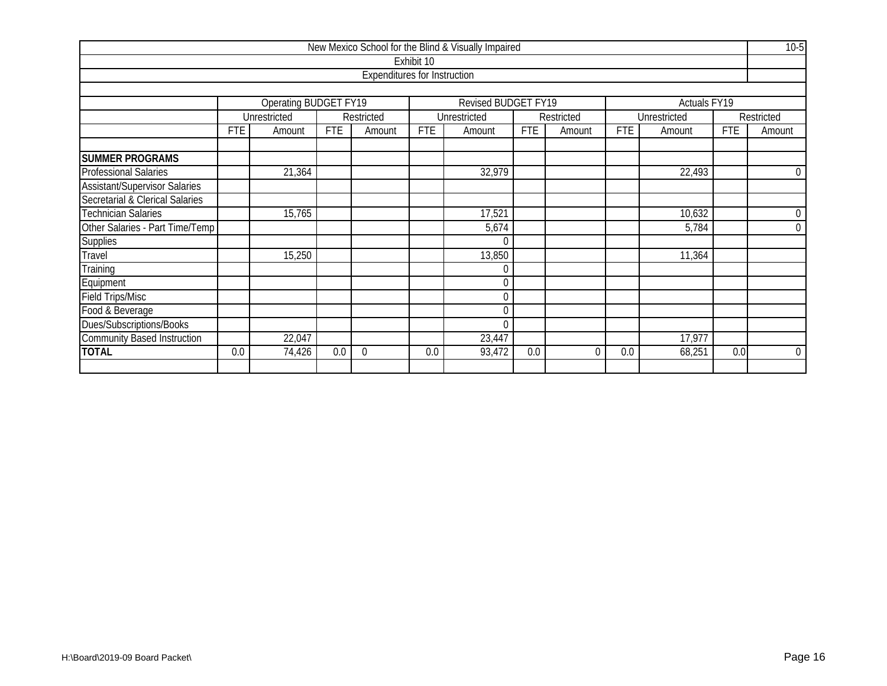| New Mexico School for the Blind & Visually Impaired | | | | | | | | | | | | | 10-5 |
|---|---|---|---|---|---|---|---|---|---|---|---|---|---|
| Exhibit 10 | | | | | | | | | | | | | |
| Expenditures for Instruction | | | | | | | | | | | | | |
| | Operating BUDGET FY19 | | | | Revised BUDGET FY19 | | | | Actuals FY19 | | | | |
| | Unrestricted | | Restricted | | Unrestricted | | Restricted | | Unrestricted | | Restricted | | |
| | FTE | Amount | FTE | Amount | FTE | Amount | FTE | Amount | FTE | Amount | FTE | Amount | |
| **SUMMER PROGRAMS** | | | | | | | | | | | | | |
| Professional Salaries | | 21,364 | | | | 32,979 | | | | 22,493 | | 0 | |
| Assistant/Supervisor Salaries | | | | | | | | | | | | | |
| Secretarial & Clerical Salaries | | | | | | | | | | | | | |
| Technician Salaries | | 15,765 | | | | 17,521 | | | | 10,632 | | 0 | |
| Other Salaries - Part Time/Temp | | | | | | 5,674 | | | | 5,784 | | 0 | |
| Supplies | | | | | | 0 | | | | | | | |
| Travel | | 15,250 | | | | 13,850 | | | | 11,364 | | | |
| Training | | | | | | 0 | | | | | | | |
| Equipment | | | | | | 0 | | | | | | | |
| Field Trips/Misc | | | | | | 0 | | | | | | | |
| Food & Beverage | | | | | | 0 | | | | | | | |
| Dues/Subscriptions/Books | | | | | | 0 | | | | | | | |
| Community Based Instruction | | 22,047 | | | | 23,447 | | | | 17,977 | | | |
| **TOTAL** | 0.0 | 74,426 | 0.0 | 0 | 0.0 | 93,472 | 0.0 | 0 | 0.0 | 68,251 | 0.0 | 0 | |

H:\Board\2019-09 Board Packet\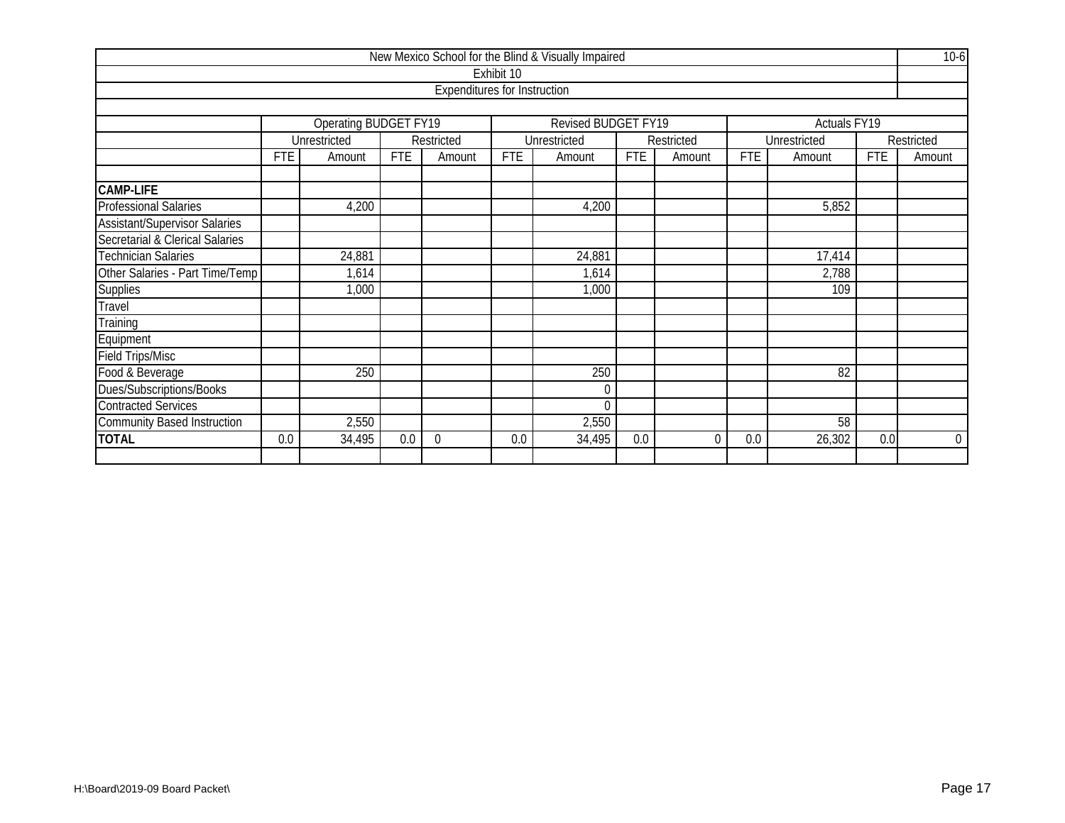| New Mexico School for the Blind & Visually Impaired | | | | | | | | | | | | | 10-6 |
|---|---|---|---|---|---|---|---|---|---|---|---|---|---|
| Exhibit 10 | | | | | | | | | | | | | |
| Expenditures for Instruction | | | | | | | | | | | | | |
| | | | | | | | | | | | | | |
| | Operating BUDGET FY19 | | | | Revised BUDGET FY19 | | | | Actuals FY19 | | | | |
| | Unrestricted | | Restricted | | Unrestricted | | Restricted | | Unrestricted | | Restricted | | |
| | FTE | Amount | FTE | Amount | FTE | Amount | FTE | Amount | FTE | Amount | FTE | Amount | |
| | | | | | | | | | | | | | |
| **CAMP-LIFE** | | | | | | | | | | | | | |
| Professional Salaries | | 4,200 | | | | 4,200 | | | | 5,852 | | | |
| Assistant/Supervisor Salaries | | | | | | | | | | | | | |
| Secretarial & Clerical Salaries | | | | | | | | | | | | | |
| Technician Salaries | | 24,881 | | | | 24,881 | | | | 17,414 | | | |
| Other Salaries - Part Time/Temp | | 1,614 | | | | 1,614 | | | | 2,788 | | | |
| Supplies | | 1,000 | | | | 1,000 | | | | 109 | | | |
| Travel | | | | | | | | | | | | | |
| Training | | | | | | | | | | | | | |
| Equipment | | | | | | | | | | | | | |
| Field Trips/Misc | | | | | | | | | | | | | |
| Food & Beverage | | 250 | | | | 250 | | | | 82 | | | |
| Dues/Subscriptions/Books | | | | | | 0 | | | | | | | |
| Contracted Services | | | | | | 0 | | | | | | | |
| Community Based Instruction | | 2,550 | | | | 2,550 | | | | 58 | | | |
| **TOTAL** | 0.0 | 34,495 | 0.0 | 0 | 0.0 | 34,495 | 0.0 | 0 | 0.0 | 26,302 | 0.0 | 0 | |
| | | | | | | | | | | | | | |

H:\Board\2019-09 Board Packet\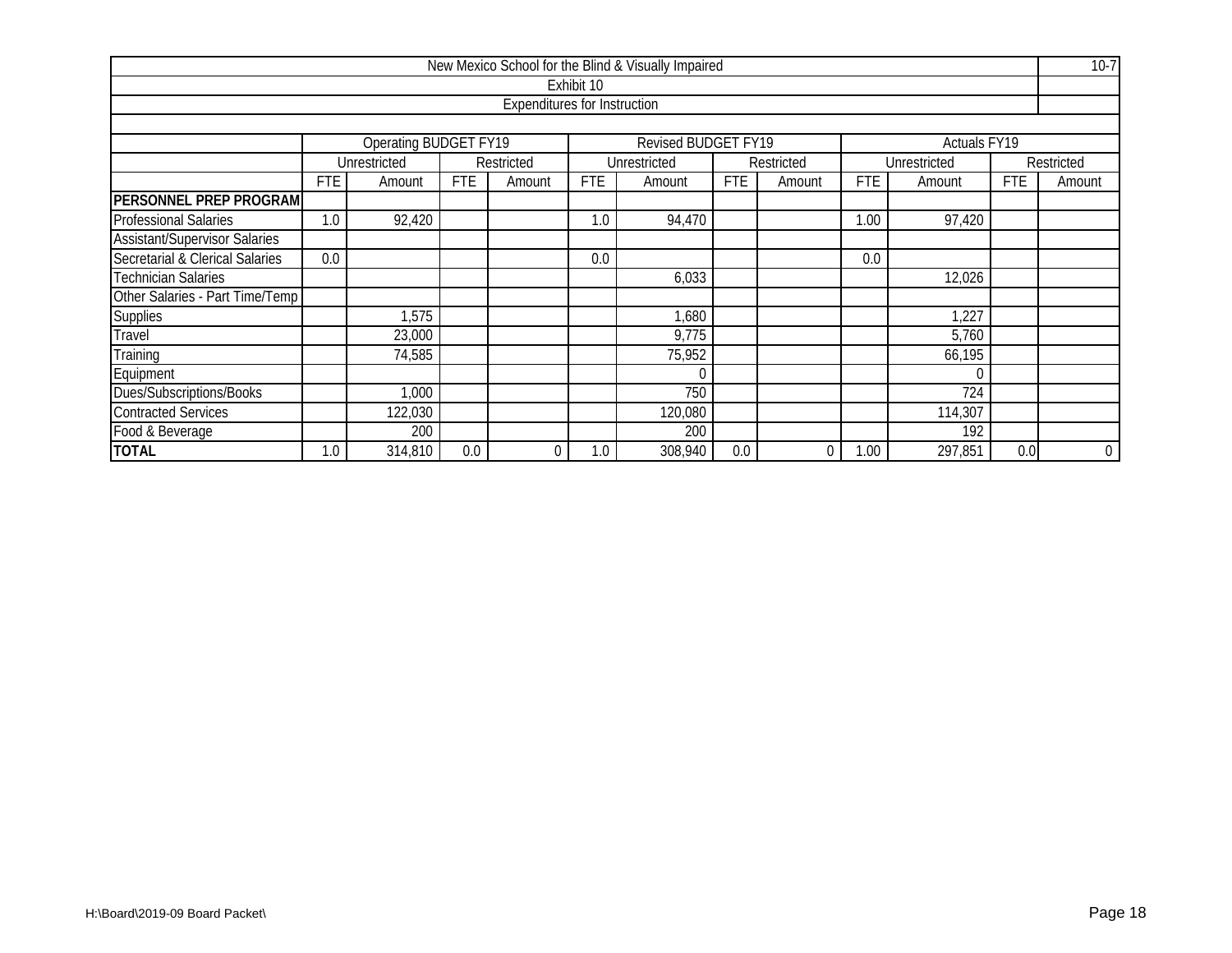New Mexico School for the Blind & Visually Impaired

Exhibit 10

Expenditures for Instruction

| | Operating BUDGET FY19 | | | | Revised BUDGET FY19 | | | | Actuals FY19 | | | |
|---|---|---|---|---|---|---|---|---|---|---|---|---|
| | Unrestricted | | Restricted | | Unrestricted | | Restricted | | Unrestricted | | Restricted | |
| | FTE | Amount | FTE | Amount | FTE | Amount | FTE | Amount | FTE | Amount | FTE | Amount |
| **PERSONNEL PREP PROGRAM** | | | | | | | | | | | | |
| Professional Salaries | 1.0 | 92,420 | | | 1.0 | 94,470 | | | 1.00 | 97,420 | | |
| Assistant/Supervisor Salaries | | | | | | | | | | | | |
| Secretarial & Clerical Salaries | 0.0 | | | | 0.0 | | | | 0.0 | | | |
| Technician Salaries | | | | | | 6,033 | | | | 12,026 | | |
| Other Salaries - Part Time/Temp | | | | | | | | | | | | |
| Supplies | | 1,575 | | | | 1,680 | | | | 1,227 | | |
| Travel | | 23,000 | | | | 9,775 | | | | 5,760 | | |
| Training | | 74,585 | | | | 75,952 | | | | 66,195 | | |
| Equipment | | | | | | 0 | | | | 0 | | |
| Dues/Subscriptions/Books | | 1,000 | | | | 750 | | | | 724 | | |
| Contracted Services | | 122,030 | | | | 120,080 | | | | 114,307 | | |
| Food & Beverage | | 200 | | | | 200 | | | | 192 | | |
| **TOTAL** | 1.0 | 314,810 | 0.0 | 0 | 1.0 | 308,940 | 0.0 | 0 | 1.00 | 297,851 | 0.0 | 0 |

H:\Board\2019-09 Board Packet\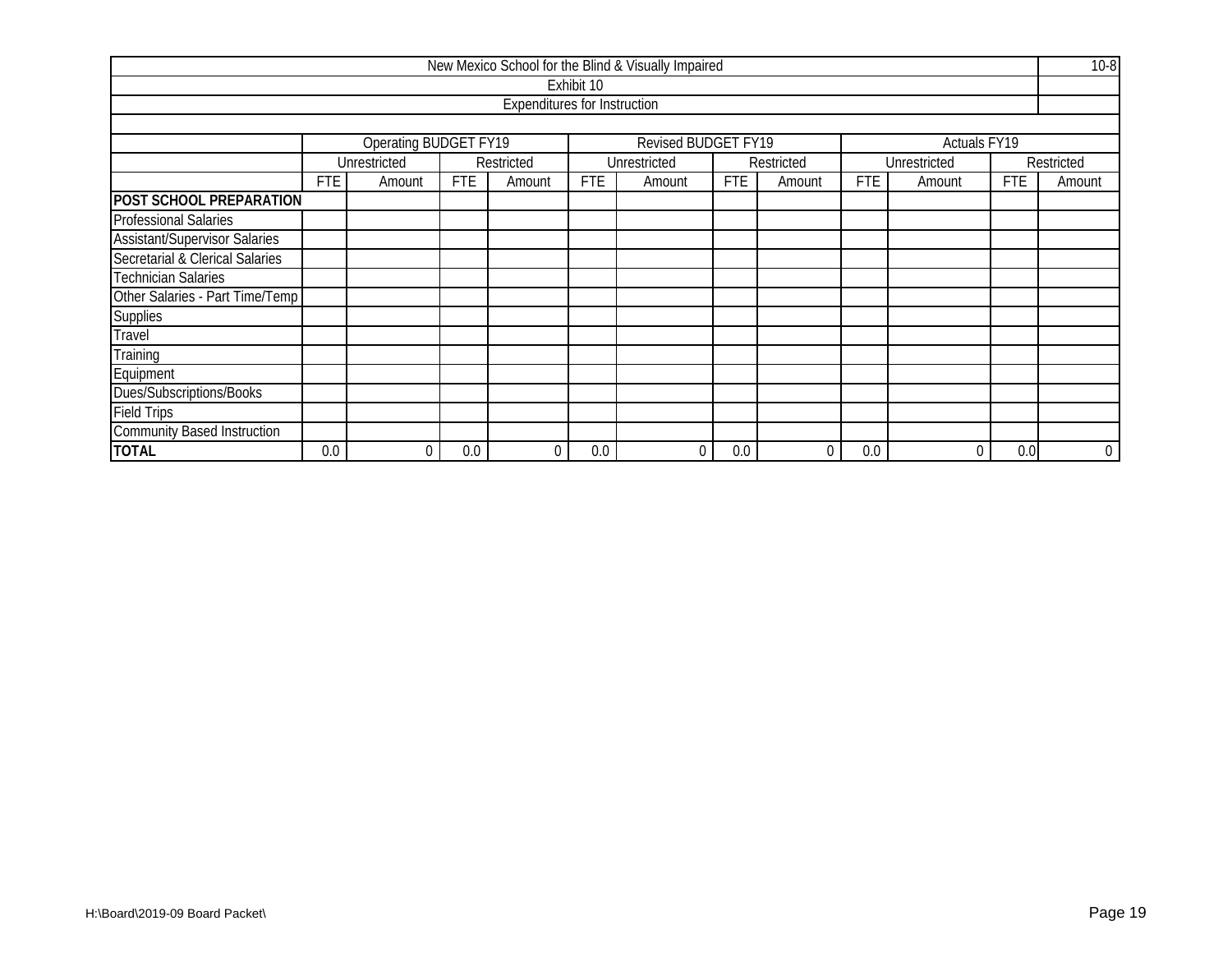| New Mexico School for the Blind & Visually Impaired | | | | | | | | | | | | | 10-8 |
|---|---|---|---|---|---|---|---|---|---|---|---|---|---|
| Exhibit 10 | | | | | | | | | | | | | |
| Expenditures for Instruction | | | | | | | | | | | | | |
| | Operating BUDGET FY19 | | | | Revised BUDGET FY19 | | | | Actuals FY19 | | | | |
| | Unrestricted | | Restricted | | Unrestricted | | Restricted | | Unrestricted | | Restricted | | |
| | FTE | Amount | FTE | Amount | FTE | Amount | FTE | Amount | FTE | Amount | FTE | Amount | |
| **POST SCHOOL PREPARATION** | | | | | | | | | | | | | |
| Professional Salaries | | | | | | | | | | | | | |
| Assistant/Supervisor Salaries | | | | | | | | | | | | | |
| Secretarial & Clerical Salaries | | | | | | | | | | | | | |
| Technician Salaries | | | | | | | | | | | | | |
| Other Salaries - Part Time/Temp | | | | | | | | | | | | | |
| Supplies | | | | | | | | | | | | | |
| Travel | | | | | | | | | | | | | |
| Training | | | | | | | | | | | | | |
| Equipment | | | | | | | | | | | | | |
| Dues/Subscriptions/Books | | | | | | | | | | | | | |
| Field Trips | | | | | | | | | | | | | |
| Community Based Instruction | | | | | | | | | | | | | |
| **TOTAL** | 0.0 | 0 | 0.0 | 0 | 0.0 | 0 | 0.0 | 0 | 0.0 | 0 | 0.0 | 0 | |

H:\Board\2019-09 Board Packet\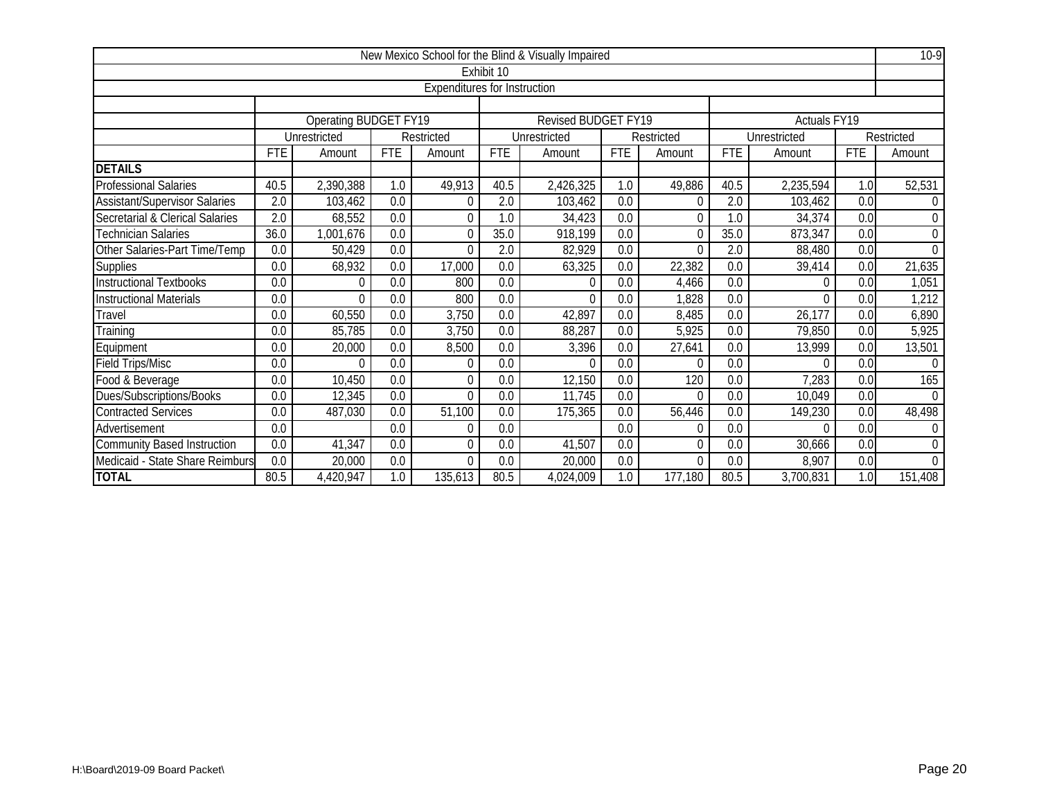# New Mexico School for the Blind & Visually Impaired

## Exhibit 10

### Expenditures for Instruction

| | Operating BUDGET FY19 | | | | Revised BUDGET FY19 | | | | Actuals FY19 | | | |
|---|---|---|---|---|---|---|---|---|---|---|---|---|
| | Unrestricted | | Restricted | | Unrestricted | | Restricted | | Unrestricted | | Restricted | |
| | FTE | Amount | FTE | Amount | FTE | Amount | FTE | Amount | FTE | Amount | FTE | Amount |
| **DETAILS** | | | | | | | | | | | | |
| Professional Salaries | 40.5 | 2,390,388 | 1.0 | 49,913 | 40.5 | 2,426,325 | 1.0 | 49,886 | 40.5 | 2,235,594 | 1.0 | 52,531 |
| Assistant/Supervisor Salaries | 2.0 | 103,462 | 0.0 | 0 | 2.0 | 103,462 | 0.0 | 0 | 2.0 | 103,462 | 0.0 | 0 |
| Secretarial & Clerical Salaries | 2.0 | 68,552 | 0.0 | 0 | 1.0 | 34,423 | 0.0 | 0 | 1.0 | 34,374 | 0.0 | 0 |
| Technician Salaries | 36.0 | 1,001,676 | 0.0 | 0 | 35.0 | 918,199 | 0.0 | 0 | 35.0 | 873,347 | 0.0 | 0 |
| Other Salaries-Part Time/Temp | 0.0 | 50,429 | 0.0 | 0 | 2.0 | 82,929 | 0.0 | 0 | 2.0 | 88,480 | 0.0 | 0 |
| Supplies | 0.0 | 68,932 | 0.0 | 17,000 | 0.0 | 63,325 | 0.0 | 22,382 | 0.0 | 39,414 | 0.0 | 21,635 |
| Instructional Textbooks | 0.0 | 0 | 0.0 | 800 | 0.0 | 0 | 0.0 | 4,466 | 0.0 | 0 | 0.0 | 1,051 |
| Instructional Materials | 0.0 | 0 | 0.0 | 800 | 0.0 | 0 | 0.0 | 1,828 | 0.0 | 0 | 0.0 | 1,212 |
| Travel | 0.0 | 60,550 | 0.0 | 3,750 | 0.0 | 42,897 | 0.0 | 8,485 | 0.0 | 26,177 | 0.0 | 6,890 |
| Training | 0.0 | 85,785 | 0.0 | 3,750 | 0.0 | 88,287 | 0.0 | 5,925 | 0.0 | 79,850 | 0.0 | 5,925 |
| Equipment | 0.0 | 20,000 | 0.0 | 8,500 | 0.0 | 3,396 | 0.0 | 27,641 | 0.0 | 13,999 | 0.0 | 13,501 |
| Field Trips/Misc | 0.0 | 0 | 0.0 | 0 | 0.0 | 0 | 0.0 | 0 | 0.0 | 0 | 0.0 | 0 |
| Food & Beverage | 0.0 | 10,450 | 0.0 | 0 | 0.0 | 12,150 | 0.0 | 120 | 0.0 | 7,283 | 0.0 | 165 |
| Dues/Subscriptions/Books | 0.0 | 12,345 | 0.0 | 0 | 0.0 | 11,745 | 0.0 | 0 | 0.0 | 10,049 | 0.0 | 0 |
| Contracted Services | 0.0 | 487,030 | 0.0 | 51,100 | 0.0 | 175,365 | 0.0 | 56,446 | 0.0 | 149,230 | 0.0 | 48,498 |
| Advertisement | 0.0 | | 0.0 | 0 | 0.0 | | 0.0 | 0 | 0.0 | 0 | 0.0 | 0 |
| Community Based Instruction | 0.0 | 41,347 | 0.0 | 0 | 0.0 | 41,507 | 0.0 | 0 | 0.0 | 30,666 | 0.0 | 0 |
| Medicaid - State Share Reimburs | 0.0 | 20,000 | 0.0 | 0 | 0.0 | 20,000 | 0.0 | 0 | 0.0 | 8,907 | 0.0 | 0 |
| **TOTAL** | 80.5 | 4,420,947 | 1.0 | 135,613 | 80.5 | 4,024,009 | 1.0 | 177,180 | 80.5 | 3,700,831 | 1.0 | 151,408 |

H:\Board\2019-09 Board Packet\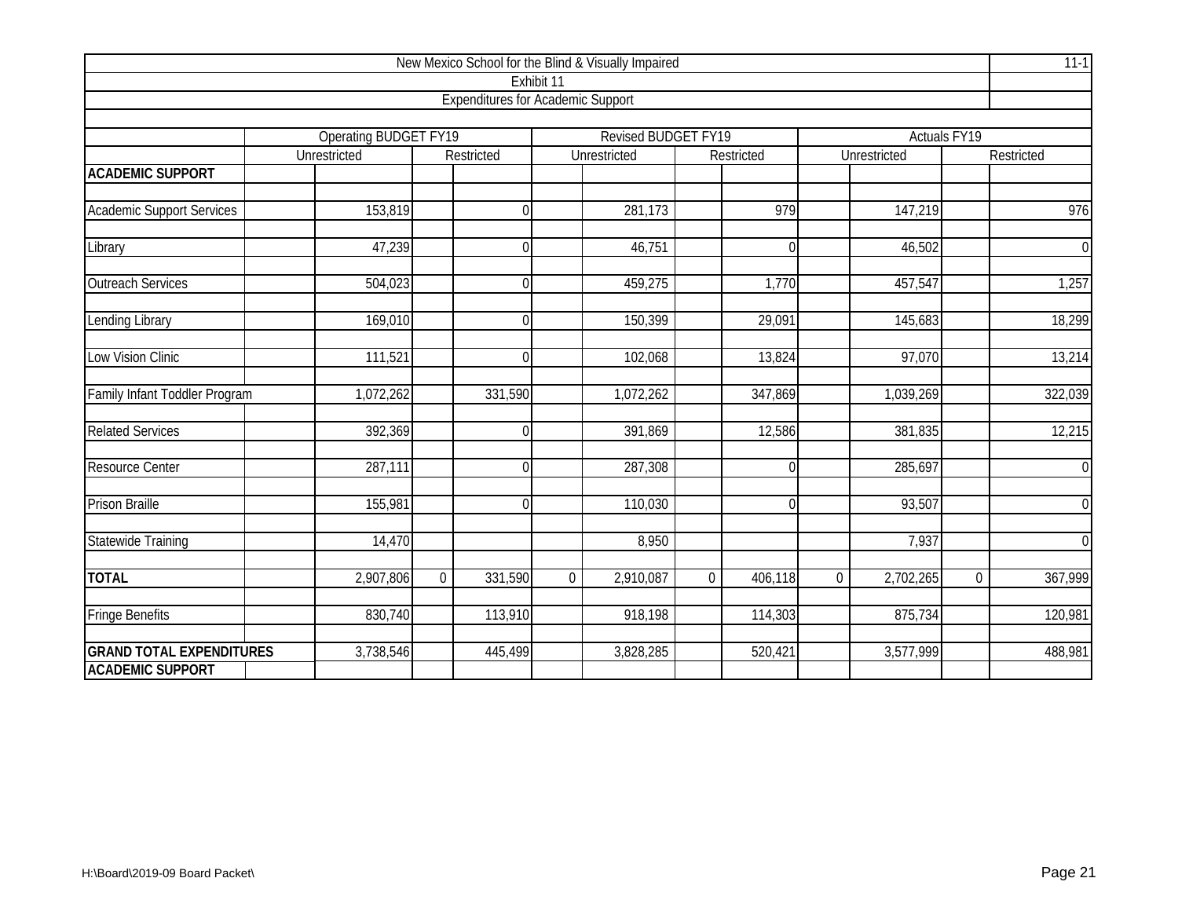New Mexico School for the Blind & Visually Impaired

Exhibit 11

Expenditures for Academic Support

11-1

| | Operating BUDGET FY19 | | | | Revised BUDGET FY19 | | | | Actuals FY19 | | | |
|---|---|---|---|---|---|---|---|---|---|---|---|---|
| | Unrestricted | | Restricted | | Unrestricted | | Restricted | | Unrestricted | | Restricted | |
| **ACADEMIC SUPPORT** | | | | | | | | | | | | |
| Academic Support Services | | 153,819 | | 0 | | 281,173 | | 979 | | 147,219 | | 976 |
| Library | | 47,239 | | 0 | | 46,751 | | 0 | | 46,502 | | 0 |
| Outreach Services | | 504,023 | | 0 | | 459,275 | | 1,770 | | 457,547 | | 1,257 |
| Lending Library | | 169,010 | | 0 | | 150,399 | | 29,091 | | 145,683 | | 18,299 |
| Low Vision Clinic | | 111,521 | | 0 | | 102,068 | | 13,824 | | 97,070 | | 13,214 |
| Family Infant Toddler Program | | 1,072,262 | | 331,590 | | 1,072,262 | | 347,869 | | 1,039,269 | | 322,039 |
| Related Services | | 392,369 | | 0 | | 391,869 | | 12,586 | | 381,835 | | 12,215 |
| Resource Center | | 287,111 | | 0 | | 287,308 | | 0 | | 285,697 | | 0 |
| Prison Braille | | 155,981 | | 0 | | 110,030 | | 0 | | 93,507 | | 0 |
| Statewide Training | | 14,470 | | | | 8,950 | | | | 7,937 | | 0 |
| **TOTAL** | | 2,907,806 | 0 | 331,590 | 0 | 2,910,087 | 0 | 406,118 | 0 | 2,702,265 | 0 | 367,999 |
| Fringe Benefits | | 830,740 | | 113,910 | | 918,198 | | 114,303 | | 875,734 | | 120,981 |
| **GRAND TOTAL EXPENDITURES ACADEMIC SUPPORT** | | 3,738,546 | | 445,499 | | 3,828,285 | | 520,421 | | 3,577,999 | | 488,981 |

H:\Board\2019-09 Board Packet\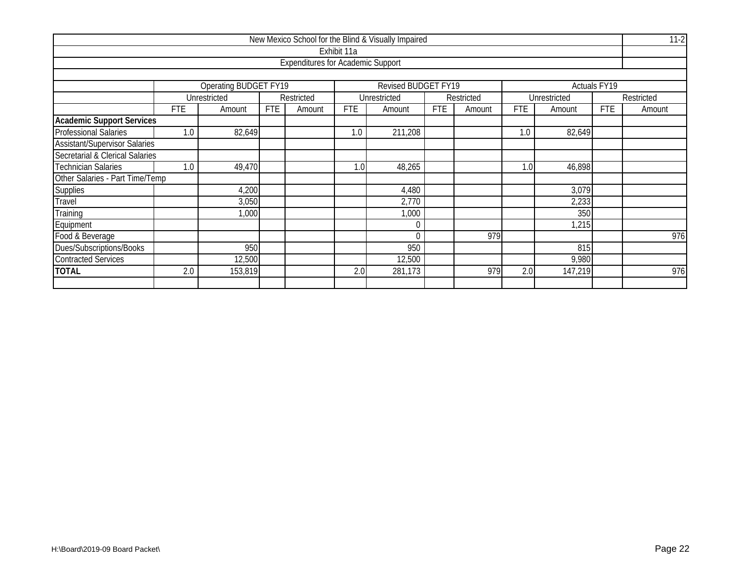| New Mexico School for the Blind & Visually Impaired | | | | | | | | | | | | 11-2 |
|---|---|---|---|---|---|---|---|---|---|---|---|---|
| Exhibit 11a | | | | | | | | | | | | |
| Expenditures for Academic Support | | | | | | | | | | | | |
| | Operating BUDGET FY19 | | | | Revised BUDGET FY19 | | | | Actuals FY19 | | | |
| | Unrestricted | | Restricted | | Unrestricted | | Restricted | | Unrestricted | | Restricted | |
| | FTE | Amount | FTE | Amount | FTE | Amount | FTE | Amount | FTE | Amount | FTE | Amount |
| **Academic Support Services** | | | | | | | | | | | | |
| Professional Salaries | 1.0 | 82,649 | | | 1.0 | 211,208 | | | 1.0 | 82,649 | | |
| Assistant/Supervisor Salaries | | | | | | | | | | | | |
| Secretarial & Clerical Salaries | | | | | | | | | | | | |
| Technician Salaries | 1.0 | 49,470 | | | 1.0 | 48,265 | | | 1.0 | 46,898 | | |
| Other Salaries - Part Time/Temp | | | | | | | | | | | | |
| Supplies | | 4,200 | | | | 4,480 | | | | 3,079 | | |
| Travel | | 3,050 | | | | 2,770 | | | | 2,233 | | |
| Training | | 1,000 | | | | 1,000 | | | | 350 | | |
| Equipment | | | | | | 0 | | | | 1,215 | | |
| Food & Beverage | | | | | | 0 | | 979 | | | | 976 |
| Dues/Subscriptions/Books | | 950 | | | | 950 | | | | 815 | | |
| Contracted Services | | 12,500 | | | | 12,500 | | | | 9,980 | | |
| **TOTAL** | 2.0 | 153,819 | | | 2.0 | 281,173 | | 979 | 2.0 | 147,219 | | 976 |

H:\Board\2019-09 Board Packet\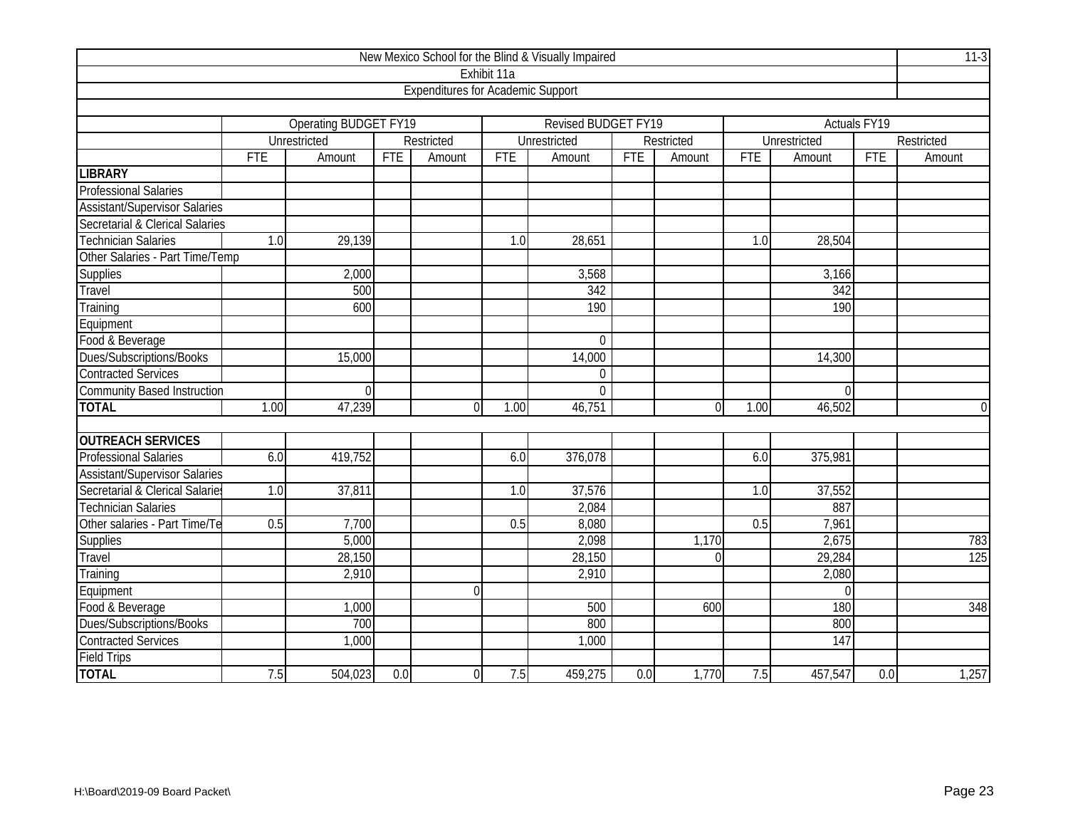| New Mexico School for the Blind & Visually Impaired | | | | | | | | | | | | |
|---|---|---|---|---|---|---|---|---|---|---|---|---|
| Exhibit 11a | | | | | | | | | | | | |
| Expenditures for Academic Support | | | | | | | | | | | | |
| | Operating BUDGET FY19 | | | | Revised BUDGET FY19 | | | | Actuals FY19 | | | |
| | Unrestricted | | Restricted | | Unrestricted | | Restricted | | Unrestricted | | Restricted | |
| | FTE | Amount | FTE | Amount | FTE | Amount | FTE | Amount | FTE | Amount | FTE | Amount |
| **LIBRARY** | | | | | | | | | | | | |
| Professional Salaries | | | | | | | | | | | | |
| Assistant/Supervisor Salaries | | | | | | | | | | | | |
| Secretarial & Clerical Salaries | | | | | | | | | | | | |
| Technician Salaries | 1.0 | 29,139 | | | 1.0 | 28,651 | | | 1.0 | 28,504 | | |
| Other Salaries - Part Time/Temp | | | | | | | | | | | | |
| Supplies | | 2,000 | | | | 3,568 | | | | 3,166 | | |
| Travel | | 500 | | | | 342 | | | | 342 | | |
| Training | | 600 | | | | 190 | | | | 190 | | |
| Equipment | | | | | | | | | | | | |
| Food & Beverage | | | | | | 0 | | | | | | |
| Dues/Subscriptions/Books | | 15,000 | | | | 14,000 | | | | 14,300 | | |
| Contracted Services | | | | | | 0 | | | | | | |
| Community Based Instruction | | 0 | | | | 0 | | | | 0 | | |
| **TOTAL** | 1.00 | 47,239 | | 0 | 1.00 | 46,751 | | 0 | 1.00 | 46,502 | | 0 |
| | | | | | | | | | | | | |
| **OUTREACH SERVICES** | | | | | | | | | | | | |
| Professional Salaries | 6.0 | 419,752 | | | 6.0 | 376,078 | | | 6.0 | 375,981 | | |
| Assistant/Supervisor Salaries | | | | | | | | | | | | |
| Secretarial & Clerical Salaries | 1.0 | 37,811 | | | 1.0 | 37,576 | | | 1.0 | 37,552 | | |
| Technician Salaries | | | | | | 2,084 | | | | 887 | | |
| Other salaries - Part Time/Te | 0.5 | 7,700 | | | 0.5 | 8,080 | | | 0.5 | 7,961 | | |
| Supplies | | 5,000 | | | | 2,098 | | 1,170 | | 2,675 | | 783 |
| Travel | | 28,150 | | | | 28,150 | | 0 | | 29,284 | | 125 |
| Training | | 2,910 | | | | 2,910 | | | | 2,080 | | |
| Equipment | | | | 0 | | | | | | 0 | | |
| Food & Beverage | | 1,000 | | | | 500 | | 600 | | 180 | | 348 |
| Dues/Subscriptions/Books | | 700 | | | | 800 | | | | 800 | | |
| Contracted Services | | 1,000 | | | | 1,000 | | | | 147 | | |
| Field Trips | | | | | | | | | | | | |
| **TOTAL** | 7.5 | 504,023 | 0.0 | 0 | 7.5 | 459,275 | 0.0 | 1,770 | 7.5 | 457,547 | 0.0 | 1,257 |

H:\Board\2019-09 Board Packet\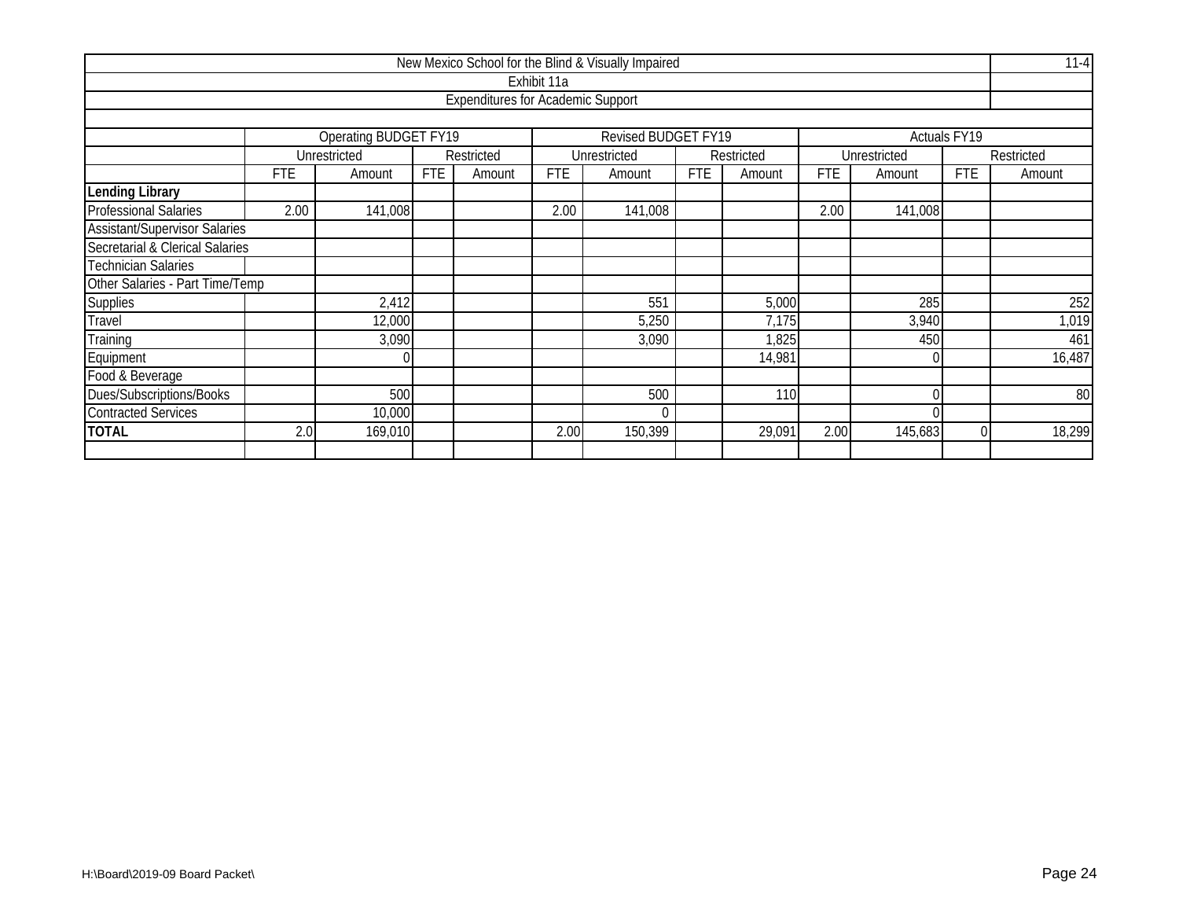| New Mexico School for the Blind & Visually Impaired | | | | | | | | | | | | | 11-4 |
|---|---|---|---|---|---|---|---|---|---|---|---|---|---|
| Exhibit 11a | | | | | | | | | | | | | |
| Expenditures for Academic Support | | | | | | | | | | | | | |
| | Operating BUDGET FY19 | | | | Revised BUDGET FY19 | | | | Actuals FY19 | | | | |
| | Unrestricted | | Restricted | | Unrestricted | | Restricted | | Unrestricted | | Restricted | | |
| | FTE | Amount | FTE | Amount | FTE | Amount | FTE | Amount | FTE | Amount | FTE | Amount | |
| **Lending Library** | | | | | | | | | | | | | |
| Professional Salaries | 2.00 | 141,008 | | | 2.00 | 141,008 | | | 2.00 | 141,008 | | | |
| Assistant/Supervisor Salaries | | | | | | | | | | | | | |
| Secretarial & Clerical Salaries | | | | | | | | | | | | | |
| Technician Salaries | | | | | | | | | | | | | |
| Other Salaries - Part Time/Temp | | | | | | | | | | | | | |
| Supplies | | 2,412 | | | | 551 | | 5,000 | | 285 | | 252 | |
| Travel | | 12,000 | | | | 5,250 | | 7,175 | | 3,940 | | 1,019 | |
| Training | | 3,090 | | | | 3,090 | | 1,825 | | 450 | | 461 | |
| Equipment | | 0 | | | | | | 14,981 | | 0 | | 16,487 | |
| Food & Beverage | | | | | | | | | | | | | |
| Dues/Subscriptions/Books | | 500 | | | | 500 | | 110 | | 0 | | 80 | |
| Contracted Services | | 10,000 | | | | 0 | | | | 0 | | | |
| **TOTAL** | 2.0 | 169,010 | | | 2.00 | 150,399 | | 29,091 | 2.00 | 145,683 | 0 | 18,299 | |

H:\Board\2019-09 Board Packet\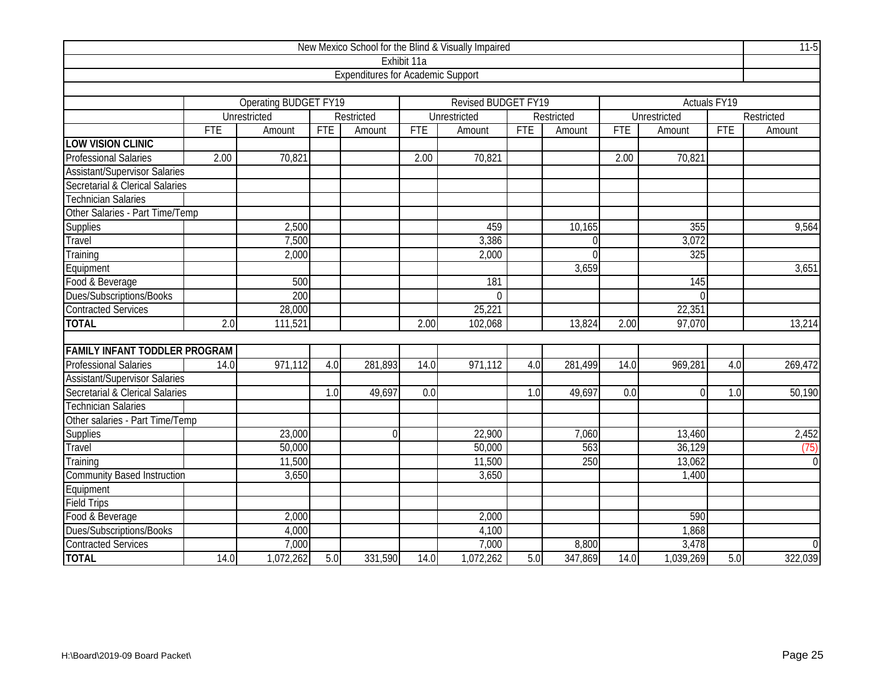| New Mexico School for the Blind & Visually Impaired | | | | | | | | | | | | |
|---|---|---|---|---|---|---|---|---|---|---|---|---|
| Exhibit 11a | | | | | | | | | | | | |
| Expenditures for Academic Support | | | | | | | | | | | | |
| | Operating BUDGET FY19 | | | | Revised BUDGET FY19 | | | | Actuals FY19 | | | |
| | Unrestricted | | Restricted | | Unrestricted | | Restricted | | Unrestricted | | Restricted | |
| | FTE | Amount | FTE | Amount | FTE | Amount | FTE | Amount | FTE | Amount | FTE | Amount |
| **LOW VISION CLINIC** | | | | | | | | | | | | |
| Professional Salaries | 2.00 | 70,821 | | | 2.00 | 70,821 | | | 2.00 | 70,821 | | |
| Assistant/Supervisor Salaries | | | | | | | | | | | | |
| Secretarial & Clerical Salaries | | | | | | | | | | | | |
| Technician Salaries | | | | | | | | | | | | |
| Other Salaries - Part Time/Temp | | | | | | | | | | | | |
| Supplies | | 2,500 | | | | 459 | | 10,165 | | 355 | | 9,564 |
| Travel | | 7,500 | | | | 3,386 | | 0 | | 3,072 | | |
| Training | | 2,000 | | | | 2,000 | | 0 | | 325 | | |
| Equipment | | | | | | | | 3,659 | | | | 3,651 |
| Food & Beverage | | 500 | | | | 181 | | | | 145 | | |
| Dues/Subscriptions/Books | | 200 | | | | 0 | | | | 0 | | |
| Contracted Services | | 28,000 | | | | 25,221 | | | | 22,351 | | |
| **TOTAL** | 2.0 | 111,521 | | | 2.00 | 102,068 | | 13,824 | 2.00 | 97,070 | | 13,214 |
| | | | | | | | | | | | | |
| **FAMILY INFANT TODDLER PROGRAM** | | | | | | | | | | | | |
| Professional Salaries | 14.0 | 971,112 | 4.0 | 281,893 | 14.0 | 971,112 | 4.0 | 281,499 | 14.0 | 969,281 | 4.0 | 269,472 |
| Assistant/Supervisor Salaries | | | | | | | | | | | | |
| Secretarial & Clerical Salaries | | | 1.0 | 49,697 | 0.0 | | 1.0 | 49,697 | 0.0 | 0 | 1.0 | 50,190 |
| Technician Salaries | | | | | | | | | | | | |
| Other salaries - Part Time/Temp | | | | | | | | | | | | |
| Supplies | | 23,000 | | 0 | | 22,900 | | 7,060 | | 13,460 | | 2,452 |
| Travel | | 50,000 | | | | 50,000 | | 563 | | 36,129 | | (75) |
| Training | | 11,500 | | | | 11,500 | | 250 | | 13,062 | | 0 |
| Community Based Instruction | | 3,650 | | | | 3,650 | | | | 1,400 | | |
| Equipment | | | | | | | | | | | | |
| Field Trips | | | | | | | | | | | | |
| Food & Beverage | | 2,000 | | | | 2,000 | | | | 590 | | |
| Dues/Subscriptions/Books | | 4,000 | | | | 4,100 | | | | 1,868 | | |
| Contracted Services | | 7,000 | | | | 7,000 | | 8,800 | | 3,478 | | 0 |
| **TOTAL** | 14.0 | 1,072,262 | 5.0 | 331,590 | 14.0 | 1,072,262 | 5.0 | 347,869 | 14.0 | 1,039,269 | 5.0 | 322,039 |

H:\Board\2019-09 Board Packet\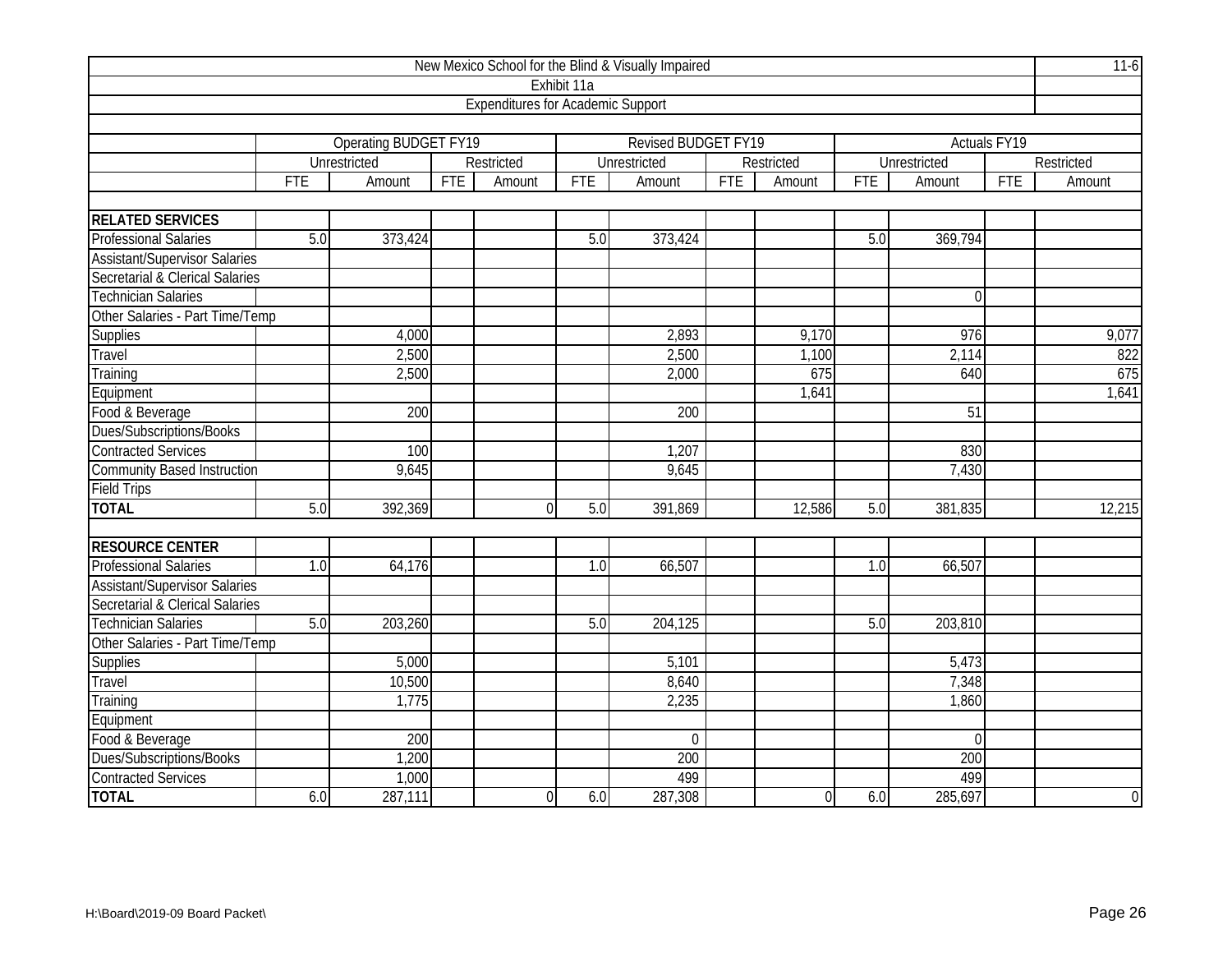New Mexico School for the Blind & Visually Impaired

Exhibit 11a

Expenditures for Academic Support

| | Operating BUDGET FY19 | | | | Revised BUDGET FY19 | | | | Actuals FY19 | | | |
|---|---|---|---|---|---|---|---|---|---|---|---|---|
| | Unrestricted | | Restricted | | Unrestricted | | Restricted | | Unrestricted | | Restricted | |
| | FTE | Amount | FTE | Amount | FTE | Amount | FTE | Amount | FTE | Amount | FTE | Amount |
| **RELATED SERVICES** | | | | | | | | | | | | |
| Professional Salaries | 5.0 | 373,424 | | | 5.0 | 373,424 | | | 5.0 | 369,794 | | |
| Assistant/Supervisor Salaries | | | | | | | | | | | | |
| Secretarial & Clerical Salaries | | | | | | | | | | | | |
| Technician Salaries | | | | | | | | | | 0 | | |
| Other Salaries - Part Time/Temp | | | | | | | | | | | | |
| Supplies | | 4,000 | | | | 2,893 | | 9,170 | | 976 | | 9,077 |
| Travel | | 2,500 | | | | 2,500 | | 1,100 | | 2,114 | | 822 |
| Training | | 2,500 | | | | 2,000 | | 675 | | 640 | | 675 |
| Equipment | | | | | | | | 1,641 | | | | 1,641 |
| Food & Beverage | | 200 | | | | 200 | | | | 51 | | |
| Dues/Subscriptions/Books | | | | | | | | | | | | |
| Contracted Services | | 100 | | | | 1,207 | | | | 830 | | |
| Community Based Instruction | | 9,645 | | | | 9,645 | | | | 7,430 | | |
| Field Trips | | | | | | | | | | | | |
| **TOTAL** | 5.0 | 392,369 | | 0 | 5.0 | 391,869 | | 12,586 | 5.0 | 381,835 | | 12,215 |
| | | | | | | | | | | | | |
| **RESOURCE CENTER** | | | | | | | | | | | | |
| Professional Salaries | 1.0 | 64,176 | | | 1.0 | 66,507 | | | 1.0 | 66,507 | | |
| Assistant/Supervisor Salaries | | | | | | | | | | | | |
| Secretarial & Clerical Salaries | | | | | | | | | | | | |
| Technician Salaries | 5.0 | 203,260 | | | 5.0 | 204,125 | | | 5.0 | 203,810 | | |
| Other Salaries - Part Time/Temp | | | | | | | | | | | | |
| Supplies | | 5,000 | | | | 5,101 | | | | 5,473 | | |
| Travel | | 10,500 | | | | 8,640 | | | | 7,348 | | |
| Training | | 1,775 | | | | 2,235 | | | | 1,860 | | |
| Equipment | | | | | | | | | | | | |
| Food & Beverage | | 200 | | | | 0 | | | | 0 | | |
| Dues/Subscriptions/Books | | 1,200 | | | | 200 | | | | 200 | | |
| Contracted Services | | 1,000 | | | | 499 | | | | 499 | | |
| **TOTAL** | 6.0 | 287,111 | | 0 | 6.0 | 287,308 | | 0 | 6.0 | 285,697 | | 0 |

H:\Board\2019-09 Board Packet\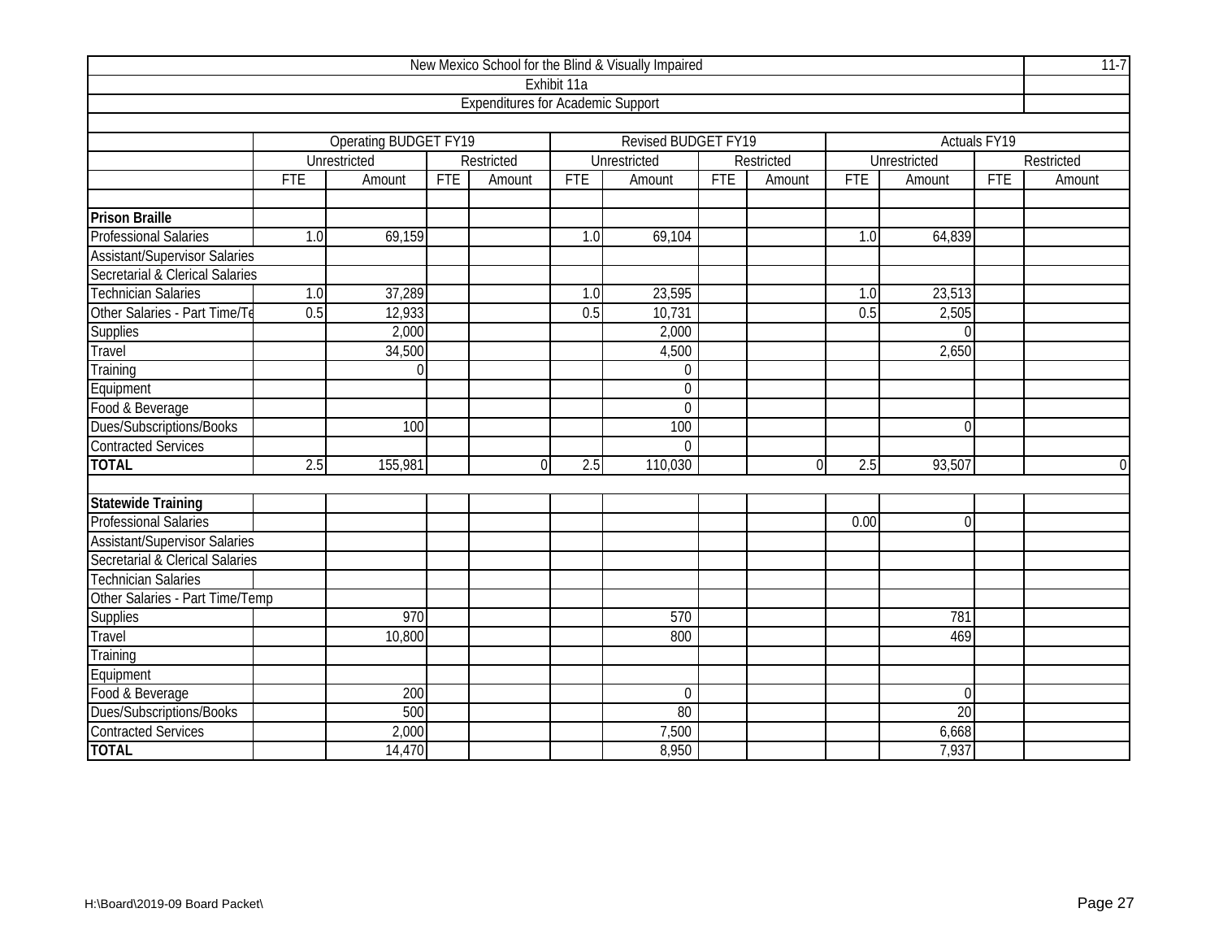| New Mexico School for the Blind & Visually Impaired | | | | | | | | | | | | |
|---|---|---|---|---|---|---|---|---|---|---|---|---|
| Exhibit 11a | | | | | | | | | | | | |
| Expenditures for Academic Support | | | | | | | | | | | | |
| | Operating BUDGET FY19 | | | | Revised BUDGET FY19 | | | | Actuals FY19 | | | |
| | Unrestricted | | Restricted | | Unrestricted | | Restricted | | Unrestricted | | Restricted | |
| | FTE | Amount | FTE | Amount | FTE | Amount | FTE | Amount | FTE | Amount | FTE | Amount |
| **Prison Braille** | | | | | | | | | | | | |
| Professional Salaries | 1.0 | 69,159 | | | 1.0 | 69,104 | | | 1.0 | 64,839 | | |
| Assistant/Supervisor Salaries | | | | | | | | | | | | |
| Secretarial & Clerical Salaries | | | | | | | | | | | | |
| Technician Salaries | 1.0 | 37,289 | | | 1.0 | 23,595 | | | 1.0 | 23,513 | | |
| Other Salaries - Part Time/Te | 0.5 | 12,933 | | | 0.5 | 10,731 | | | 0.5 | 2,505 | | |
| Supplies | | 2,000 | | | | 2,000 | | | | 0 | | |
| Travel | | 34,500 | | | | 4,500 | | | | 2,650 | | |
| Training | | 0 | | | | 0 | | | | | | |
| Equipment | | | | | | 0 | | | | | | |
| Food & Beverage | | | | | | 0 | | | | | | |
| Dues/Subscriptions/Books | | 100 | | | | 100 | | | | 0 | | |
| Contracted Services | | | | | | 0 | | | | | | |
| **TOTAL** | 2.5 | 155,981 | | 0 | 2.5 | 110,030 | | 0 | 2.5 | 93,507 | | 0 |
| **Statewide Training** | | | | | | | | | | | | |
| Professional Salaries | | | | | | | | | 0.00 | 0 | | |
| Assistant/Supervisor Salaries | | | | | | | | | | | | |
| Secretarial & Clerical Salaries | | | | | | | | | | | | |
| Technician Salaries | | | | | | | | | | | | |
| Other Salaries - Part Time/Temp | | | | | | | | | | | | |
| Supplies | | 970 | | | | 570 | | | | 781 | | |
| Travel | | 10,800 | | | | 800 | | | | 469 | | |
| Training | | | | | | | | | | | | |
| Equipment | | | | | | | | | | | | |
| Food & Beverage | | 200 | | | | 0 | | | | 0 | | |
| Dues/Subscriptions/Books | | 500 | | | | 80 | | | | 20 | | |
| Contracted Services | | 2,000 | | | | 7,500 | | | | 6,668 | | |
| **TOTAL** | | 14,470 | | | | 8,950 | | | | 7,937 | | |

H:\Board\2019-09 Board Packet\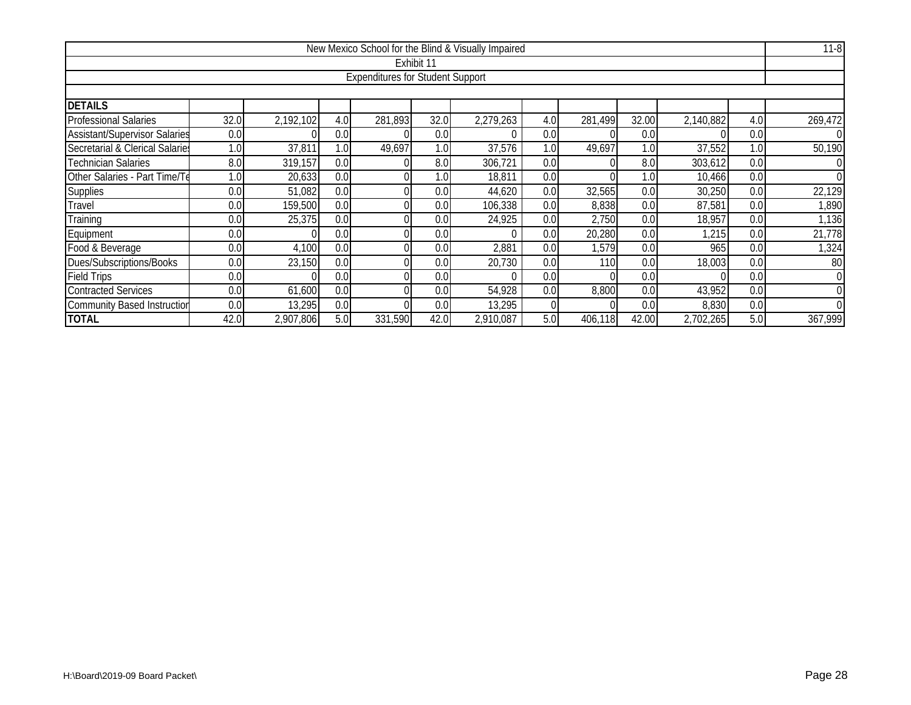| New Mexico School for the Blind & Visually Impaired | | | | | | | | | | | | | 11-8 |
|---|---|---|---|---|---|---|---|---|---|---|---|---|---|
| Exhibit 11 | | | | | | | | | | | | | |
| Expenditures for Student Support | | | | | | | | | | | | | |
| | | | | | | | | | | | | | |
| **DETAILS** | | | | | | | | | | | | | |
| Professional Salaries | 32.0 | 2,192,102 | 4.0 | 281,893 | 32.0 | 2,279,263 | 4.0 | 281,499 | 32.00 | 2,140,882 | 4.0 | 269,472 | |
| Assistant/Supervisor Salaries | 0.0 | 0 | 0.0 | 0 | 0.0 | 0 | 0.0 | 0 | 0.0 | 0 | 0.0 | 0 | |
| Secretarial & Clerical Salaries | 1.0 | 37,811 | 1.0 | 49,697 | 1.0 | 37,576 | 1.0 | 49,697 | 1.0 | 37,552 | 1.0 | 50,190 | |
| Technician Salaries | 8.0 | 319,157 | 0.0 | 0 | 8.0 | 306,721 | 0.0 | 0 | 8.0 | 303,612 | 0.0 | 0 | |
| Other Salaries - Part Time/Te | 1.0 | 20,633 | 0.0 | 0 | 1.0 | 18,811 | 0.0 | 0 | 1.0 | 10,466 | 0.0 | 0 | |
| Supplies | 0.0 | 51,082 | 0.0 | 0 | 0.0 | 44,620 | 0.0 | 32,565 | 0.0 | 30,250 | 0.0 | 22,129 | |
| Travel | 0.0 | 159,500 | 0.0 | 0 | 0.0 | 106,338 | 0.0 | 8,838 | 0.0 | 87,581 | 0.0 | 1,890 | |
| Training | 0.0 | 25,375 | 0.0 | 0 | 0.0 | 24,925 | 0.0 | 2,750 | 0.0 | 18,957 | 0.0 | 1,136 | |
| Equipment | 0.0 | 0 | 0.0 | 0 | 0.0 | 0 | 0.0 | 20,280 | 0.0 | 1,215 | 0.0 | 21,778 | |
| Food & Beverage | 0.0 | 4,100 | 0.0 | 0 | 0.0 | 2,881 | 0.0 | 1,579 | 0.0 | 965 | 0.0 | 1,324 | |
| Dues/Subscriptions/Books | 0.0 | 23,150 | 0.0 | 0 | 0.0 | 20,730 | 0.0 | 110 | 0.0 | 18,003 | 0.0 | 80 | |
| Field Trips | 0.0 | 0 | 0.0 | 0 | 0.0 | 0 | 0.0 | 0 | 0.0 | 0 | 0.0 | 0 | |
| Contracted Services | 0.0 | 61,600 | 0.0 | 0 | 0.0 | 54,928 | 0.0 | 8,800 | 0.0 | 43,952 | 0.0 | 0 | |
| Community Based Instruction | 0.0 | 13,295 | 0.0 | 0 | 0.0 | 13,295 | 0 | 0 | 0.0 | 8,830 | 0.0 | 0 | |
| **TOTAL** | 42.0 | 2,907,806 | 5.0 | 331,590 | 42.0 | 2,910,087 | 5.0 | 406,118 | 42.00 | 2,702,265 | 5.0 | 367,999 | |

H:\Board\2019-09 Board Packet\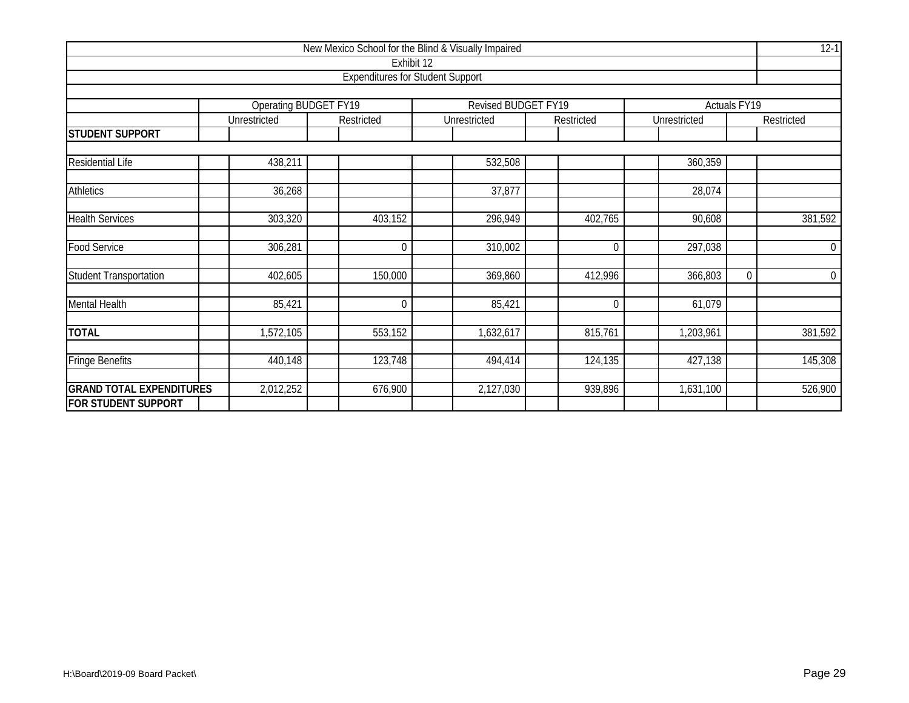## New Mexico School for the Blind & Visually Impaired

### Exhibit 12

### Expenditures for Student Support

| | Operating BUDGET FY19 | | Revised BUDGET FY19 | | Actuals FY19 | | |
|---|---|---|---|---|---|---|---|
| | Unrestricted | Restricted | Unrestricted | Restricted | Unrestricted | | Restricted |
| **STUDENT SUPPORT** | | | | | | | |
| Residential Life | 438,211 | | 532,508 | | 360,359 | | |
| Athletics | 36,268 | | 37,877 | | 28,074 | | |
| Health Services | 303,320 | 403,152 | 296,949 | 402,765 | 90,608 | | 381,592 |
| Food Service | 306,281 | 0 | 310,002 | 0 | 297,038 | | 0 |
| Student Transportation | 402,605 | 150,000 | 369,860 | 412,996 | 366,803 | 0 | 0 |
| Mental Health | 85,421 | 0 | 85,421 | 0 | 61,079 | | |
| **TOTAL** | 1,572,105 | 553,152 | 1,632,617 | 815,761 | 1,203,961 | | 381,592 |
| Fringe Benefits | 440,148 | 123,748 | 494,414 | 124,135 | 427,138 | | 145,308 |
| **GRAND TOTAL EXPENDITURES FOR STUDENT SUPPORT** | 2,012,252 | 676,900 | 2,127,030 | 939,896 | 1,631,100 | | 526,900 |

H:\Board\2019-09 Board Packet\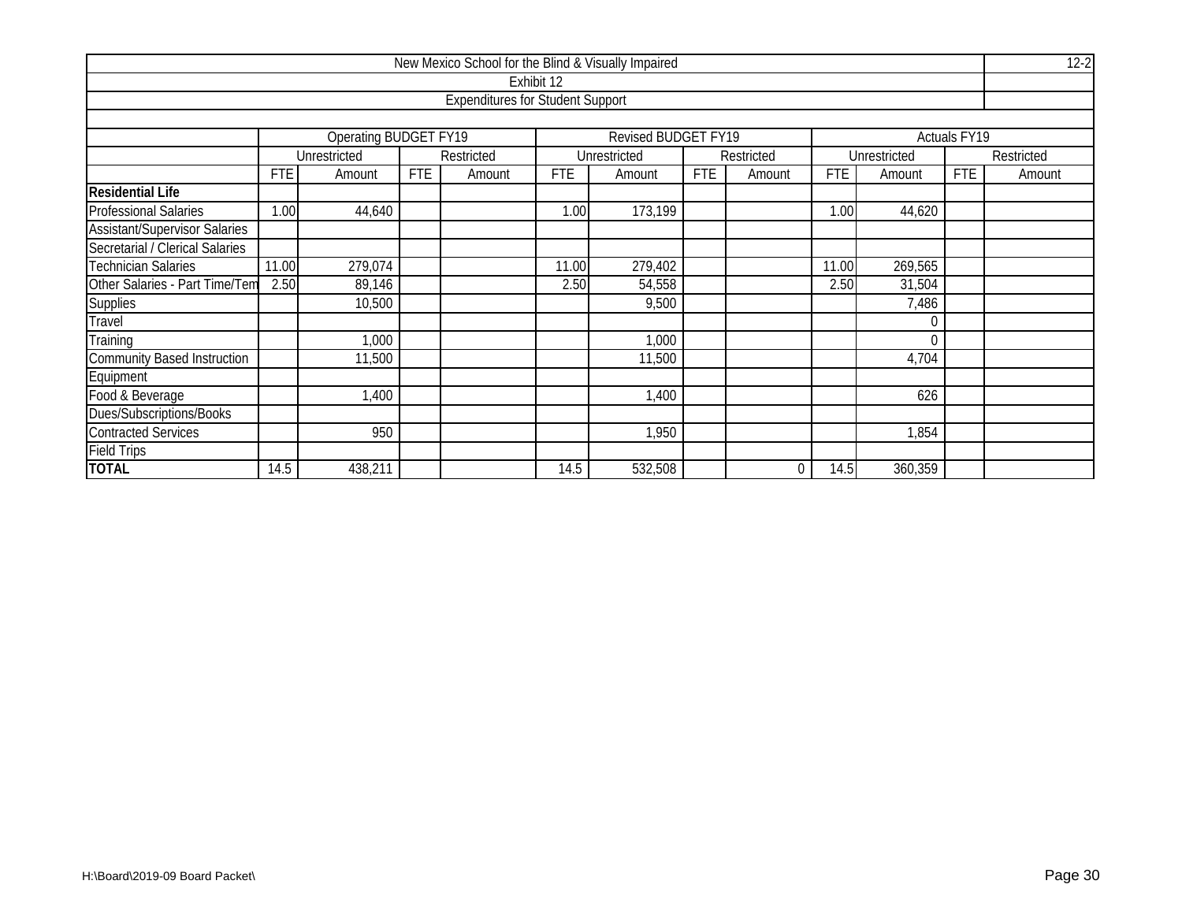New Mexico School for the Blind & Visually Impaired

12-2

Exhibit 12

Expenditures for Student Support

| | Operating BUDGET FY19 | | | | Revised BUDGET FY19 | | | | Actuals FY19 | | | |
|---|---|---|---|---|---|---|---|---|---|---|---|---|
| | Unrestricted | | Restricted | | Unrestricted | | Restricted | | Unrestricted | | Restricted | |
| | FTE | Amount | FTE | Amount | FTE | Amount | FTE | Amount | FTE | Amount | FTE | Amount |
| **Residential Life** | | | | | | | | | | | | |
| Professional Salaries | 1.00 | 44,640 | | | 1.00 | 173,199 | | | 1.00 | 44,620 | | |
| Assistant/Supervisor Salaries | | | | | | | | | | | | |
| Secretarial / Clerical Salaries | | | | | | | | | | | | |
| Technician Salaries | 11.00 | 279,074 | | | 11.00 | 279,402 | | | 11.00 | 269,565 | | |
| Other Salaries - Part Time/Tem | 2.50 | 89,146 | | | 2.50 | 54,558 | | | 2.50 | 31,504 | | |
| Supplies | | 10,500 | | | | 9,500 | | | | 7,486 | | |
| Travel | | | | | | | | | | 0 | | |
| Training | | 1,000 | | | | 1,000 | | | | 0 | | |
| Community Based Instruction | | 11,500 | | | | 11,500 | | | | 4,704 | | |
| Equipment | | | | | | | | | | | | |
| Food & Beverage | | 1,400 | | | | 1,400 | | | | 626 | | |
| Dues/Subscriptions/Books | | | | | | | | | | | | |
| Contracted Services | | 950 | | | | 1,950 | | | | 1,854 | | |
| Field Trips | | | | | | | | | | | | |
| **TOTAL** | 14.5 | 438,211 | | | 14.5 | 532,508 | | 0 | 14.5 | 360,359 | | |

H:\Board\2019-09 Board Packet\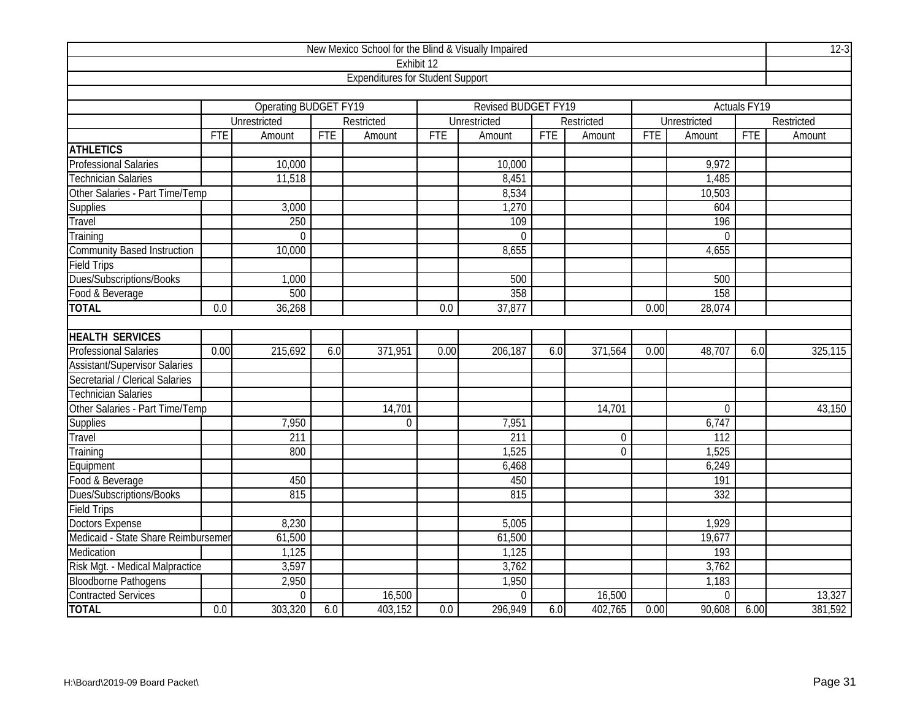New Mexico School for the Blind & Visually Impaired

Exhibit 12

Expenditures for Student Support

| | Operating BUDGET FY19 | | | | Revised BUDGET FY19 | | | | Actuals FY19 | | | |
|---|---|---|---|---|---|---|---|---|---|---|---|---|
| | Unrestricted | | Restricted | | Unrestricted | | Restricted | | Unrestricted | | Restricted | |
| | FTE | Amount | FTE | Amount | FTE | Amount | FTE | Amount | FTE | Amount | FTE | Amount |
| **ATHLETICS** | | | | | | | | | | | | |
| Professional Salaries | | 10,000 | | | | 10,000 | | | | 9,972 | | |
| Technician Salaries | | 11,518 | | | | 8,451 | | | | 1,485 | | |
| Other Salaries - Part Time/Temp | | | | | | 8,534 | | | | 10,503 | | |
| Supplies | | 3,000 | | | | 1,270 | | | | 604 | | |
| Travel | | 250 | | | | 109 | | | | 196 | | |
| Training | | 0 | | | | 0 | | | | 0 | | |
| Community Based Instruction | | 10,000 | | | | 8,655 | | | | 4,655 | | |
| Field Trips | | | | | | | | | | | | |
| Dues/Subscriptions/Books | | 1,000 | | | | 500 | | | | 500 | | |
| Food & Beverage | | 500 | | | | 358 | | | | 158 | | |
| **TOTAL** | 0.0 | 36,268 | | | 0.0 | 37,877 | | | 0.00 | 28,074 | | |
| | | | | | | | | | | | | |
| **HEALTH SERVICES** | | | | | | | | | | | | |
| Professional Salaries | 0.00 | 215,692 | 6.0 | 371,951 | 0.00 | 206,187 | 6.0 | 371,564 | 0.00 | 48,707 | 6.0 | 325,115 |
| Assistant/Supervisor Salaries | | | | | | | | | | | | |
| Secretarial / Clerical Salaries | | | | | | | | | | | | |
| Technician Salaries | | | | | | | | | | | | |
| Other Salaries - Part Time/Temp | | | | 14,701 | | | | 14,701 | | 0 | | 43,150 |
| Supplies | | 7,950 | | 0 | | 7,951 | | | | 6,747 | | |
| Travel | | 211 | | | | 211 | | 0 | | 112 | | |
| Training | | 800 | | | | 1,525 | | 0 | | 1,525 | | |
| Equipment | | | | | | 6,468 | | | | 6,249 | | |
| Food & Beverage | | 450 | | | | 450 | | | | 191 | | |
| Dues/Subscriptions/Books | | 815 | | | | 815 | | | | 332 | | |
| Field Trips | | | | | | | | | | | | |
| Doctors Expense | | 8,230 | | | | 5,005 | | | | 1,929 | | |
| Medicaid - State Share Reimbursemen | | 61,500 | | | | 61,500 | | | | 19,677 | | |
| Medication | | 1,125 | | | | 1,125 | | | | 193 | | |
| Risk Mgt. - Medical Malpractice | | 3,597 | | | | 3,762 | | | | 3,762 | | |
| Bloodborne Pathogens | | 2,950 | | | | 1,950 | | | | 1,183 | | |
| Contracted Services | | 0 | | 16,500 | | 0 | | 16,500 | | 0 | | 13,327 |
| **TOTAL** | 0.0 | 303,320 | 6.0 | 403,152 | 0.0 | 296,949 | 6.0 | 402,765 | 0.00 | 90,608 | 6.00 | 381,592 |

H:\Board\2019-09 Board Packet\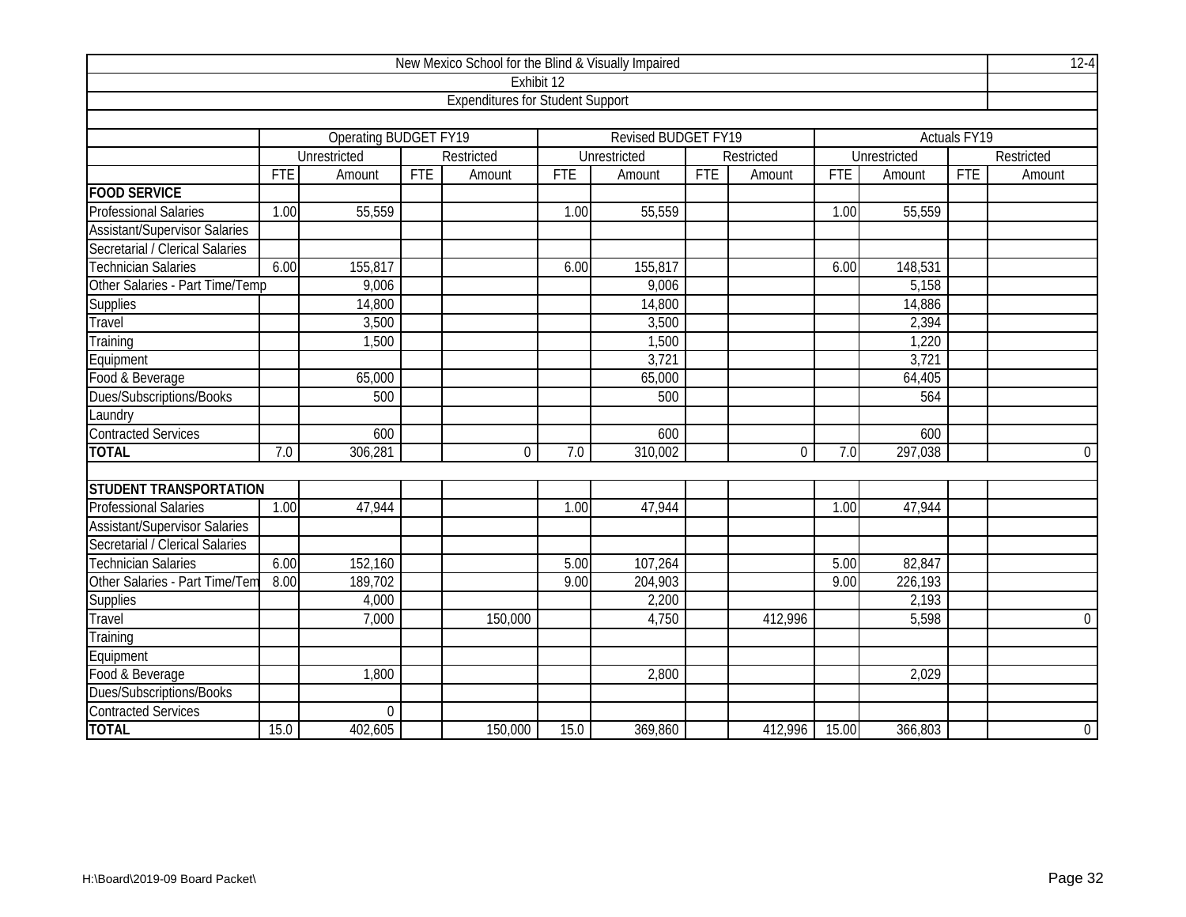New Mexico School for the Blind & Visually Impaired

12-4

Exhibit 12

Expenditures for Student Support

| | Operating BUDGET FY19 | | | | Revised BUDGET FY19 | | | | Actuals FY19 | | | |
|---|---|---|---|---|---|---|---|---|---|---|---|---|
| | Unrestricted | | Restricted | | Unrestricted | | Restricted | | Unrestricted | | Restricted | |
| | FTE | Amount | FTE | Amount | FTE | Amount | FTE | Amount | FTE | Amount | FTE | Amount |
| **FOOD SERVICE** | | | | | | | | | | | | |
| Professional Salaries | 1.00 | 55,559 | | | 1.00 | 55,559 | | | 1.00 | 55,559 | | |
| Assistant/Supervisor Salaries | | | | | | | | | | | | |
| Secretarial / Clerical Salaries | | | | | | | | | | | | |
| Technician Salaries | 6.00 | 155,817 | | | 6.00 | 155,817 | | | 6.00 | 148,531 | | |
| Other Salaries - Part Time/Temp | | 9,006 | | | | 9,006 | | | | 5,158 | | |
| Supplies | | 14,800 | | | | 14,800 | | | | 14,886 | | |
| Travel | | 3,500 | | | | 3,500 | | | | 2,394 | | |
| Training | | 1,500 | | | | 1,500 | | | | 1,220 | | |
| Equipment | | | | | | 3,721 | | | | 3,721 | | |
| Food & Beverage | | 65,000 | | | | 65,000 | | | | 64,405 | | |
| Dues/Subscriptions/Books | | 500 | | | | 500 | | | | 564 | | |
| Laundry | | | | | | | | | | | | |
| Contracted Services | | 600 | | | | 600 | | | | 600 | | |
| **TOTAL** | 7.0 | 306,281 | | 0 | 7.0 | 310,002 | | 0 | 7.0 | 297,038 | | 0 |
| | | | | | | | | | | | | |
| **STUDENT TRANSPORTATION** | | | | | | | | | | | | |
| Professional Salaries | 1.00 | 47,944 | | | 1.00 | 47,944 | | | 1.00 | 47,944 | | |
| Assistant/Supervisor Salaries | | | | | | | | | | | | |
| Secretarial / Clerical Salaries | | | | | | | | | | | | |
| Technician Salaries | 6.00 | 152,160 | | | 5.00 | 107,264 | | | 5.00 | 82,847 | | |
| Other Salaries - Part Time/Tem | 8.00 | 189,702 | | | 9.00 | 204,903 | | | 9.00 | 226,193 | | |
| Supplies | | 4,000 | | | | 2,200 | | | | 2,193 | | |
| Travel | | 7,000 | | 150,000 | | 4,750 | | 412,996 | | 5,598 | | 0 |
| Training | | | | | | | | | | | | |
| Equipment | | | | | | | | | | | | |
| Food & Beverage | | 1,800 | | | | 2,800 | | | | 2,029 | | |
| Dues/Subscriptions/Books | | | | | | | | | | | | |
| Contracted Services | | 0 | | | | | | | | | | |
| **TOTAL** | 15.0 | 402,605 | | 150,000 | 15.0 | 369,860 | | 412,996 | 15.00 | 366,803 | | 0 |

H:\Board\2019-09 Board Packet\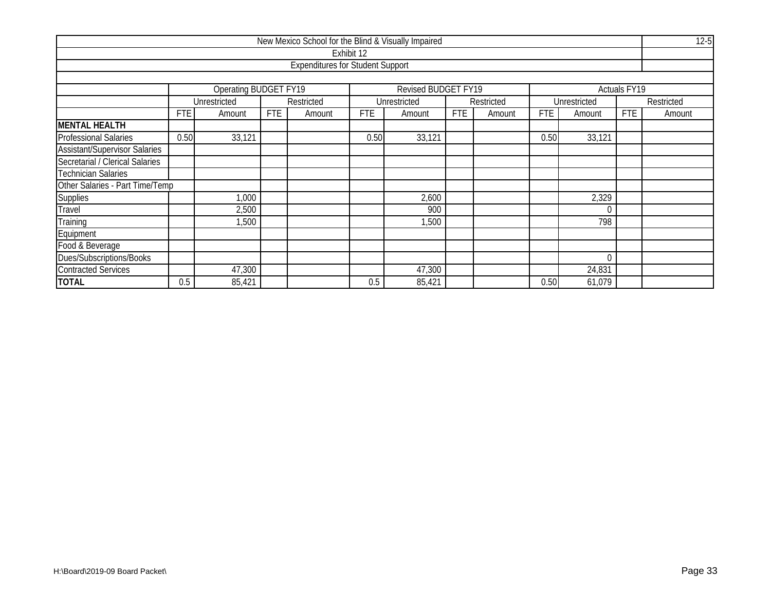New Mexico School for the Blind & Visually Impaired

12-5

Exhibit 12

Expenditures for Student Support

| | Operating BUDGET FY19 | | | | Revised BUDGET FY19 | | | | Actuals FY19 | | | |
|---|---|---|---|---|---|---|---|---|---|---|---|---|
| | Unrestricted | | Restricted | | Unrestricted | | Restricted | | Unrestricted | | Restricted | |
| | FTE | Amount | FTE | Amount | FTE | Amount | FTE | Amount | FTE | Amount | FTE | Amount |
| **MENTAL HEALTH** | | | | | | | | | | | | |
| Professional Salaries | 0.50 | 33,121 | | | 0.50 | 33,121 | | | 0.50 | 33,121 | | |
| Assistant/Supervisor Salaries | | | | | | | | | | | | |
| Secretarial / Clerical Salaries | | | | | | | | | | | | |
| Technician Salaries | | | | | | | | | | | | |
| Other Salaries - Part Time/Temp | | | | | | | | | | | | |
| Supplies | | 1,000 | | | | 2,600 | | | | 2,329 | | |
| Travel | | 2,500 | | | | 900 | | | | 0 | | |
| Training | | 1,500 | | | | 1,500 | | | | 798 | | |
| Equipment | | | | | | | | | | | | |
| Food & Beverage | | | | | | | | | | | | |
| Dues/Subscriptions/Books | | | | | | | | | | 0 | | |
| Contracted Services | | 47,300 | | | | 47,300 | | | | 24,831 | | |
| **TOTAL** | 0.5 | 85,421 | | | 0.5 | 85,421 | | | 0.50 | 61,079 | | |

H:\Board\2019-09 Board Packet\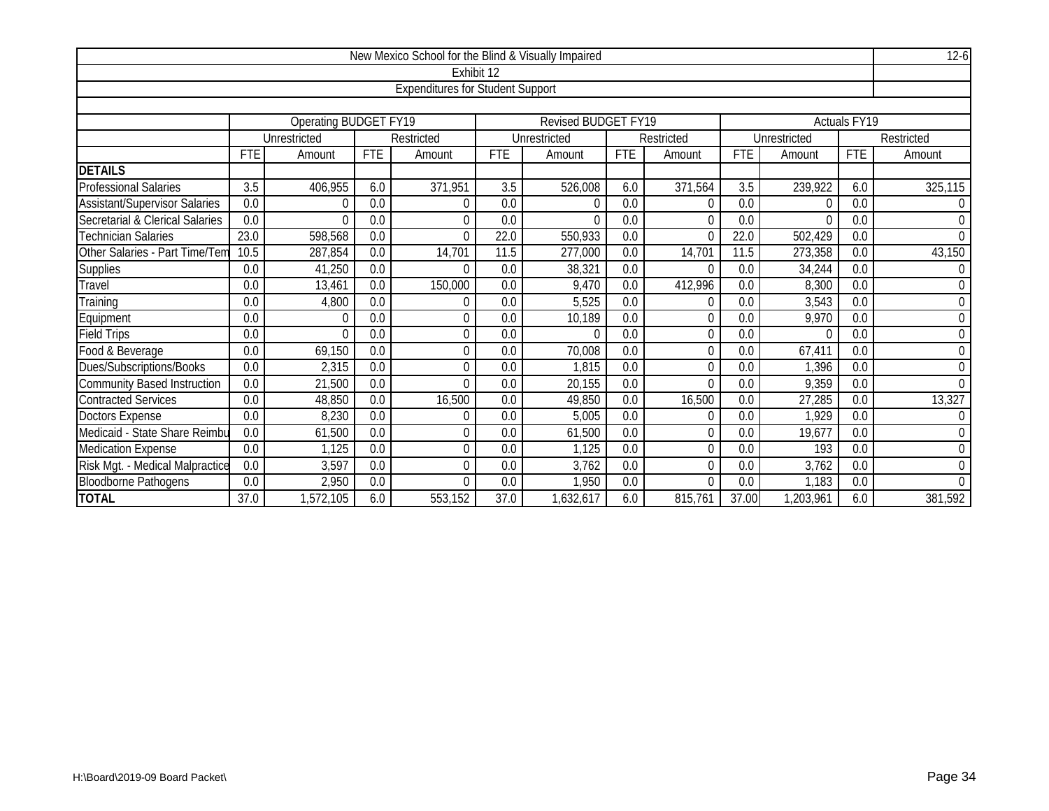| New Mexico School for the Blind & Visually Impaired | | | | | | | | | | | | | 12-6 |
|---|---|---|---|---|---|---|---|---|---|---|---|---|---|
| Exhibit 12 | | | | | | | | | | | | | |
| Expenditures for Student Support | | | | | | | | | | | | | |
| | Operating BUDGET FY19 | | | | Revised BUDGET FY19 | | | | Actuals FY19 | | | | |
| | Unrestricted | | Restricted | | Unrestricted | | Restricted | | Unrestricted | | Restricted | | |
| | FTE | Amount | FTE | Amount | FTE | Amount | FTE | Amount | FTE | Amount | FTE | Amount | |
| **DETAILS** | | | | | | | | | | | | | |
| Professional Salaries | 3.5 | 406,955 | 6.0 | 371,951 | 3.5 | 526,008 | 6.0 | 371,564 | 3.5 | 239,922 | 6.0 | 325,115 | |
| Assistant/Supervisor Salaries | 0.0 | 0 | 0.0 | 0 | 0.0 | 0 | 0.0 | 0 | 0.0 | 0 | 0.0 | 0 | |
| Secretarial & Clerical Salaries | 0.0 | 0 | 0.0 | 0 | 0.0 | 0 | 0.0 | 0 | 0.0 | 0 | 0.0 | 0 | |
| Technician Salaries | 23.0 | 598,568 | 0.0 | 0 | 22.0 | 550,933 | 0.0 | 0 | 22.0 | 502,429 | 0.0 | 0 | |
| Other Salaries - Part Time/Tem | 10.5 | 287,854 | 0.0 | 14,701 | 11.5 | 277,000 | 0.0 | 14,701 | 11.5 | 273,358 | 0.0 | 43,150 | |
| Supplies | 0.0 | 41,250 | 0.0 | 0 | 0.0 | 38,321 | 0.0 | 0 | 0.0 | 34,244 | 0.0 | 0 | |
| Travel | 0.0 | 13,461 | 0.0 | 150,000 | 0.0 | 9,470 | 0.0 | 412,996 | 0.0 | 8,300 | 0.0 | 0 | |
| Training | 0.0 | 4,800 | 0.0 | 0 | 0.0 | 5,525 | 0.0 | 0 | 0.0 | 3,543 | 0.0 | 0 | |
| Equipment | 0.0 | 0 | 0.0 | 0 | 0.0 | 10,189 | 0.0 | 0 | 0.0 | 9,970 | 0.0 | 0 | |
| Field Trips | 0.0 | 0 | 0.0 | 0 | 0.0 | 0 | 0.0 | 0 | 0.0 | 0 | 0.0 | 0 | |
| Food & Beverage | 0.0 | 69,150 | 0.0 | 0 | 0.0 | 70,008 | 0.0 | 0 | 0.0 | 67,411 | 0.0 | 0 | |
| Dues/Subscriptions/Books | 0.0 | 2,315 | 0.0 | 0 | 0.0 | 1,815 | 0.0 | 0 | 0.0 | 1,396 | 0.0 | 0 | |
| Community Based Instruction | 0.0 | 21,500 | 0.0 | 0 | 0.0 | 20,155 | 0.0 | 0 | 0.0 | 9,359 | 0.0 | 0 | |
| Contracted Services | 0.0 | 48,850 | 0.0 | 16,500 | 0.0 | 49,850 | 0.0 | 16,500 | 0.0 | 27,285 | 0.0 | 13,327 | |
| Doctors Expense | 0.0 | 8,230 | 0.0 | 0 | 0.0 | 5,005 | 0.0 | 0 | 0.0 | 1,929 | 0.0 | 0 | |
| Medicaid - State Share Reimbu | 0.0 | 61,500 | 0.0 | 0 | 0.0 | 61,500 | 0.0 | 0 | 0.0 | 19,677 | 0.0 | 0 | |
| Medication Expense | 0.0 | 1,125 | 0.0 | 0 | 0.0 | 1,125 | 0.0 | 0 | 0.0 | 193 | 0.0 | 0 | |
| Risk Mgt. - Medical Malpractice | 0.0 | 3,597 | 0.0 | 0 | 0.0 | 3,762 | 0.0 | 0 | 0.0 | 3,762 | 0.0 | 0 | |
| Bloodborne Pathogens | 0.0 | 2,950 | 0.0 | 0 | 0.0 | 1,950 | 0.0 | 0 | 0.0 | 1,183 | 0.0 | 0 | |
| **TOTAL** | 37.0 | 1,572,105 | 6.0 | 553,152 | 37.0 | 1,632,617 | 6.0 | 815,761 | 37.00 | 1,203,961 | 6.0 | 381,592 | |

H:\Board\2019-09 Board Packet\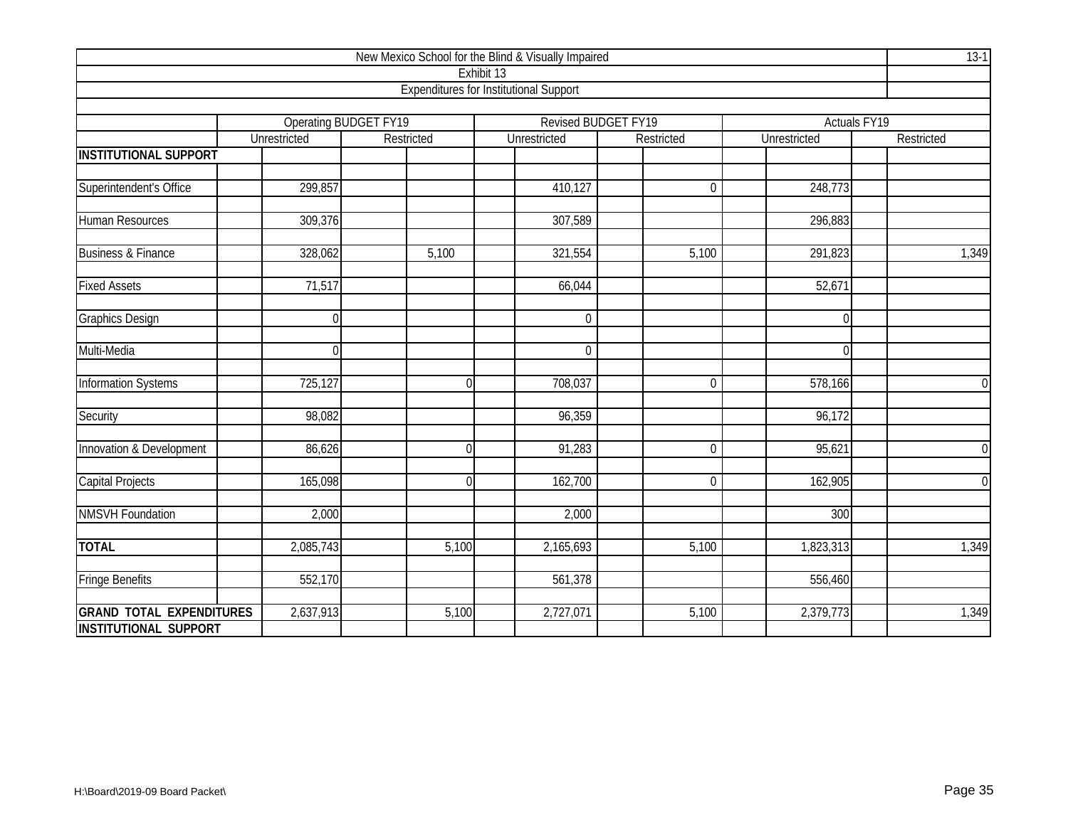New Mexico School for the Blind & Visually Impaired

Exhibit 13

Expenditures for Institutional Support

| | Operating BUDGET FY19 | | Revised BUDGET FY19 | | Actuals FY19 | |
|---|---|---|---|---|---|---|
| | Unrestricted | Restricted | Unrestricted | Restricted | Unrestricted | Restricted |
| **INSTITUTIONAL SUPPORT** | | | | | | |
| Superintendent's Office | 299,857 | | 410,127 | 0 | 248,773 | |
| Human Resources | 309,376 | | 307,589 | | 296,883 | |
| Business & Finance | 328,062 | 5,100 | 321,554 | 5,100 | 291,823 | 1,349 |
| Fixed Assets | 71,517 | | 66,044 | | 52,671 | |
| Graphics Design | 0 | | 0 | | 0 | |
| Multi-Media | 0 | | 0 | | 0 | |
| Information Systems | 725,127 | 0 | 708,037 | 0 | 578,166 | 0 |
| Security | 98,082 | | 96,359 | | 96,172 | |
| Innovation & Development | 86,626 | 0 | 91,283 | 0 | 95,621 | 0 |
| Capital Projects | 165,098 | 0 | 162,700 | 0 | 162,905 | 0 |
| NMSVH Foundation | 2,000 | | 2,000 | | 300 | |
| **TOTAL** | 2,085,743 | 5,100 | 2,165,693 | 5,100 | 1,823,313 | 1,349 |
| Fringe Benefits | 552,170 | | 561,378 | | 556,460 | |
| **GRAND TOTAL EXPENDITURES INSTITUTIONAL SUPPORT** | 2,637,913 | 5,100 | 2,727,071 | 5,100 | 2,379,773 | 1,349 |

H:\Board\2019-09 Board Packet\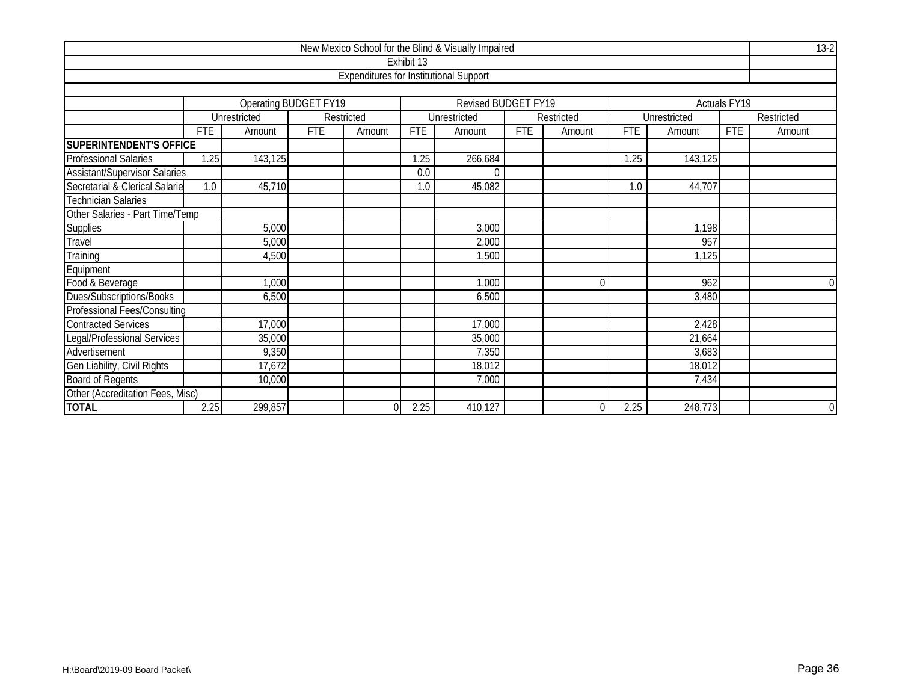# New Mexico School for the Blind & Visually Impaired

13-2

## Exhibit 13

### Expenditures for Institutional Support

| | Operating BUDGET FY19 | | | | Revised BUDGET FY19 | | | | Actuals FY19 | | | |
|---|---|---|---|---|---|---|---|---|---|---|---|---|
| | Unrestricted | | Restricted | | Unrestricted | | Restricted | | Unrestricted | | Restricted | |
| | FTE | Amount | FTE | Amount | FTE | Amount | FTE | Amount | FTE | Amount | FTE | Amount |
| **SUPERINTENDENT'S OFFICE** | | | | | | | | | | | | |
| Professional Salaries | 1.25 | 143,125 | | | 1.25 | 266,684 | | | 1.25 | 143,125 | | |
| Assistant/Supervisor Salaries | | | | | 0.0 | 0 | | | | | | |
| Secretarial & Clerical Salarie | 1.0 | 45,710 | | | 1.0 | 45,082 | | | 1.0 | 44,707 | | |
| Technician Salaries | | | | | | | | | | | | |
| Other Salaries - Part Time/Temp | | | | | | | | | | | | |
| Supplies | | 5,000 | | | | 3,000 | | | | 1,198 | | |
| Travel | | 5,000 | | | | 2,000 | | | | 957 | | |
| Training | | 4,500 | | | | 1,500 | | | | 1,125 | | |
| Equipment | | | | | | | | | | | | |
| Food & Beverage | | 1,000 | | | | 1,000 | | 0 | | 962 | | 0 |
| Dues/Subscriptions/Books | | 6,500 | | | | 6,500 | | | | 3,480 | | |
| Professional Fees/Consulting | | | | | | | | | | | | |
| Contracted Services | | 17,000 | | | | 17,000 | | | | 2,428 | | |
| Legal/Professional Services | | 35,000 | | | | 35,000 | | | | 21,664 | | |
| Advertisement | | 9,350 | | | | 7,350 | | | | 3,683 | | |
| Gen Liability, Civil Rights | | 17,672 | | | | 18,012 | | | | 18,012 | | |
| Board of Regents | | 10,000 | | | | 7,000 | | | | 7,434 | | |
| Other (Accreditation Fees, Misc) | | | | | | | | | | | | |
| **TOTAL** | 2.25 | 299,857 | | 0 | 2.25 | 410,127 | | 0 | 2.25 | 248,773 | | 0 |

H:\Board\2019-09 Board Packet\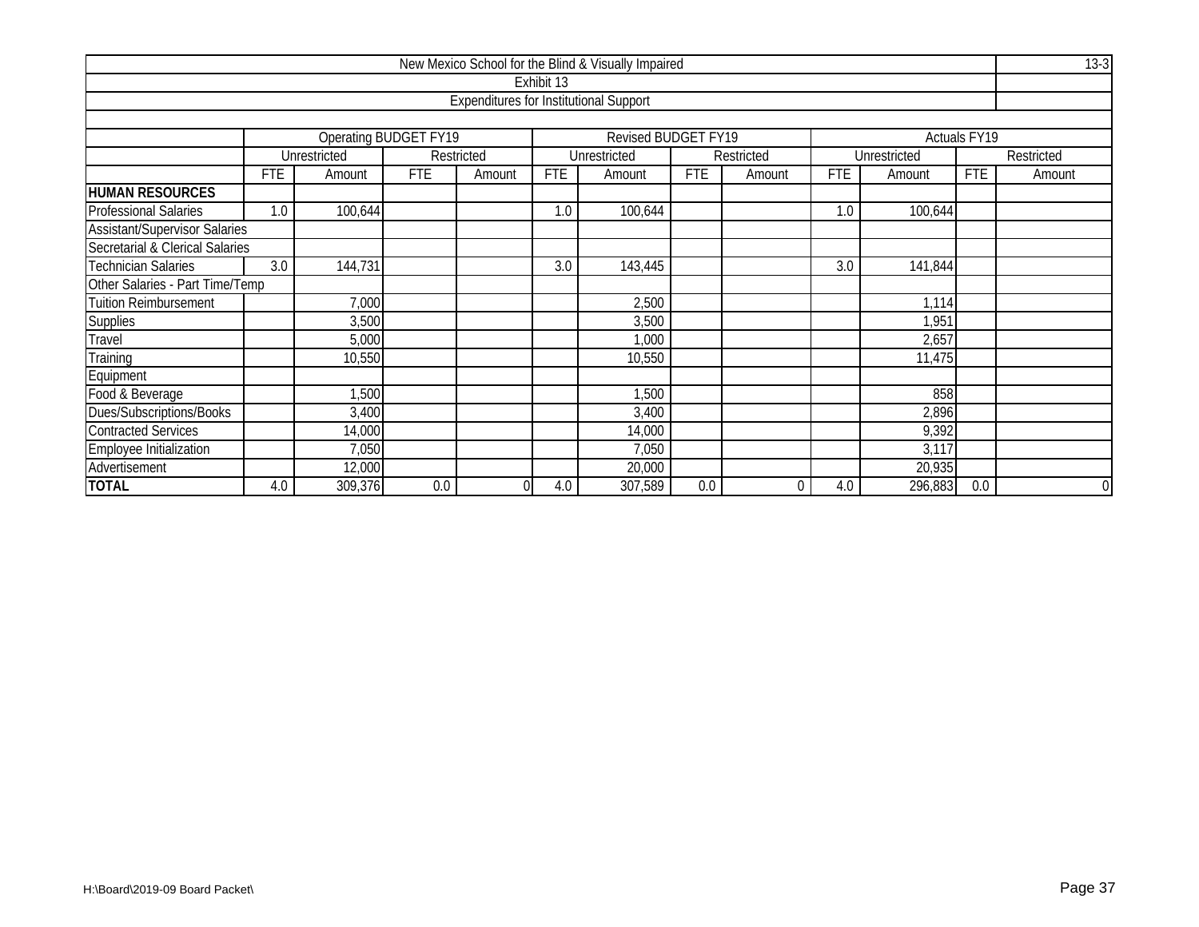| New Mexico School for the Blind & Visually Impaired | | | | | | | | | | | | | 13-3 |
|---|---|---|---|---|---|---|---|---|---|---|---|---|---|
| Exhibit 13 | | | | | | | | | | | | | |
| Expenditures for Institutional Support | | | | | | | | | | | | | |
| | Operating BUDGET FY19 | | | | Revised BUDGET FY19 | | | | Actuals FY19 | | | | |
| | Unrestricted | | Restricted | | Unrestricted | | Restricted | | Unrestricted | | Restricted | | |
| | FTE | Amount | FTE | Amount | FTE | Amount | FTE | Amount | FTE | Amount | FTE | Amount | |
| **HUMAN RESOURCES** | | | | | | | | | | | | | |
| Professional Salaries | 1.0 | 100,644 | | | 1.0 | 100,644 | | | 1.0 | 100,644 | | | |
| Assistant/Supervisor Salaries | | | | | | | | | | | | | |
| Secretarial & Clerical Salaries | | | | | | | | | | | | | |
| Technician Salaries | 3.0 | 144,731 | | | 3.0 | 143,445 | | | 3.0 | 141,844 | | | |
| Other Salaries - Part Time/Temp | | | | | | | | | | | | | |
| Tuition Reimbursement | | 7,000 | | | | 2,500 | | | | 1,114 | | | |
| Supplies | | 3,500 | | | | 3,500 | | | | 1,951 | | | |
| Travel | | 5,000 | | | | 1,000 | | | | 2,657 | | | |
| Training | | 10,550 | | | | 10,550 | | | | 11,475 | | | |
| Equipment | | | | | | | | | | | | | |
| Food & Beverage | | 1,500 | | | | 1,500 | | | | 858 | | | |
| Dues/Subscriptions/Books | | 3,400 | | | | 3,400 | | | | 2,896 | | | |
| Contracted Services | | 14,000 | | | | 14,000 | | | | 9,392 | | | |
| Employee Initialization | | 7,050 | | | | 7,050 | | | | 3,117 | | | |
| Advertisement | | 12,000 | | | | 20,000 | | | | 20,935 | | | |
| **TOTAL** | 4.0 | 309,376 | 0.0 | 0 | 4.0 | 307,589 | 0.0 | 0 | 4.0 | 296,883 | 0.0 | 0 | |

H:\Board\2019-09 Board Packet\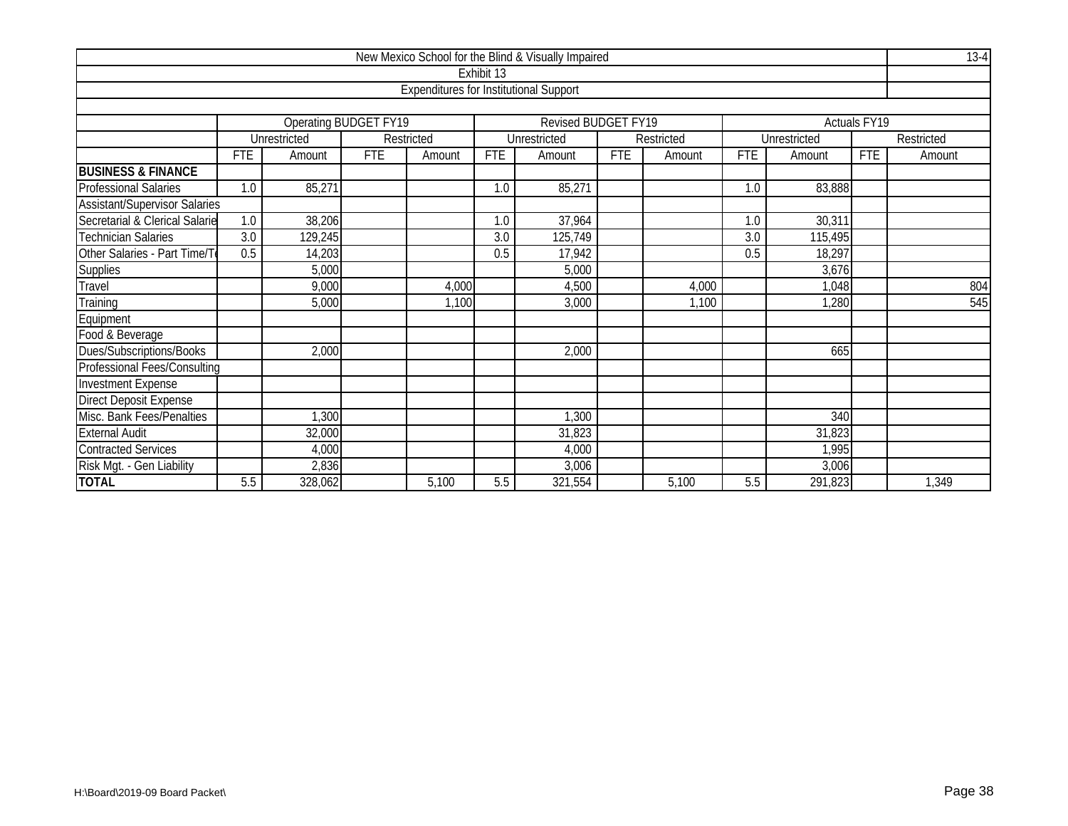New Mexico School for the Blind & Visually Impaired

Exhibit 13

Expenditures for Institutional Support

| | Operating BUDGET FY19 | | | | Revised BUDGET FY19 | | | | Actuals FY19 | | | |
|---|---|---|---|---|---|---|---|---|---|---|---|---|
| | Unrestricted | | Restricted | | Unrestricted | | Restricted | | Unrestricted | | Restricted | |
| | FTE | Amount | FTE | Amount | FTE | Amount | FTE | Amount | FTE | Amount | FTE | Amount |
| **BUSINESS & FINANCE** | | | | | | | | | | | | |
| Professional Salaries | 1.0 | 85,271 | | | 1.0 | 85,271 | | | 1.0 | 83,888 | | |
| Assistant/Supervisor Salaries | | | | | | | | | | | | |
| Secretarial & Clerical Salarie | 1.0 | 38,206 | | | 1.0 | 37,964 | | | 1.0 | 30,311 | | |
| Technician Salaries | 3.0 | 129,245 | | | 3.0 | 125,749 | | | 3.0 | 115,495 | | |
| Other Salaries - Part Time/T | 0.5 | 14,203 | | | 0.5 | 17,942 | | | 0.5 | 18,297 | | |
| Supplies | | 5,000 | | | | 5,000 | | | | 3,676 | | |
| Travel | | 9,000 | | 4,000 | | 4,500 | | 4,000 | | 1,048 | | 804 |
| Training | | 5,000 | | 1,100 | | 3,000 | | 1,100 | | 1,280 | | 545 |
| Equipment | | | | | | | | | | | | |
| Food & Beverage | | | | | | | | | | | | |
| Dues/Subscriptions/Books | | 2,000 | | | | 2,000 | | | | 665 | | |
| Professional Fees/Consulting | | | | | | | | | | | | |
| Investment Expense | | | | | | | | | | | | |
| Direct Deposit Expense | | | | | | | | | | | | |
| Misc. Bank Fees/Penalties | | 1,300 | | | | 1,300 | | | | 340 | | |
| External Audit | | 32,000 | | | | 31,823 | | | | 31,823 | | |
| Contracted Services | | 4,000 | | | | 4,000 | | | | 1,995 | | |
| Risk Mgt. - Gen Liability | | 2,836 | | | | 3,006 | | | | 3,006 | | |
| **TOTAL** | 5.5 | 328,062 | | 5,100 | 5.5 | 321,554 | | 5,100 | 5.5 | 291,823 | | 1,349 |

H:\Board\2019-09 Board Packet\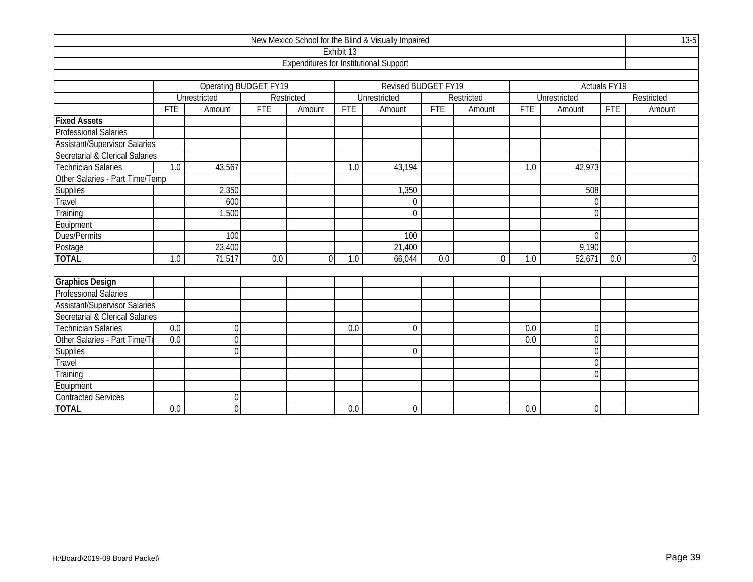New Mexico School for the Blind & Visually Impaired

Exhibit 13

Expenditures for Institutional Support

| | Operating BUDGET FY19 | | | | Revised BUDGET FY19 | | | | Actuals FY19 | | | |
|---|---|---|---|---|---|---|---|---|---|---|---|---|
| | Unrestricted | | Restricted | | Unrestricted | | Restricted | | Unrestricted | | Restricted | |
| | FTE | Amount | FTE | Amount | FTE | Amount | FTE | Amount | FTE | Amount | FTE | Amount |
| **Fixed Assets** | | | | | | | | | | | | |
| Professional Salaries | | | | | | | | | | | | |
| Assistant/Supervisor Salaries | | | | | | | | | | | | |
| Secretarial & Clerical Salaries | | | | | | | | | | | | |
| Technician Salaries | 1.0 | 43,567 | | | 1.0 | 43,194 | | | 1.0 | 42,973 | | |
| Other Salaries - Part Time/Temp | | | | | | | | | | | | |
| Supplies | | 2,350 | | | | 1,350 | | | | 508 | | |
| Travel | | 600 | | | | 0 | | | | 0 | | |
| Training | | 1,500 | | | | 0 | | | | 0 | | |
| Equipment | | | | | | | | | | | | |
| Dues/Permits | | 100 | | | | 100 | | | | 0 | | |
| Postage | | 23,400 | | | | 21,400 | | | | 9,190 | | |
| **TOTAL** | 1.0 | 71,517 | 0.0 | 0 | 1.0 | 66,044 | 0.0 | 0 | 1.0 | 52,671 | 0.0 | 0 |
| | | | | | | | | | | | | |
| **Graphics Design** | | | | | | | | | | | | |
| Professional Salaries | | | | | | | | | | | | |
| Assistant/Supervisor Salaries | | | | | | | | | | | | |
| Secretarial & Clerical Salaries | | | | | | | | | | | | |
| Technician Salaries | 0.0 | 0 | | | 0.0 | 0 | | | 0.0 | 0 | | |
| Other Salaries - Part Time/Te | 0.0 | 0 | | | | | | | 0.0 | 0 | | |
| Supplies | | 0 | | | | 0 | | | | 0 | | |
| Travel | | | | | | | | | | 0 | | |
| Training | | | | | | | | | | 0 | | |
| Equipment | | | | | | | | | | | | |
| Contracted Services | | 0 | | | | | | | | | | |
| **TOTAL** | 0.0 | 0 | | | 0.0 | 0 | | | 0.0 | 0 | | |

H:\Board\2019-09 Board Packet\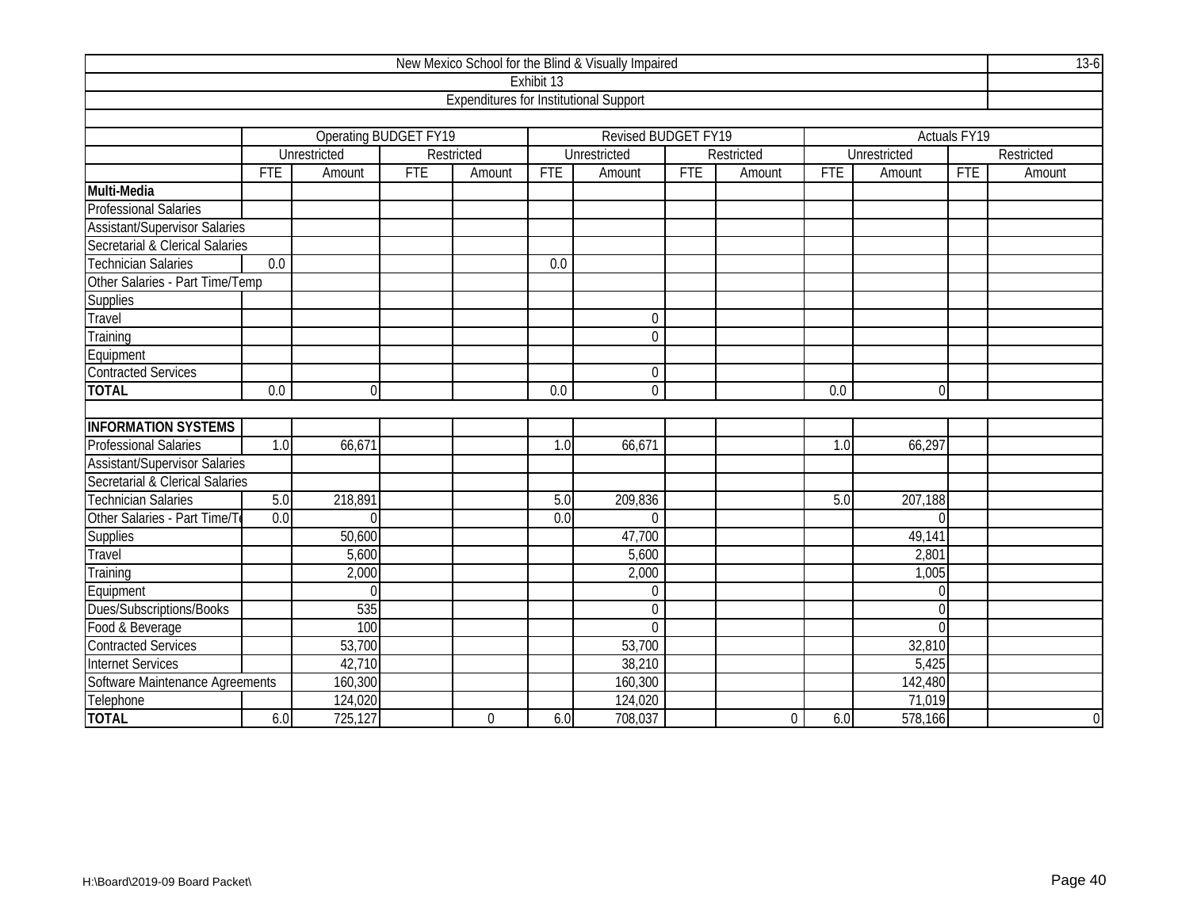| New Mexico School for the Blind & Visually Impaired | | | | | | | | | | | | |
|---|---|---|---|---|---|---|---|---|---|---|---|---|
| Exhibit 13 | | | | | | | | | | | | |
| Expenditures for Institutional Support | | | | | | | | | | | | |
| | Operating BUDGET FY19 | | | | Revised BUDGET FY19 | | | | Actuals FY19 | | | |
| | Unrestricted | | Restricted | | Unrestricted | | Restricted | | Unrestricted | | Restricted | |
| | FTE | Amount | FTE | Amount | FTE | Amount | FTE | Amount | FTE | Amount | FTE | Amount |
| **Multi-Media** | | | | | | | | | | | | |
| Professional Salaries | | | | | | | | | | | | |
| Assistant/Supervisor Salaries | | | | | | | | | | | | |
| Secretarial & Clerical Salaries | | | | | | | | | | | | |
| Technician Salaries | 0.0 | | | | 0.0 | | | | | | | |
| Other Salaries - Part Time/Temp | | | | | | | | | | | | |
| Supplies | | | | | | | | | | | | |
| Travel | | | | | | 0 | | | | | | |
| Training | | | | | | 0 | | | | | | |
| Equipment | | | | | | | | | | | | |
| Contracted Services | | | | | | 0 | | | | | | |
| **TOTAL** | 0.0 | 0 | | | 0.0 | 0 | | | 0.0 | 0 | | |
| | | | | | | | | | | | | |
| **INFORMATION SYSTEMS** | | | | | | | | | | | | |
| Professional Salaries | 1.0 | 66,671 | | | 1.0 | 66,671 | | | 1.0 | 66,297 | | |
| Assistant/Supervisor Salaries | | | | | | | | | | | | |
| Secretarial & Clerical Salaries | | | | | | | | | | | | |
| Technician Salaries | 5.0 | 218,891 | | | 5.0 | 209,836 | | | 5.0 | 207,188 | | |
| Other Salaries - Part Time/Te | 0.0 | 0 | | | 0.0 | 0 | | | | 0 | | |
| Supplies | | 50,600 | | | | 47,700 | | | | 49,141 | | |
| Travel | | 5,600 | | | | 5,600 | | | | 2,801 | | |
| Training | | 2,000 | | | | 2,000 | | | | 1,005 | | |
| Equipment | | 0 | | | | 0 | | | | 0 | | |
| Dues/Subscriptions/Books | | 535 | | | | 0 | | | | 0 | | |
| Food & Beverage | | 100 | | | | 0 | | | | 0 | | |
| Contracted Services | | 53,700 | | | | 53,700 | | | | 32,810 | | |
| Internet Services | | 42,710 | | | | 38,210 | | | | 5,425 | | |
| Software Maintenance Agreements | | 160,300 | | | | 160,300 | | | | 142,480 | | |
| Telephone | | 124,020 | | | | 124,020 | | | | 71,019 | | |
| **TOTAL** | 6.0 | 725,127 | | 0 | 6.0 | 708,037 | | 0 | 6.0 | 578,166 | | 0 |

H:\Board\2019-09 Board Packet\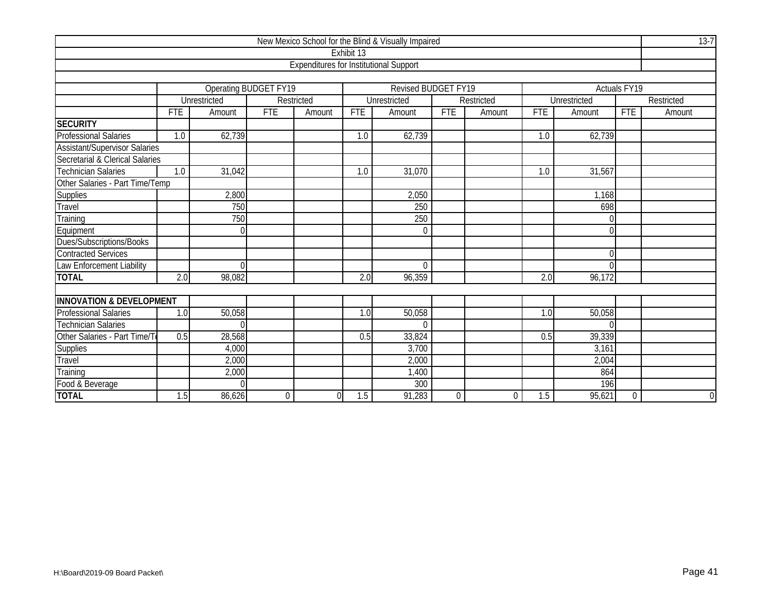| New Mexico School for the Blind & Visually Impaired | | | | | | | | | | | | |
|---|---|---|---|---|---|---|---|---|---|---|---|---|
| Exhibit 13 | | | | | | | | | | | | |
| Expenditures for Institutional Support | | | | | | | | | | | | |
| | Operating BUDGET FY19 | | | | Revised BUDGET FY19 | | | | Actuals FY19 | | | |
| | Unrestricted | | Restricted | | Unrestricted | | Restricted | | Unrestricted | | Restricted | |
| | FTE | Amount | FTE | Amount | FTE | Amount | FTE | Amount | FTE | Amount | FTE | Amount |
| **SECURITY** | | | | | | | | | | | | |
| Professional Salaries | 1.0 | 62,739 | | | 1.0 | 62,739 | | | 1.0 | 62,739 | | |
| Assistant/Supervisor Salaries | | | | | | | | | | | | |
| Secretarial & Clerical Salaries | | | | | | | | | | | | |
| Technician Salaries | 1.0 | 31,042 | | | 1.0 | 31,070 | | | 1.0 | 31,567 | | |
| Other Salaries - Part Time/Temp | | | | | | | | | | | | |
| Supplies | | 2,800 | | | | 2,050 | | | | 1,168 | | |
| Travel | | 750 | | | | 250 | | | | 698 | | |
| Training | | 750 | | | | 250 | | | | 0 | | |
| Equipment | | 0 | | | | 0 | | | | 0 | | |
| Dues/Subscriptions/Books | | | | | | | | | | | | |
| Contracted Services | | | | | | | | | | 0 | | |
| Law Enforcement Liability | | 0 | | | | 0 | | | | 0 | | |
| **TOTAL** | 2.0 | 98,082 | | | 2.0 | 96,359 | | | 2.0 | 96,172 | | |
| | | | | | | | | | | | | |
| **INNOVATION & DEVELOPMENT** | | | | | | | | | | | | |
| Professional Salaries | 1.0 | 50,058 | | | 1.0 | 50,058 | | | 1.0 | 50,058 | | |
| Technician Salaries | | 0 | | | | 0 | | | | 0 | | |
| Other Salaries - Part Time/Te | 0.5 | 28,568 | | | 0.5 | 33,824 | | | 0.5 | 39,339 | | |
| Supplies | | 4,000 | | | | 3,700 | | | | 3,161 | | |
| Travel | | 2,000 | | | | 2,000 | | | | 2,004 | | |
| Training | | 2,000 | | | | 1,400 | | | | 864 | | |
| Food & Beverage | | 0 | | | | 300 | | | | 196 | | |
| **TOTAL** | 1.5 | 86,626 | 0 | 0 | 1.5 | 91,283 | 0 | 0 | 1.5 | 95,621 | 0 | 0 |

H:\Board\2019-09 Board Packet\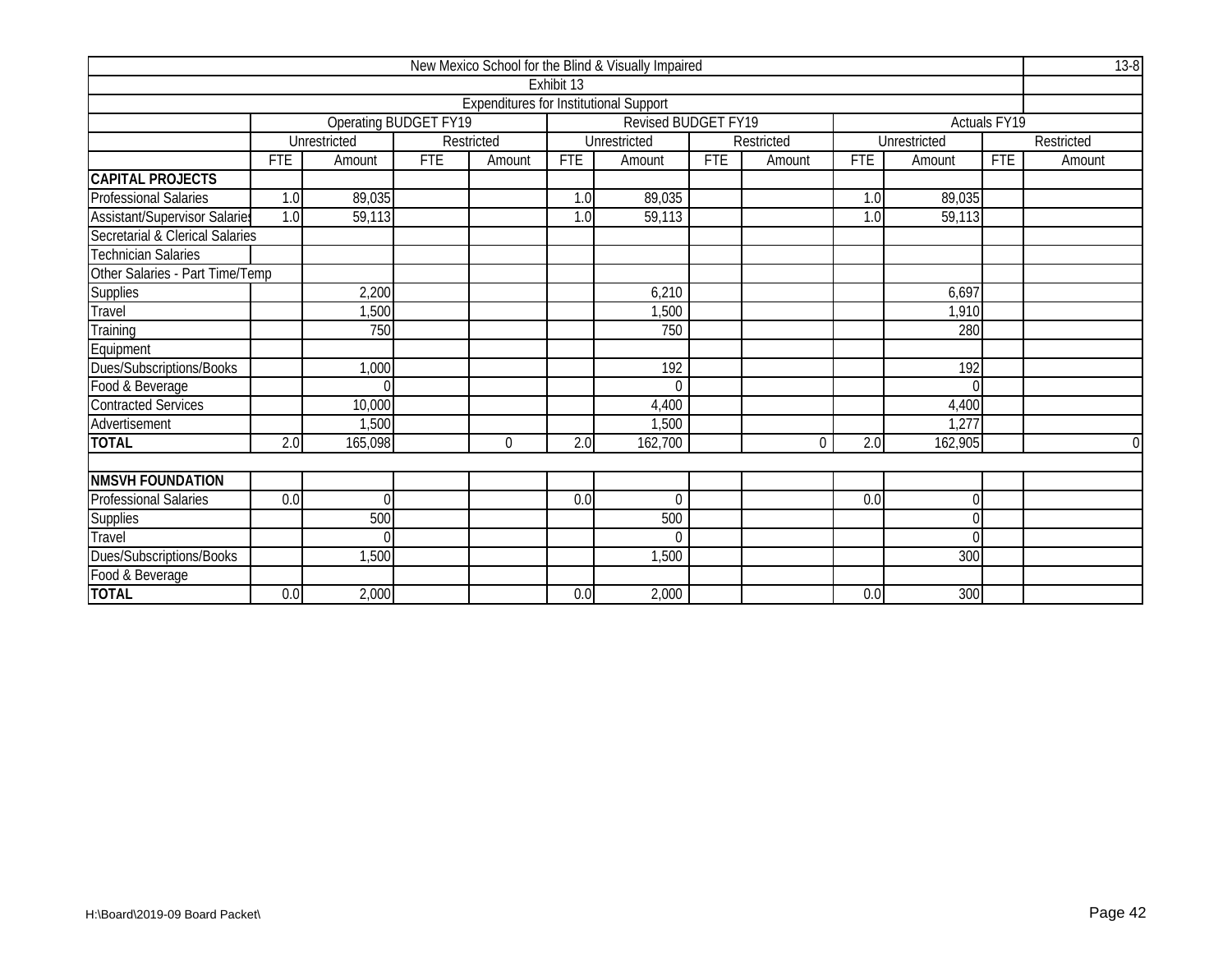| New Mexico School for the Blind & Visually Impaired | | | | | | | | | | | | | 13-8 |
|---|---|---|---|---|---|---|---|---|---|---|---|---|---|
| Exhibit 13 | | | | | | | | | | | | | |
| Expenditures for Institutional Support | | | | | | | | | | | | | |
| | Operating BUDGET FY19 | | | | Revised BUDGET FY19 | | | | Actuals FY19 | | | | |
| | Unrestricted | | Restricted | | Unrestricted | | Restricted | | Unrestricted | | Restricted | | |
| | FTE | Amount | FTE | Amount | FTE | Amount | FTE | Amount | FTE | Amount | FTE | Amount | |
| **CAPITAL PROJECTS** | | | | | | | | | | | | | |
| Professional Salaries | 1.0 | 89,035 | | | 1.0 | 89,035 | | | 1.0 | 89,035 | | | |
| Assistant/Supervisor Salaries | 1.0 | 59,113 | | | 1.0 | 59,113 | | | 1.0 | 59,113 | | | |
| Secretarial & Clerical Salaries | | | | | | | | | | | | | |
| Technician Salaries | | | | | | | | | | | | | |
| Other Salaries - Part Time/Temp | | | | | | | | | | | | | |
| Supplies | | 2,200 | | | | 6,210 | | | | 6,697 | | | |
| Travel | | 1,500 | | | | 1,500 | | | | 1,910 | | | |
| Training | | 750 | | | | 750 | | | | 280 | | | |
| Equipment | | | | | | | | | | | | | |
| Dues/Subscriptions/Books | | 1,000 | | | | 192 | | | | 192 | | | |
| Food & Beverage | | 0 | | | | 0 | | | | 0 | | | |
| Contracted Services | | 10,000 | | | | 4,400 | | | | 4,400 | | | |
| Advertisement | | 1,500 | | | | 1,500 | | | | 1,277 | | | |
| **TOTAL** | 2.0 | 165,098 | | 0 | 2.0 | 162,700 | | 0 | 2.0 | 162,905 | | 0 | |
| | | | | | | | | | | | | | |
| **NMSVH FOUNDATION** | | | | | | | | | | | | | |
| Professional Salaries | 0.0 | 0 | | | 0.0 | 0 | | | 0.0 | 0 | | | |
| Supplies | | 500 | | | | 500 | | | | 0 | | | |
| Travel | | 0 | | | | 0 | | | | 0 | | | |
| Dues/Subscriptions/Books | | 1,500 | | | | 1,500 | | | | 300 | | | |
| Food & Beverage | | | | | | | | | | | | | |
| **TOTAL** | 0.0 | 2,000 | | | 0.0 | 2,000 | | | 0.0 | 300 | | | |

H:\Board\2019-09 Board Packet\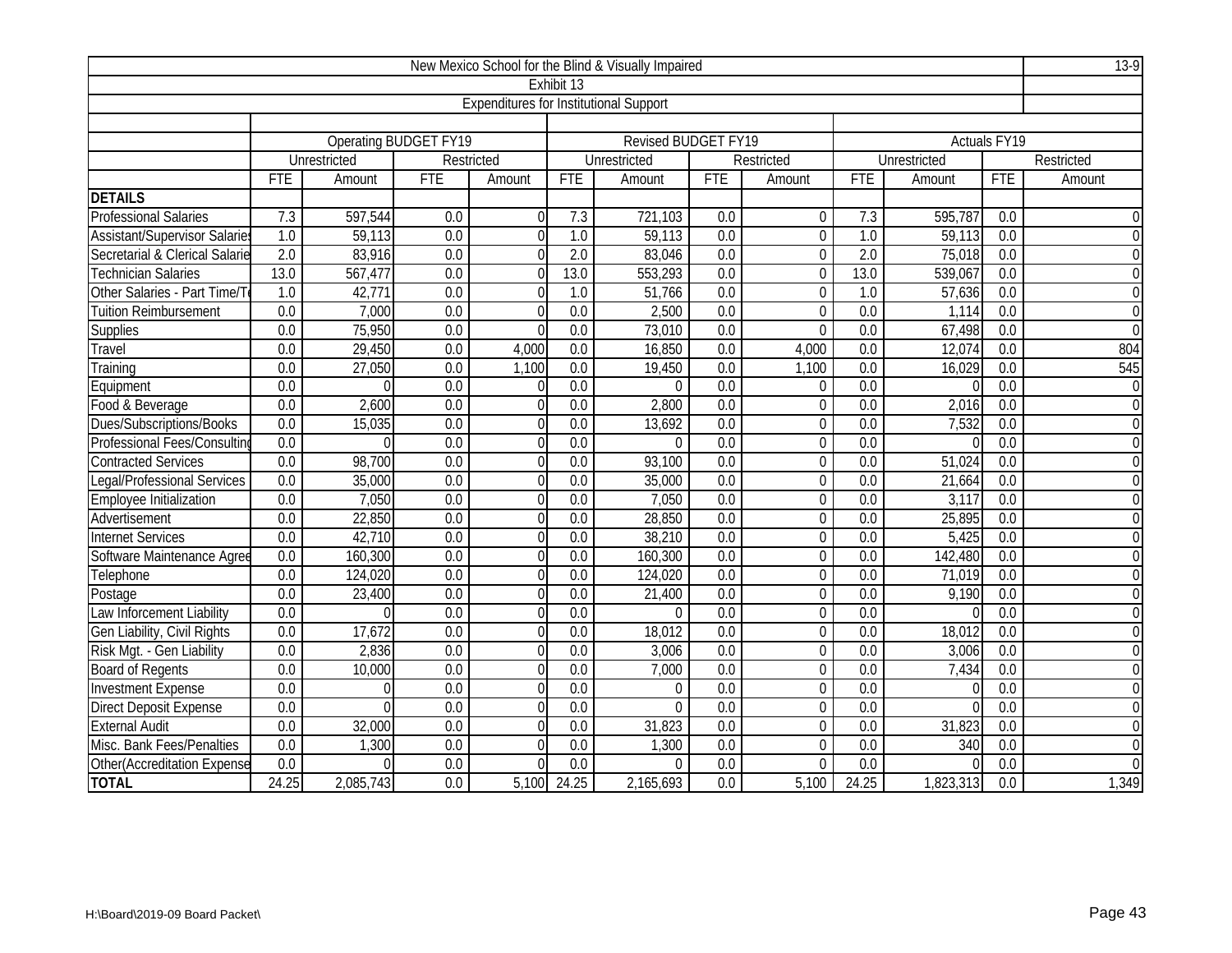| New Mexico School for the Blind & Visually Impaired | | | | | | | | | | | | | 13-9 |
|---|---|---|---|---|---|---|---|---|---|---|---|---|---|
| Exhibit 13 | | | | | | | | | | | | | |
| Expenditures for Institutional Support | | | | | | | | | | | | | |
| | Operating BUDGET FY19 | | | | Revised BUDGET FY19 | | | | Actuals FY19 | | | | |
| | Unrestricted | | Restricted | | Unrestricted | | Restricted | | Unrestricted | | Restricted | | |
| | FTE | Amount | FTE | Amount | FTE | Amount | FTE | Amount | FTE | Amount | FTE | Amount | |
| **DETAILS** | | | | | | | | | | | | | |
| Professional Salaries | 7.3 | 597,544 | 0.0 | 0 | 7.3 | 721,103 | 0.0 | 0 | 7.3 | 595,787 | 0.0 | 0 | |
| Assistant/Supervisor Salaries | 1.0 | 59,113 | 0.0 | 0 | 1.0 | 59,113 | 0.0 | 0 | 1.0 | 59,113 | 0.0 | 0 | |
| Secretarial & Clerical Salarie | 2.0 | 83,916 | 0.0 | 0 | 2.0 | 83,046 | 0.0 | 0 | 2.0 | 75,018 | 0.0 | 0 | |
| Technician Salaries | 13.0 | 567,477 | 0.0 | 0 | 13.0 | 553,293 | 0.0 | 0 | 13.0 | 539,067 | 0.0 | 0 | |
| Other Salaries - Part Time/T | 1.0 | 42,771 | 0.0 | 0 | 1.0 | 51,766 | 0.0 | 0 | 1.0 | 57,636 | 0.0 | 0 | |
| Tuition Reimbursement | 0.0 | 7,000 | 0.0 | 0 | 0.0 | 2,500 | 0.0 | 0 | 0.0 | 1,114 | 0.0 | 0 | |
| Supplies | 0.0 | 75,950 | 0.0 | 0 | 0.0 | 73,010 | 0.0 | 0 | 0.0 | 67,498 | 0.0 | 0 | |
| Travel | 0.0 | 29,450 | 0.0 | 4,000 | 0.0 | 16,850 | 0.0 | 4,000 | 0.0 | 12,074 | 0.0 | 804 | |
| Training | 0.0 | 27,050 | 0.0 | 1,100 | 0.0 | 19,450 | 0.0 | 1,100 | 0.0 | 16,029 | 0.0 | 545 | |
| Equipment | 0.0 | 0 | 0.0 | 0 | 0.0 | 0 | 0.0 | 0 | 0.0 | 0 | 0.0 | 0 | |
| Food & Beverage | 0.0 | 2,600 | 0.0 | 0 | 0.0 | 2,800 | 0.0 | 0 | 0.0 | 2,016 | 0.0 | 0 | |
| Dues/Subscriptions/Books | 0.0 | 15,035 | 0.0 | 0 | 0.0 | 13,692 | 0.0 | 0 | 0.0 | 7,532 | 0.0 | 0 | |
| Professional Fees/Consulting | 0.0 | 0 | 0.0 | 0 | 0.0 | 0 | 0.0 | 0 | 0.0 | 0 | 0.0 | 0 | |
| Contracted Services | 0.0 | 98,700 | 0.0 | 0 | 0.0 | 93,100 | 0.0 | 0 | 0.0 | 51,024 | 0.0 | 0 | |
| Legal/Professional Services | 0.0 | 35,000 | 0.0 | 0 | 0.0 | 35,000 | 0.0 | 0 | 0.0 | 21,664 | 0.0 | 0 | |
| Employee Initialization | 0.0 | 7,050 | 0.0 | 0 | 0.0 | 7,050 | 0.0 | 0 | 0.0 | 3,117 | 0.0 | 0 | |
| Advertisement | 0.0 | 22,850 | 0.0 | 0 | 0.0 | 28,850 | 0.0 | 0 | 0.0 | 25,895 | 0.0 | 0 | |
| Internet Services | 0.0 | 42,710 | 0.0 | 0 | 0.0 | 38,210 | 0.0 | 0 | 0.0 | 5,425 | 0.0 | 0 | |
| Software Maintenance Agree | 0.0 | 160,300 | 0.0 | 0 | 0.0 | 160,300 | 0.0 | 0 | 0.0 | 142,480 | 0.0 | 0 | |
| Telephone | 0.0 | 124,020 | 0.0 | 0 | 0.0 | 124,020 | 0.0 | 0 | 0.0 | 71,019 | 0.0 | 0 | |
| Postage | 0.0 | 23,400 | 0.0 | 0 | 0.0 | 21,400 | 0.0 | 0 | 0.0 | 9,190 | 0.0 | 0 | |
| Law Inforcement Liability | 0.0 | 0 | 0.0 | 0 | 0.0 | 0 | 0.0 | 0 | 0.0 | 0 | 0.0 | 0 | |
| Gen Liability, Civil Rights | 0.0 | 17,672 | 0.0 | 0 | 0.0 | 18,012 | 0.0 | 0 | 0.0 | 18,012 | 0.0 | 0 | |
| Risk Mgt. - Gen Liability | 0.0 | 2,836 | 0.0 | 0 | 0.0 | 3,006 | 0.0 | 0 | 0.0 | 3,006 | 0.0 | 0 | |
| Board of Regents | 0.0 | 10,000 | 0.0 | 0 | 0.0 | 7,000 | 0.0 | 0 | 0.0 | 7,434 | 0.0 | 0 | |
| Investment Expense | 0.0 | 0 | 0.0 | 0 | 0.0 | 0 | 0.0 | 0 | 0.0 | 0 | 0.0 | 0 | |
| Direct Deposit Expense | 0.0 | 0 | 0.0 | 0 | 0.0 | 0 | 0.0 | 0 | 0.0 | 0 | 0.0 | 0 | |
| External Audit | 0.0 | 32,000 | 0.0 | 0 | 0.0 | 31,823 | 0.0 | 0 | 0.0 | 31,823 | 0.0 | 0 | |
| Misc. Bank Fees/Penalties | 0.0 | 1,300 | 0.0 | 0 | 0.0 | 1,300 | 0.0 | 0 | 0.0 | 340 | 0.0 | 0 | |
| Other(Accreditation Expense | 0.0 | 0 | 0.0 | 0 | 0.0 | 0 | 0.0 | 0 | 0.0 | 0 | 0.0 | 0 | |
| **TOTAL** | 24.25 | 2,085,743 | 0.0 | 5,100 | 24.25 | 2,165,693 | 0.0 | 5,100 | 24.25 | 1,823,313 | 0.0 | 1,349 | |

H:\Board\2019-09 Board Packet\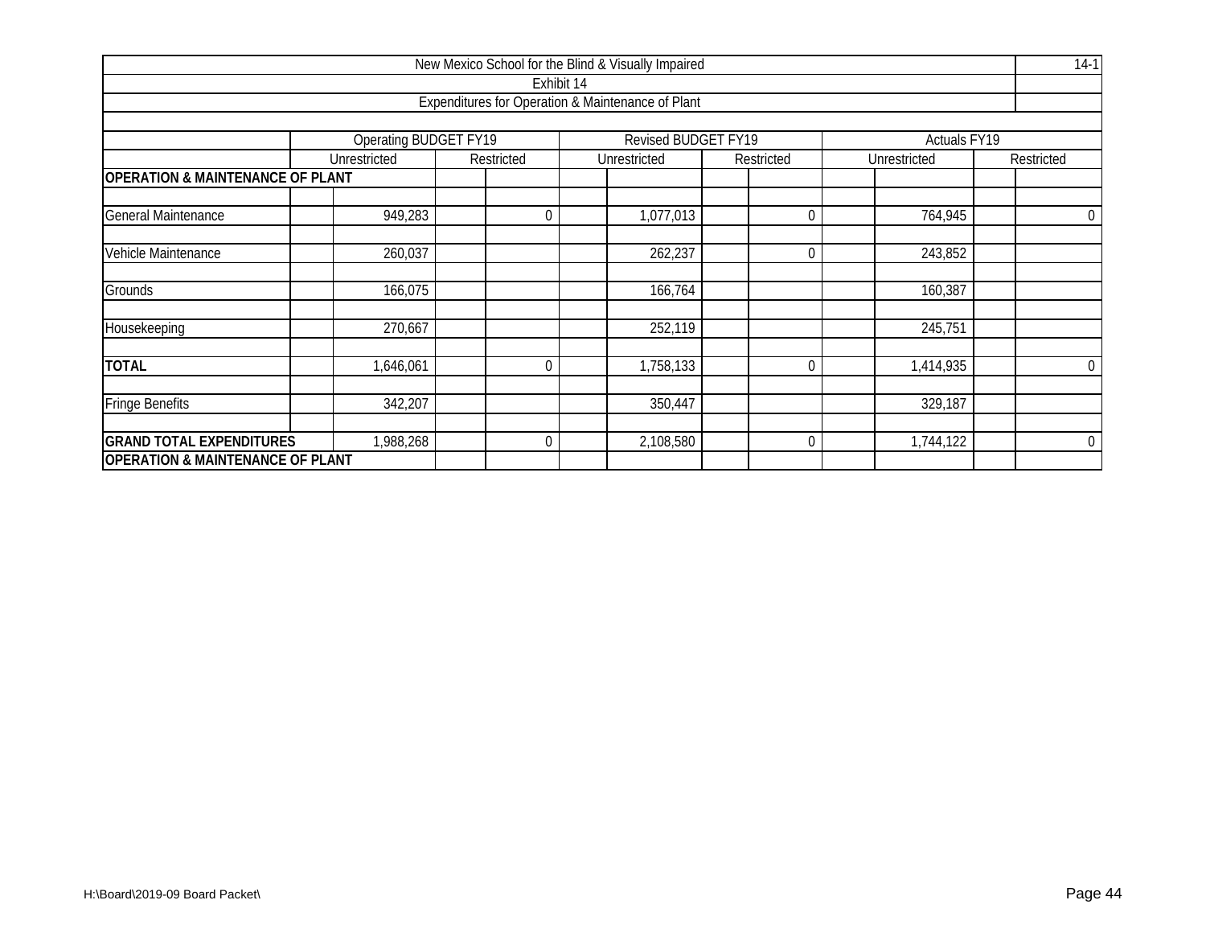New Mexico School for the Blind & Visually Impaired

14-1

Exhibit 14

Expenditures for Operation & Maintenance of Plant

| | Operating BUDGET FY19 | | Revised BUDGET FY19 | | Actuals FY19 | |
|---|---|---|---|---|---|---|
| | Unrestricted | Restricted | Unrestricted | Restricted | Unrestricted | Restricted |
| **OPERATION & MAINTENANCE OF PLANT** | | | | | | |
| General Maintenance | 949,283 | 0 | 1,077,013 | 0 | 764,945 | 0 |
| Vehicle Maintenance | 260,037 | | 262,237 | 0 | 243,852 | |
| Grounds | 166,075 | | 166,764 | | 160,387 | |
| Housekeeping | 270,667 | | 252,119 | | 245,751 | |
| **TOTAL** | 1,646,061 | 0 | 1,758,133 | 0 | 1,414,935 | 0 |
| Fringe Benefits | 342,207 | | 350,447 | | 329,187 | |
| **GRAND TOTAL EXPENDITURES** | 1,988,268 | 0 | 2,108,580 | 0 | 1,744,122 | 0 |
| **OPERATION & MAINTENANCE OF PLANT** | | | | | | |

H:\Board\2019-09 Board Packet\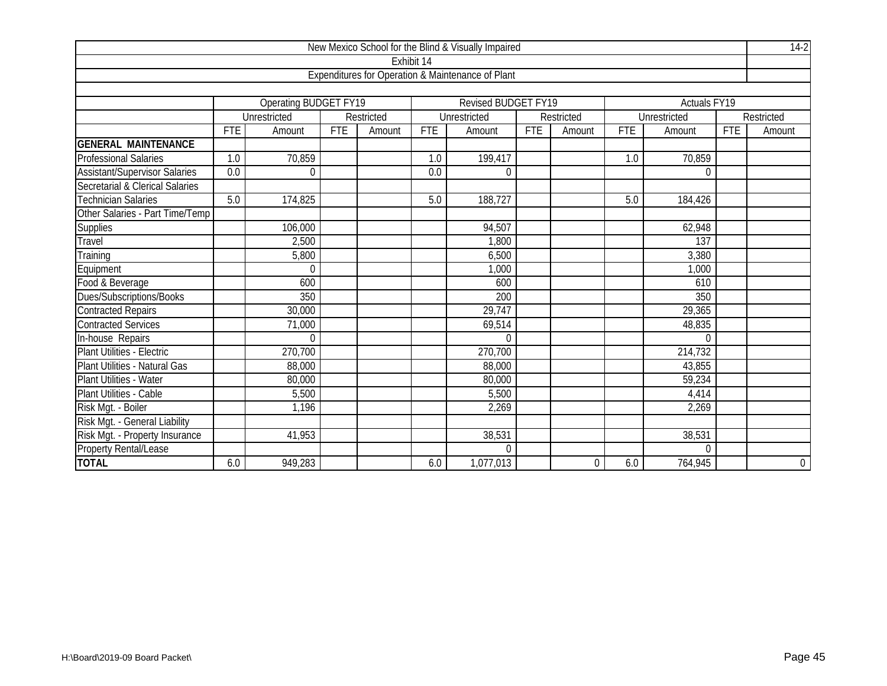| New Mexico School for the Blind & Visually Impaired | | | | | | | | | | | | | 14-2 |
|---|---|---|---|---|---|---|---|---|---|---|---|---|---|
| Exhibit 14 | | | | | | | | | | | | | |
| Expenditures for Operation & Maintenance of Plant | | | | | | | | | | | | | |
| | Operating BUDGET FY19 | | | | Revised BUDGET FY19 | | | | Actuals FY19 | | | | |
| | Unrestricted | | Restricted | | Unrestricted | | Restricted | | Unrestricted | | Restricted | | |
| | FTE | Amount | FTE | Amount | FTE | Amount | FTE | Amount | FTE | Amount | FTE | Amount | |
| **GENERAL MAINTENANCE** | | | | | | | | | | | | | |
| Professional Salaries | 1.0 | 70,859 | | | 1.0 | 199,417 | | | 1.0 | 70,859 | | | |
| Assistant/Supervisor Salaries | 0.0 | 0 | | | 0.0 | 0 | | | | 0 | | | |
| Secretarial & Clerical Salaries | | | | | | | | | | | | | |
| Technician Salaries | 5.0 | 174,825 | | | 5.0 | 188,727 | | | 5.0 | 184,426 | | | |
| Other Salaries - Part Time/Temp | | | | | | | | | | | | | |
| Supplies | | 106,000 | | | | 94,507 | | | | 62,948 | | | |
| Travel | | 2,500 | | | | 1,800 | | | | 137 | | | |
| Training | | 5,800 | | | | 6,500 | | | | 3,380 | | | |
| Equipment | | 0 | | | | 1,000 | | | | 1,000 | | | |
| Food & Beverage | | 600 | | | | 600 | | | | 610 | | | |
| Dues/Subscriptions/Books | | 350 | | | | 200 | | | | 350 | | | |
| Contracted Repairs | | 30,000 | | | | 29,747 | | | | 29,365 | | | |
| Contracted Services | | 71,000 | | | | 69,514 | | | | 48,835 | | | |
| In-house Repairs | | 0 | | | | 0 | | | | 0 | | | |
| Plant Utilities - Electric | | 270,700 | | | | 270,700 | | | | 214,732 | | | |
| Plant Utilities - Natural Gas | | 88,000 | | | | 88,000 | | | | 43,855 | | | |
| Plant Utilities - Water | | 80,000 | | | | 80,000 | | | | 59,234 | | | |
| Plant Utilities - Cable | | 5,500 | | | | 5,500 | | | | 4,414 | | | |
| Risk Mgt. - Boiler | | 1,196 | | | | 2,269 | | | | 2,269 | | | |
| Risk Mgt. - General Liability | | | | | | | | | | | | | |
| Risk Mgt. - Property Insurance | | 41,953 | | | | 38,531 | | | | 38,531 | | | |
| Property Rental/Lease | | | | | | 0 | | | | 0 | | | |
| **TOTAL** | 6.0 | 949,283 | | | 6.0 | 1,077,013 | | 0 | 6.0 | 764,945 | | 0 | |

H:\Board\2019-09 Board Packet\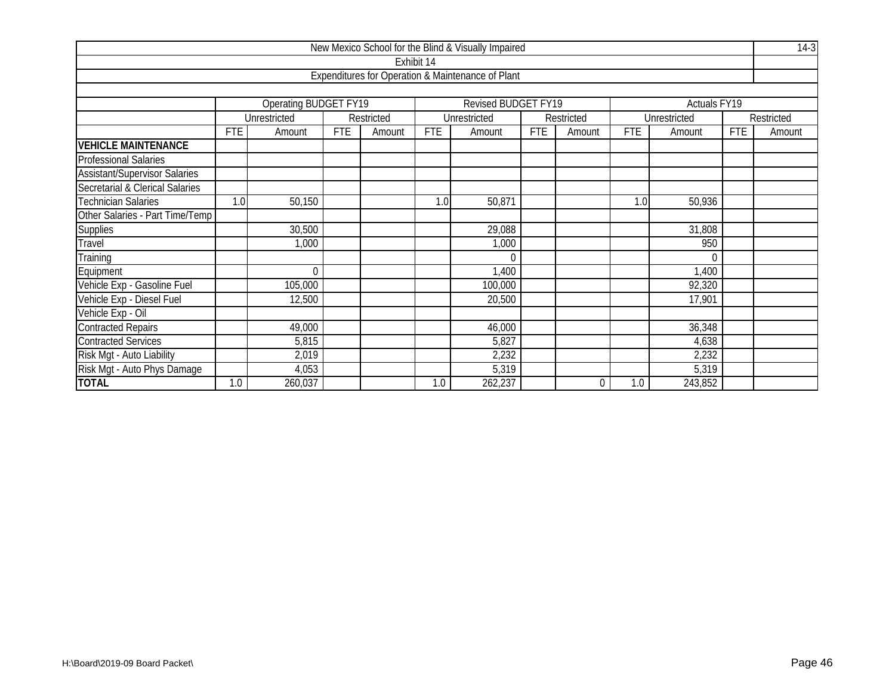New Mexico School for the Blind & Visually Impaired

Exhibit 14

Expenditures for Operation & Maintenance of Plant

14-3

| | Operating BUDGET FY19 | | | | Revised BUDGET FY19 | | | | Actuals FY19 | | | |
|---|---|---|---|---|---|---|---|---|---|---|---|---|
| | Unrestricted | | Restricted | | Unrestricted | | Restricted | | Unrestricted | | Restricted | |
| | FTE | Amount | FTE | Amount | FTE | Amount | FTE | Amount | FTE | Amount | FTE | Amount |
| **VEHICLE MAINTENANCE** | | | | | | | | | | | | |
| Professional Salaries | | | | | | | | | | | | |
| Assistant/Supervisor Salaries | | | | | | | | | | | | |
| Secretarial & Clerical Salaries | | | | | | | | | | | | |
| Technician Salaries | 1.0 | 50,150 | | | 1.0 | 50,871 | | | 1.0 | 50,936 | | |
| Other Salaries - Part Time/Temp | | | | | | | | | | | | |
| Supplies | | 30,500 | | | | 29,088 | | | | 31,808 | | |
| Travel | | 1,000 | | | | 1,000 | | | | 950 | | |
| Training | | | | | | 0 | | | | 0 | | |
| Equipment | | 0 | | | | 1,400 | | | | 1,400 | | |
| Vehicle Exp - Gasoline Fuel | | 105,000 | | | | 100,000 | | | | 92,320 | | |
| Vehicle Exp - Diesel Fuel | | 12,500 | | | | 20,500 | | | | 17,901 | | |
| Vehicle Exp - Oil | | | | | | | | | | | | |
| Contracted Repairs | | 49,000 | | | | 46,000 | | | | 36,348 | | |
| Contracted Services | | 5,815 | | | | 5,827 | | | | 4,638 | | |
| Risk Mgt - Auto Liability | | 2,019 | | | | 2,232 | | | | 2,232 | | |
| Risk Mgt - Auto Phys Damage | | 4,053 | | | | 5,319 | | | | 5,319 | | |
| **TOTAL** | 1.0 | 260,037 | | | 1.0 | 262,237 | | 0 | 1.0 | 243,852 | | |

H:\Board\2019-09 Board Packet\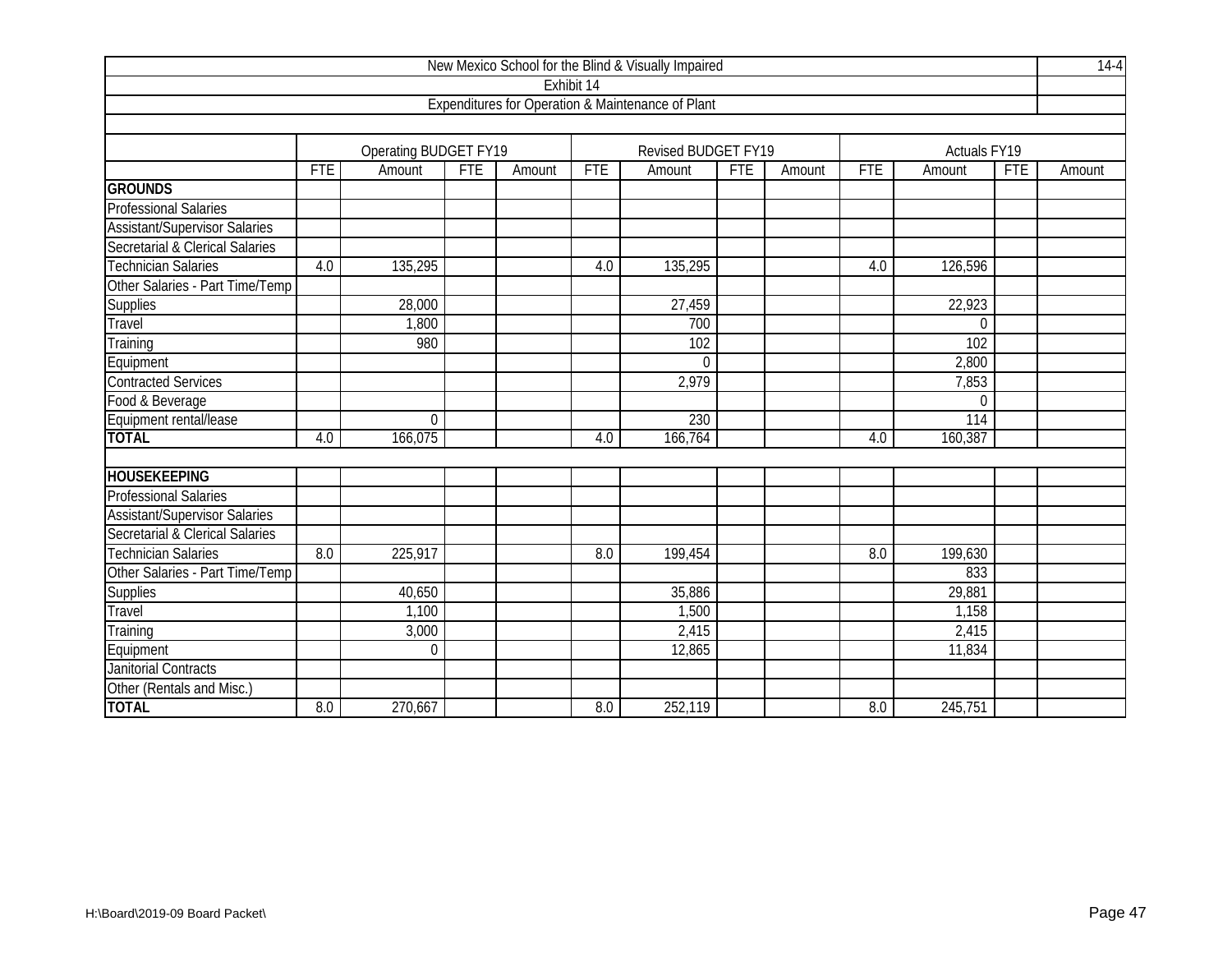New Mexico School for the Blind & Visually Impaired

Exhibit 14

Expenditures for Operation & Maintenance of Plant

| | Operating BUDGET FY19 | | | | Revised BUDGET FY19 | | | | Actuals FY19 | | | |
|---|---|---|---|---|---|---|---|---|---|---|---|---|
| | FTE | Amount | FTE | Amount | FTE | Amount | FTE | Amount | FTE | Amount | FTE | Amount |
| **GROUNDS** | | | | | | | | | | | | |
| Professional Salaries | | | | | | | | | | | | |
| Assistant/Supervisor Salaries | | | | | | | | | | | | |
| Secretarial & Clerical Salaries | | | | | | | | | | | | |
| Technician Salaries | 4.0 | 135,295 | | | 4.0 | 135,295 | | | 4.0 | 126,596 | | |
| Other Salaries - Part Time/Temp | | | | | | | | | | | | |
| Supplies | | 28,000 | | | | 27,459 | | | | 22,923 | | |
| Travel | | 1,800 | | | | 700 | | | | 0 | | |
| Training | | 980 | | | | 102 | | | | 102 | | |
| Equipment | | | | | | 0 | | | | 2,800 | | |
| Contracted Services | | | | | | 2,979 | | | | 7,853 | | |
| Food & Beverage | | | | | | | | | | 0 | | |
| Equipment rental/lease | | 0 | | | | 230 | | | | 114 | | |
| **TOTAL** | 4.0 | 166,075 | | | 4.0 | 166,764 | | | 4.0 | 160,387 | | |
| | | | | | | | | | | | | |
| **HOUSEKEEPING** | | | | | | | | | | | | |
| Professional Salaries | | | | | | | | | | | | |
| Assistant/Supervisor Salaries | | | | | | | | | | | | |
| Secretarial & Clerical Salaries | | | | | | | | | | | | |
| Technician Salaries | 8.0 | 225,917 | | | 8.0 | 199,454 | | | 8.0 | 199,630 | | |
| Other Salaries - Part Time/Temp | | | | | | | | | | 833 | | |
| Supplies | | 40,650 | | | | 35,886 | | | | 29,881 | | |
| Travel | | 1,100 | | | | 1,500 | | | | 1,158 | | |
| Training | | 3,000 | | | | 2,415 | | | | 2,415 | | |
| Equipment | | 0 | | | | 12,865 | | | | 11,834 | | |
| Janitorial Contracts | | | | | | | | | | | | |
| Other (Rentals and Misc.) | | | | | | | | | | | | |
| **TOTAL** | 8.0 | 270,667 | | | 8.0 | 252,119 | | | 8.0 | 245,751 | | |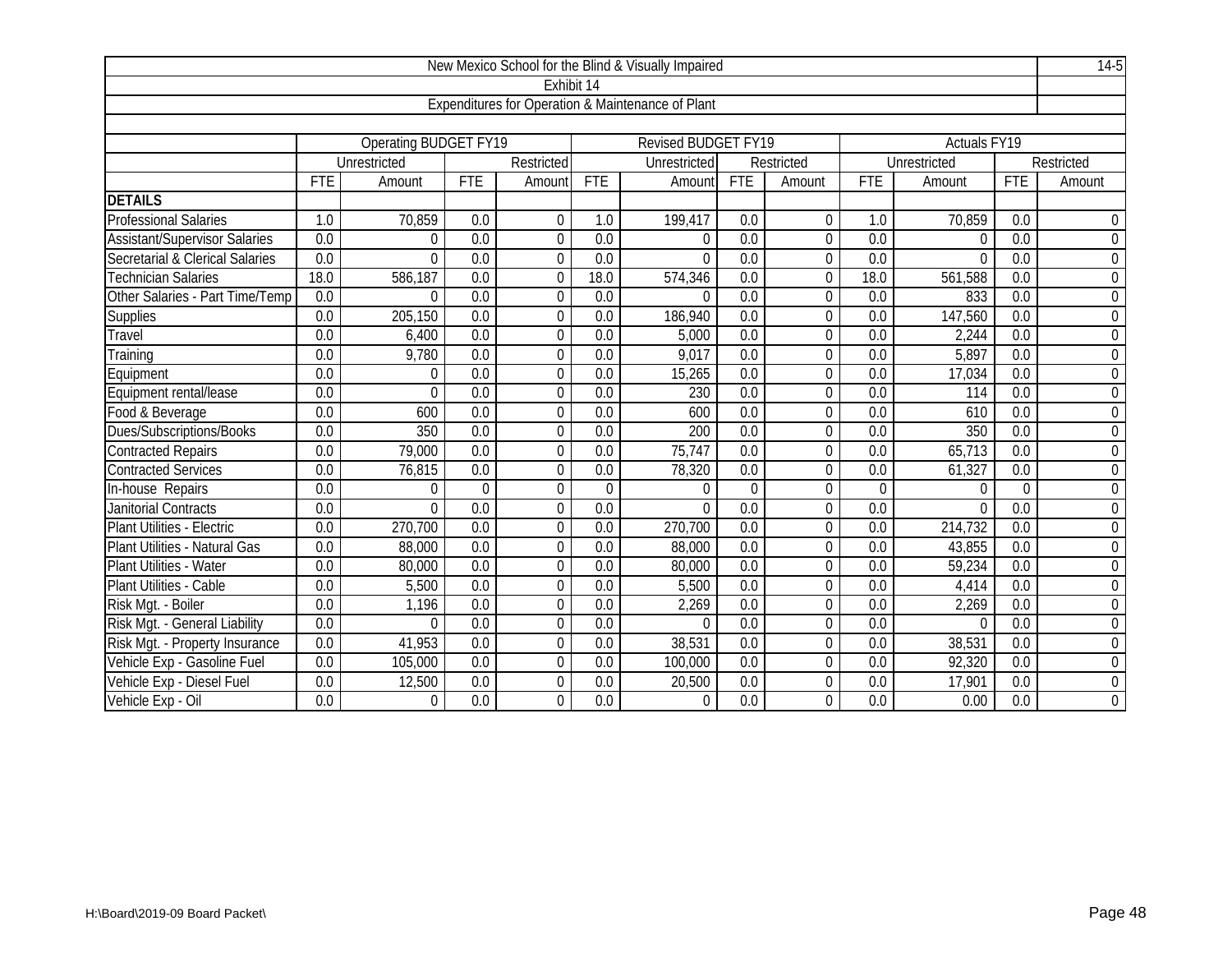New Mexico School for the Blind & Visually Impaired

Exhibit 14

Expenditures for Operation & Maintenance of Plant

| | Operating BUDGET FY19 | | | | Revised BUDGET FY19 | | | | Actuals FY19 | | | |
|---|---|---|---|---|---|---|---|---|---|---|---|---|
| | Unrestricted | | Restricted | | Unrestricted | | Restricted | | Unrestricted | | Restricted | |
| | FTE | Amount | FTE | Amount | FTE | Amount | FTE | Amount | FTE | Amount | FTE | Amount |
| **DETAILS** | | | | | | | | | | | | |
| Professional Salaries | 1.0 | 70,859 | 0.0 | 0 | 1.0 | 199,417 | 0.0 | 0 | 1.0 | 70,859 | 0.0 | 0 |
| Assistant/Supervisor Salaries | 0.0 | 0 | 0.0 | 0 | 0.0 | 0 | 0.0 | 0 | 0.0 | 0 | 0.0 | 0 |
| Secretarial & Clerical Salaries | 0.0 | 0 | 0.0 | 0 | 0.0 | 0 | 0.0 | 0 | 0.0 | 0 | 0.0 | 0 |
| Technician Salaries | 18.0 | 586,187 | 0.0 | 0 | 18.0 | 574,346 | 0.0 | 0 | 18.0 | 561,588 | 0.0 | 0 |
| Other Salaries - Part Time/Temp | 0.0 | 0 | 0.0 | 0 | 0.0 | 0 | 0.0 | 0 | 0.0 | 833 | 0.0 | 0 |
| Supplies | 0.0 | 205,150 | 0.0 | 0 | 0.0 | 186,940 | 0.0 | 0 | 0.0 | 147,560 | 0.0 | 0 |
| Travel | 0.0 | 6,400 | 0.0 | 0 | 0.0 | 5,000 | 0.0 | 0 | 0.0 | 2,244 | 0.0 | 0 |
| Training | 0.0 | 9,780 | 0.0 | 0 | 0.0 | 9,017 | 0.0 | 0 | 0.0 | 5,897 | 0.0 | 0 |
| Equipment | 0.0 | 0 | 0.0 | 0 | 0.0 | 15,265 | 0.0 | 0 | 0.0 | 17,034 | 0.0 | 0 |
| Equipment rental/lease | 0.0 | 0 | 0.0 | 0 | 0.0 | 230 | 0.0 | 0 | 0.0 | 114 | 0.0 | 0 |
| Food & Beverage | 0.0 | 600 | 0.0 | 0 | 0.0 | 600 | 0.0 | 0 | 0.0 | 610 | 0.0 | 0 |
| Dues/Subscriptions/Books | 0.0 | 350 | 0.0 | 0 | 0.0 | 200 | 0.0 | 0 | 0.0 | 350 | 0.0 | 0 |
| Contracted Repairs | 0.0 | 79,000 | 0.0 | 0 | 0.0 | 75,747 | 0.0 | 0 | 0.0 | 65,713 | 0.0 | 0 |
| Contracted Services | 0.0 | 76,815 | 0.0 | 0 | 0.0 | 78,320 | 0.0 | 0 | 0.0 | 61,327 | 0.0 | 0 |
| In-house Repairs | 0.0 | 0 | 0 | 0 | 0 | 0 | 0 | 0 | 0 | 0 | 0 | 0 |
| Janitorial Contracts | 0.0 | 0 | 0.0 | 0 | 0.0 | 0 | 0.0 | 0 | 0.0 | 0 | 0.0 | 0 |
| Plant Utilities - Electric | 0.0 | 270,700 | 0.0 | 0 | 0.0 | 270,700 | 0.0 | 0 | 0.0 | 214,732 | 0.0 | 0 |
| Plant Utilities - Natural Gas | 0.0 | 88,000 | 0.0 | 0 | 0.0 | 88,000 | 0.0 | 0 | 0.0 | 43,855 | 0.0 | 0 |
| Plant Utilities - Water | 0.0 | 80,000 | 0.0 | 0 | 0.0 | 80,000 | 0.0 | 0 | 0.0 | 59,234 | 0.0 | 0 |
| Plant Utilities - Cable | 0.0 | 5,500 | 0.0 | 0 | 0.0 | 5,500 | 0.0 | 0 | 0.0 | 4,414 | 0.0 | 0 |
| Risk Mgt. - Boiler | 0.0 | 1,196 | 0.0 | 0 | 0.0 | 2,269 | 0.0 | 0 | 0.0 | 2,269 | 0.0 | 0 |
| Risk Mgt. - General Liability | 0.0 | 0 | 0.0 | 0 | 0.0 | 0 | 0.0 | 0 | 0.0 | 0 | 0.0 | 0 |
| Risk Mgt. - Property Insurance | 0.0 | 41,953 | 0.0 | 0 | 0.0 | 38,531 | 0.0 | 0 | 0.0 | 38,531 | 0.0 | 0 |
| Vehicle Exp - Gasoline Fuel | 0.0 | 105,000 | 0.0 | 0 | 0.0 | 100,000 | 0.0 | 0 | 0.0 | 92,320 | 0.0 | 0 |
| Vehicle Exp - Diesel Fuel | 0.0 | 12,500 | 0.0 | 0 | 0.0 | 20,500 | 0.0 | 0 | 0.0 | 17,901 | 0.0 | 0 |
| Vehicle Exp - Oil | 0.0 | 0 | 0.0 | 0 | 0.0 | 0 | 0.0 | 0 | 0.0 | 0.00 | 0.0 | 0 |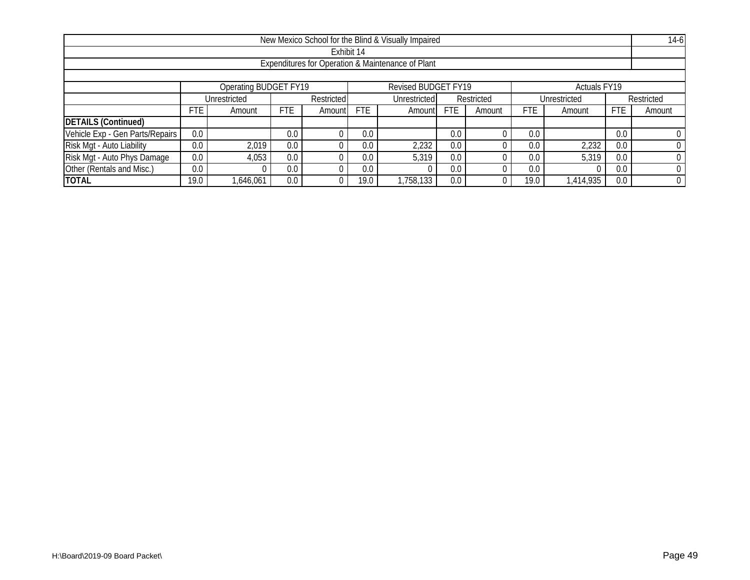| New Mexico School for the Blind & Visually Impaired | | | | | | | | | | | | |
|---|---|---|---|---|---|---|---|---|---|---|---|---|
| Exhibit 14 | | | | | | | | | | | | |
| Expenditures for Operation & Maintenance of Plant | | | | | | | | | | | | |
| | Operating BUDGET FY19 | | | | Revised BUDGET FY19 | | | | Actuals FY19 | | | |
| | Unrestricted | | Restricted | | Unrestricted | | Restricted | | Unrestricted | | Restricted | |
| | FTE | Amount | FTE | Amount | FTE | Amount | FTE | Amount | FTE | Amount | FTE | Amount |
| **DETAILS (Continued)** | | | | | | | | | | | | |
| Vehicle Exp - Gen Parts/Repairs | 0.0 | | 0.0 | 0 | 0.0 | | 0.0 | 0 | 0.0 | | 0.0 | 0 |
| Risk Mgt - Auto Liability | 0.0 | 2,019 | 0.0 | 0 | 0.0 | 2,232 | 0.0 | 0 | 0.0 | 2,232 | 0.0 | 0 |
| Risk Mgt - Auto Phys Damage | 0.0 | 4,053 | 0.0 | 0 | 0.0 | 5,319 | 0.0 | 0 | 0.0 | 5,319 | 0.0 | 0 |
| Other (Rentals and Misc.) | 0.0 | 0 | 0.0 | 0 | 0.0 | 0 | 0.0 | 0 | 0.0 | 0 | 0.0 | 0 |
| **TOTAL** | 19.0 | 1,646,061 | 0.0 | 0 | 19.0 | 1,758,133 | 0.0 | 0 | 19.0 | 1,414,935 | 0.0 | 0 |

H:\Board\2019-09 Board Packet\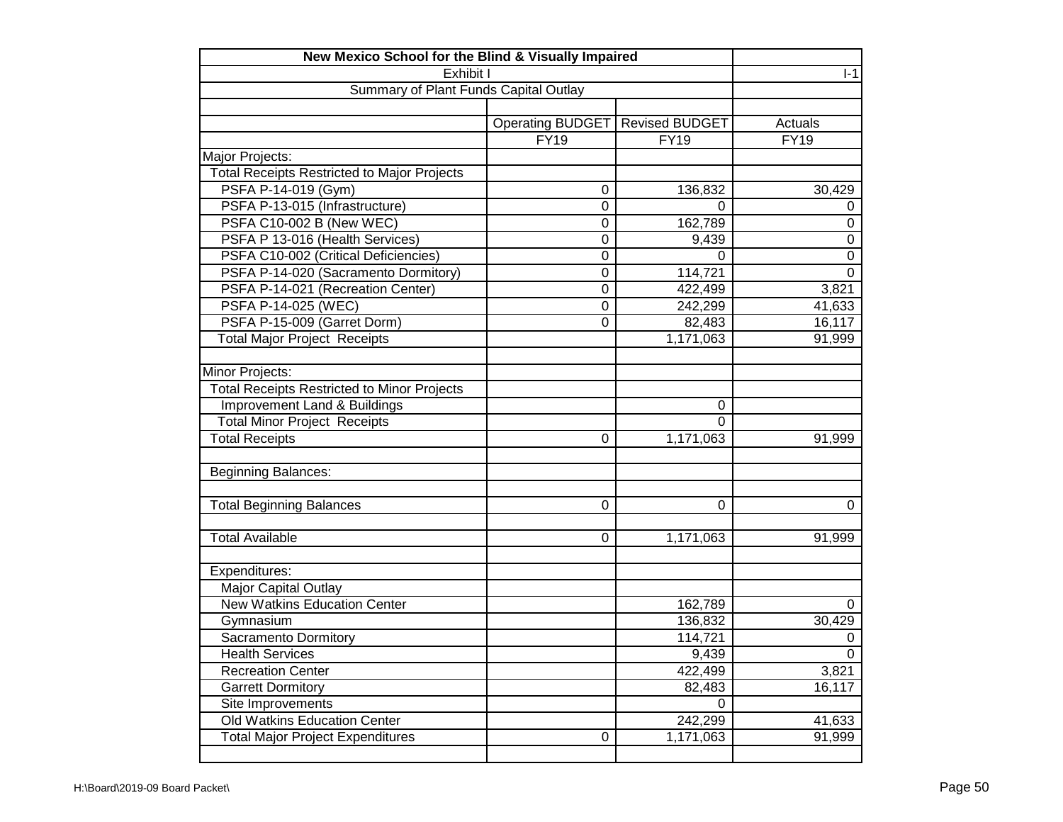| New Mexico School for the Blind & Visually Impaired | | | |
|---|---|---|---|
| Exhibit I | | | I-1 |
| Summary of Plant Funds Capital Outlay | | | |
| | | | |
| | Operating BUDGET | Revised BUDGET | Actuals |
| | FY19 | FY19 | FY19 |
| Major Projects: | | | |
| Total Receipts Restricted to Major Projects | | | |
| PSFA P-14-019 (Gym) | 0 | 136,832 | 30,429 |
| PSFA P-13-015 (Infrastructure) | 0 | 0 | 0 |
| PSFA C10-002 B (New WEC) | 0 | 162,789 | 0 |
| PSFA P 13-016 (Health Services) | 0 | 9,439 | 0 |
| PSFA C10-002 (Critical Deficiencies) | 0 | 0 | 0 |
| PSFA P-14-020 (Sacramento Dormitory) | 0 | 114,721 | 0 |
| PSFA P-14-021 (Recreation Center) | 0 | 422,499 | 3,821 |
| PSFA P-14-025 (WEC) | 0 | 242,299 | 41,633 |
| PSFA P-15-009 (Garret Dorm) | 0 | 82,483 | 16,117 |
| Total Major Project Receipts | | 1,171,063 | 91,999 |
| | | | |
| Minor Projects: | | | |
| Total Receipts Restricted to Minor Projects | | | |
| Improvement Land & Buildings | | 0 | |
| Total Minor Project Receipts | | 0 | |
| Total Receipts | 0 | 1,171,063 | 91,999 |
| | | | |
| Beginning Balances: | | | |
| | | | |
| Total Beginning Balances | 0 | 0 | 0 |
| | | | |
| Total Available | 0 | 1,171,063 | 91,999 |
| | | | |
| Expenditures: | | | |
| Major Capital Outlay | | | |
| New Watkins Education Center | | 162,789 | 0 |
| Gymnasium | | 136,832 | 30,429 |
| Sacramento Dormitory | | 114,721 | 0 |
| Health Services | | 9,439 | 0 |
| Recreation Center | | 422,499 | 3,821 |
| Garrett Dormitory | | 82,483 | 16,117 |
| Site Improvements | | 0 | |
| Old Watkins Education Center | | 242,299 | 41,633 |
| Total Major Project Expenditures | 0 | 1,171,063 | 91,999 |
| | | | |

H:\Board\2019-09 Board Packet\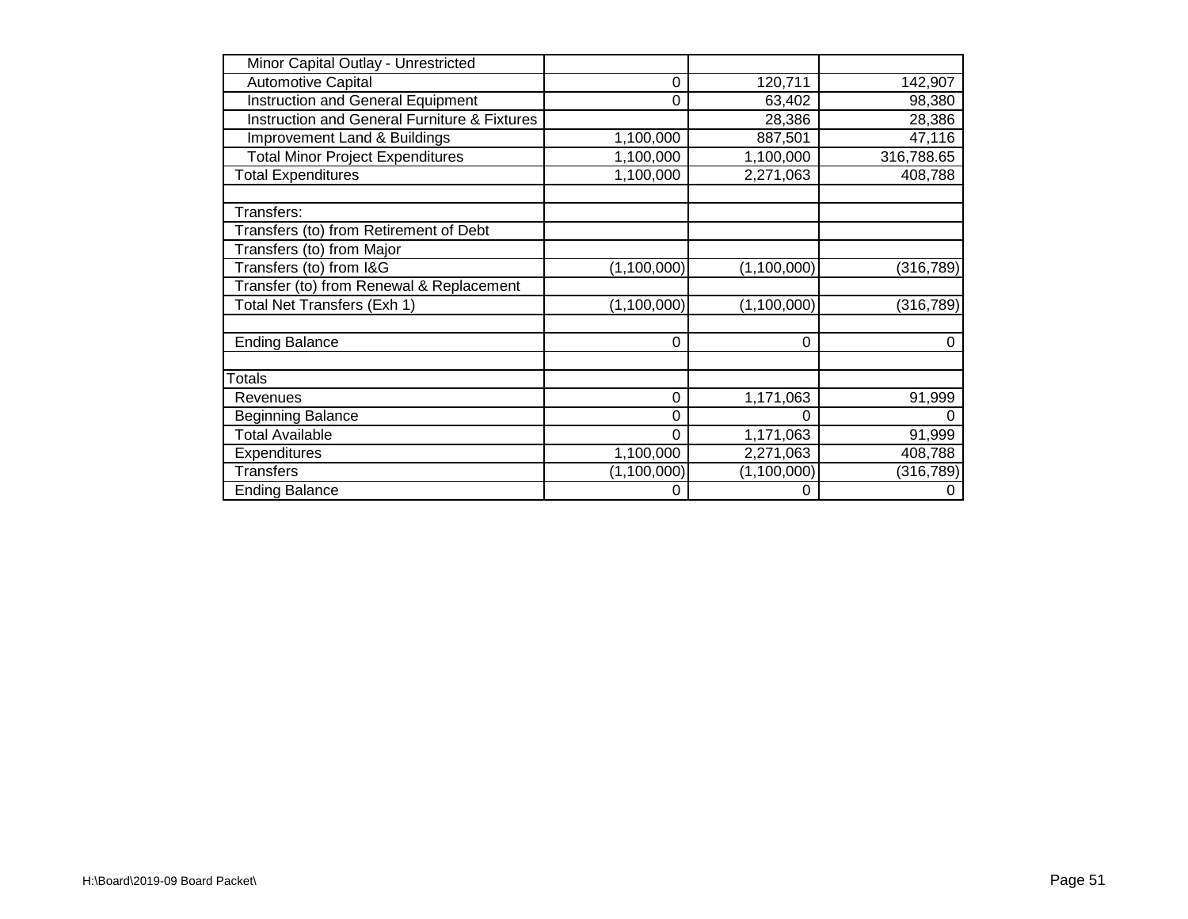| | | | |
|---|---|---|---|
| Minor Capital Outlay - Unrestricted | | | |
| Automotive Capital | 0 | 120,711 | 142,907 |
| Instruction and General Equipment | 0 | 63,402 | 98,380 |
| Instruction and General Furniture & Fixtures | | 28,386 | 28,386 |
| Improvement Land & Buildings | 1,100,000 | 887,501 | 47,116 |
| Total Minor Project Expenditures | 1,100,000 | 1,100,000 | 316,788.65 |
| Total Expenditures | 1,100,000 | 2,271,063 | 408,788 |
| | | | |
| Transfers: | | | |
| Transfers (to) from Retirement of Debt | | | |
| Transfers (to) from Major | | | |
| Transfers (to) from I&G | (1,100,000) | (1,100,000) | (316,789) |
| Transfer (to) from Renewal & Replacement | | | |
| Total Net Transfers (Exh 1) | (1,100,000) | (1,100,000) | (316,789) |
| | | | |
| Ending Balance | 0 | 0 | 0 |
| | | | |
| Totals | | | |
| Revenues | 0 | 1,171,063 | 91,999 |
| Beginning Balance | 0 | 0 | 0 |
| Total Available | 0 | 1,171,063 | 91,999 |
| Expenditures | 1,100,000 | 2,271,063 | 408,788 |
| Transfers | (1,100,000) | (1,100,000) | (316,789) |
| Ending Balance | 0 | 0 | 0 |

H:\Board\2019-09 Board Packet\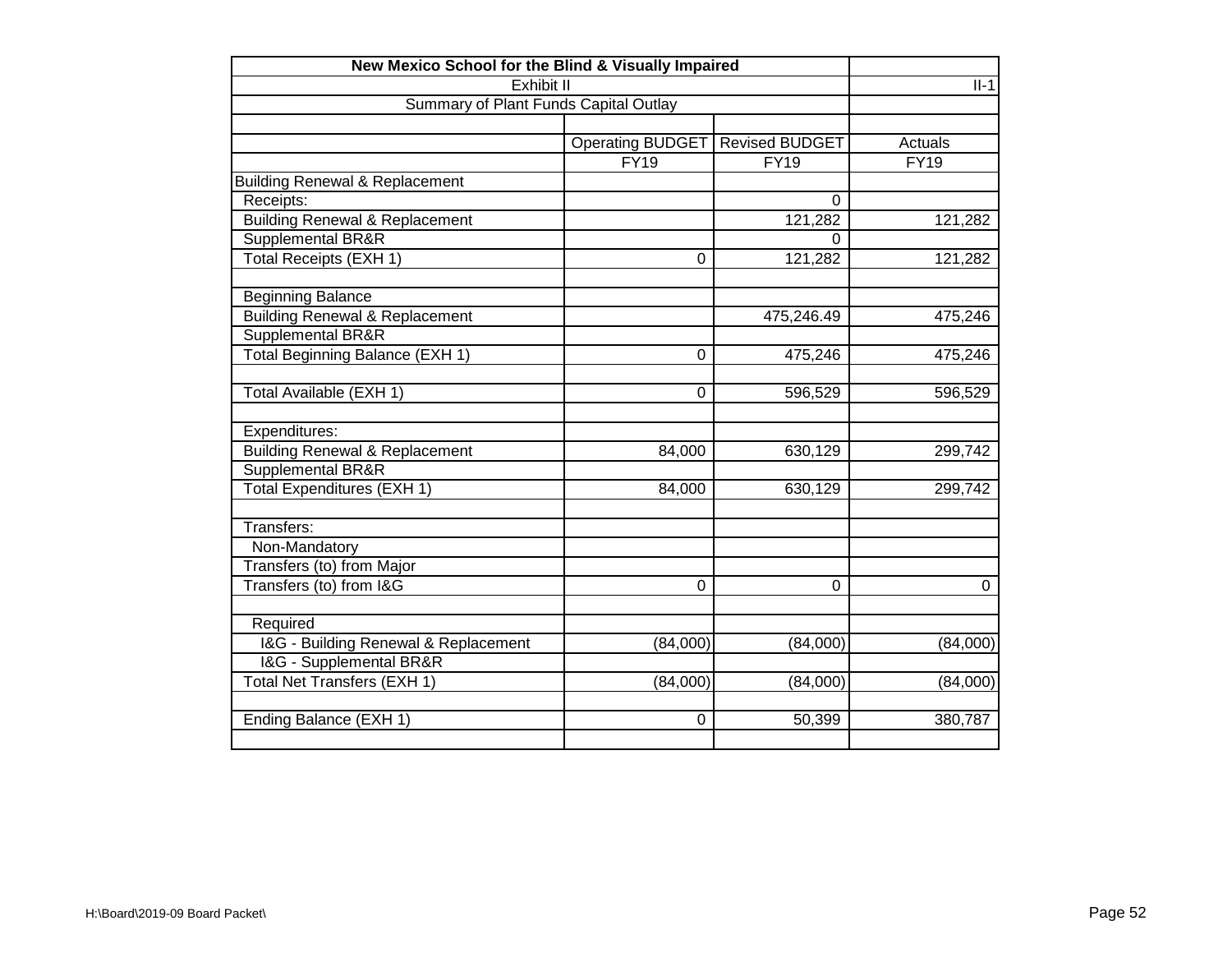| New Mexico School for the Blind & Visually Impaired | | | |
|---|---|---|---|
| Exhibit II | | | II-1 |
| Summary of Plant Funds Capital Outlay | | | |
| | | | |
| | Operating BUDGET | Revised BUDGET | Actuals |
| | FY19 | FY19 | FY19 |
| Building Renewal & Replacement | | | |
| Receipts: | | 0 | |
| Building Renewal & Replacement | | 121,282 | 121,282 |
| Supplemental BR&R | | 0 | |
| Total Receipts (EXH 1) | 0 | 121,282 | 121,282 |
| | | | |
| Beginning Balance | | | |
| Building Renewal & Replacement | | 475,246.49 | 475,246 |
| Supplemental BR&R | | | |
| Total Beginning Balance (EXH 1) | 0 | 475,246 | 475,246 |
| | | | |
| Total Available (EXH 1) | 0 | 596,529 | 596,529 |
| | | | |
| Expenditures: | | | |
| Building Renewal & Replacement | 84,000 | 630,129 | 299,742 |
| Supplemental BR&R | | | |
| Total Expenditures (EXH 1) | 84,000 | 630,129 | 299,742 |
| | | | |
| Transfers: | | | |
| Non-Mandatory | | | |
| Transfers (to) from Major | | | |
| Transfers (to) from I&G | 0 | 0 | 0 |
| | | | |
| Required | | | |
| I&G - Building Renewal & Replacement | (84,000) | (84,000) | (84,000) |
| I&G - Supplemental BR&R | | | |
| Total Net Transfers (EXH 1) | (84,000) | (84,000) | (84,000) |
| | | | |
| Ending Balance (EXH 1) | 0 | 50,399 | 380,787 |
| | | | |

H:\Board\2019-09 Board Packet\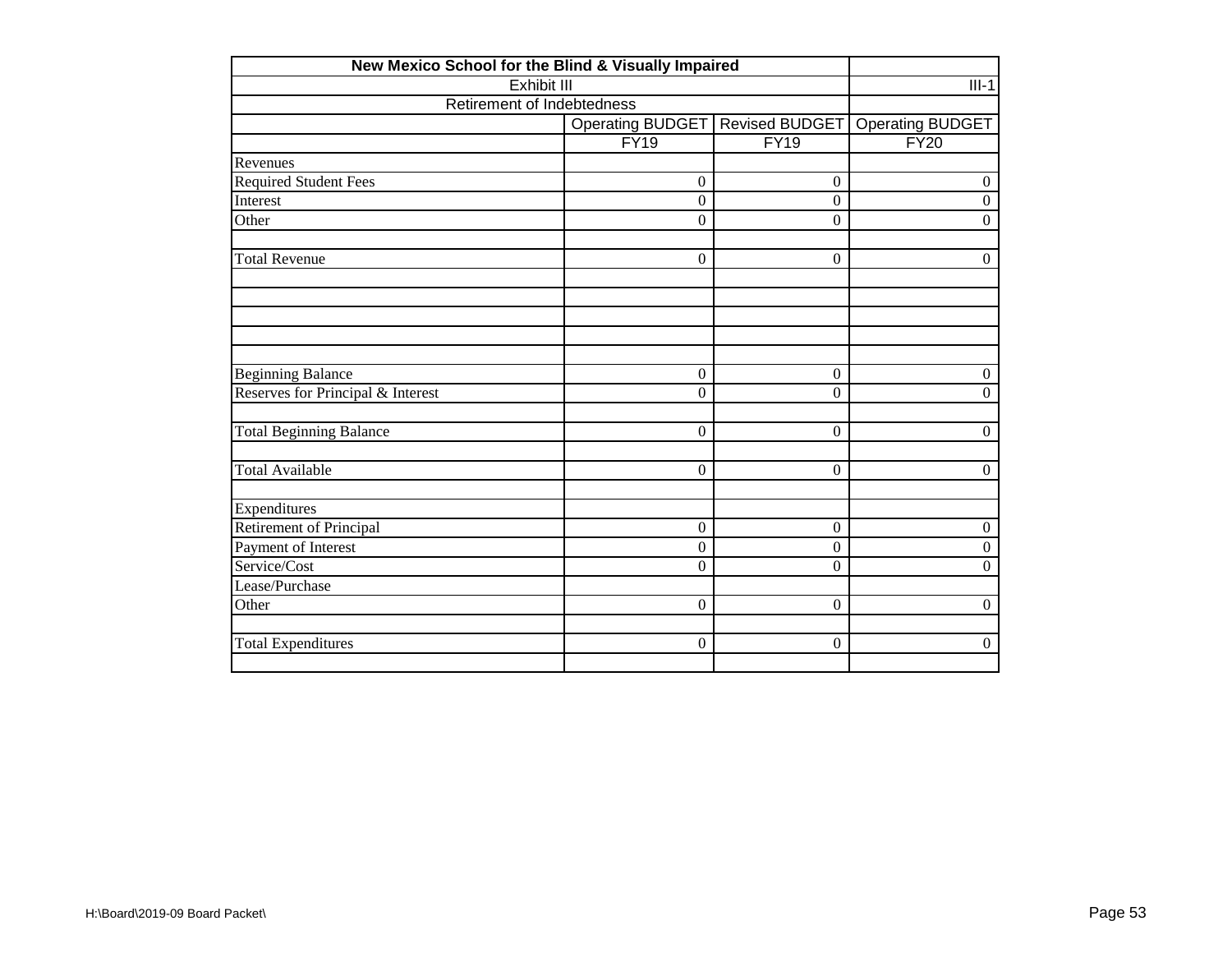| New Mexico School for the Blind & Visually Impaired | | | |
|---|---|---|---|
| Exhibit III | | | III-1 |
| Retirement of Indebtedness | | | |
| | Operating BUDGET | Revised BUDGET | Operating BUDGET |
| | FY19 | FY19 | FY20 |
| Revenues | | | |
| Required Student Fees | 0 | 0 | 0 |
| Interest | 0 | 0 | 0 |
| Other | 0 | 0 | 0 |
| | | | |
| Total Revenue | 0 | 0 | 0 |
| | | | |
| | | | |
| | | | |
| | | | |
| | | | |
| Beginning Balance | 0 | 0 | 0 |
| Reserves for Principal & Interest | 0 | 0 | 0 |
| | | | |
| Total Beginning Balance | 0 | 0 | 0 |
| | | | |
| Total Available | 0 | 0 | 0 |
| | | | |
| Expenditures | | | |
| Retirement of Principal | 0 | 0 | 0 |
| Payment of Interest | 0 | 0 | 0 |
| Service/Cost | 0 | 0 | 0 |
| Lease/Purchase | | | |
| Other | 0 | 0 | 0 |
| | | | |
| Total Expenditures | 0 | 0 | 0 |
| | | | |

H:\Board\2019-09 Board Packet\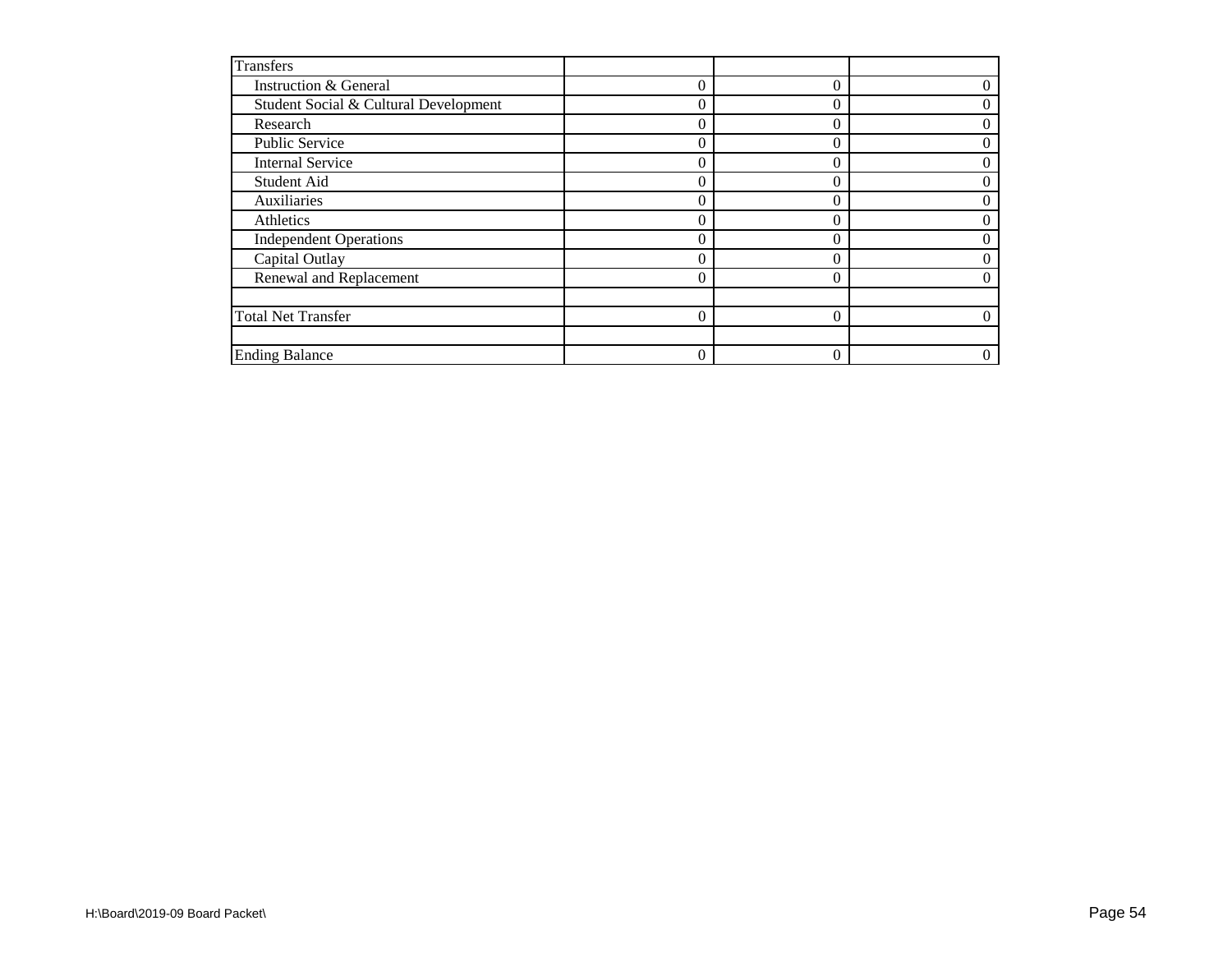| Transfers | | | |
|---|---|---|---|
| Instruction & General | 0 | 0 | 0 |
| Student Social & Cultural Development | 0 | 0 | 0 |
| Research | 0 | 0 | 0 |
| Public Service | 0 | 0 | 0 |
| Internal Service | 0 | 0 | 0 |
| Student Aid | 0 | 0 | 0 |
| Auxiliaries | 0 | 0 | 0 |
| Athletics | 0 | 0 | 0 |
| Independent Operations | 0 | 0 | 0 |
| Capital Outlay | 0 | 0 | 0 |
| Renewal and Replacement | 0 | 0 | 0 |
| | | | |
| Total Net Transfer | 0 | 0 | 0 |
| | | | |
| Ending Balance | 0 | 0 | 0 |

H:\Board\2019-09 Board Packet\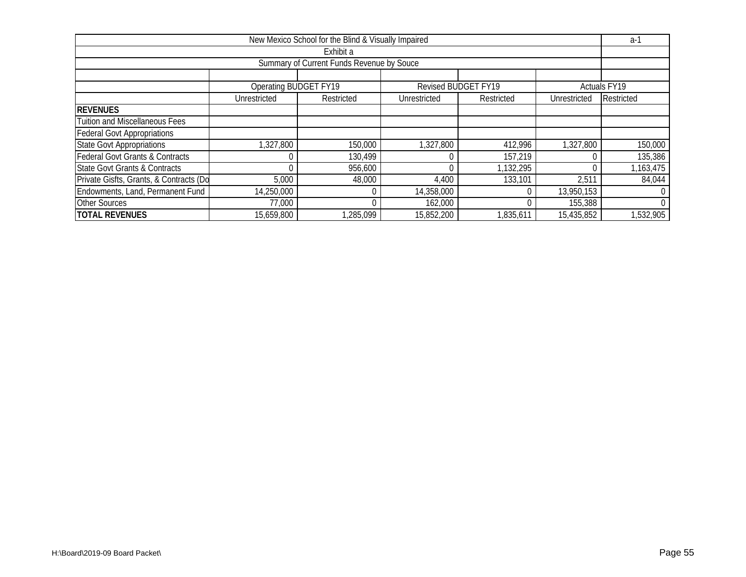| New Mexico School for the Blind & Visually Impaired | | | | | | a-1 |
|---|---|---|---|---|---|---|
| Exhibit a | | | | | | |
| Summary of Current Funds Revenue by Souce | | | | | | |
| | Operating BUDGET FY19 | | Revised BUDGET FY19 | | Actuals FY19 | |
| | Unrestricted | Restricted | Unrestricted | Restricted | Unrestricted | Restricted |
| **REVENUES** | | | | | | |
| Tuition and Miscellaneous Fees | | | | | | |
| Federal Govt Appropriations | | | | | | |
| State Govt Appropriations | 1,327,800 | 150,000 | 1,327,800 | 412,996 | 1,327,800 | 150,000 |
| Federal Govt Grants & Contracts | 0 | 130,499 | 0 | 157,219 | 0 | 135,386 |
| State Govt Grants & Contracts | 0 | 956,600 | 0 | 1,132,295 | 0 | 1,163,475 |
| Private Gisfts, Grants, & Contracts (Do | 5,000 | 48,000 | 4,400 | 133,101 | 2,511 | 84,044 |
| Endowments, Land, Permanent Fund | 14,250,000 | 0 | 14,358,000 | 0 | 13,950,153 | 0 |
| Other Sources | 77,000 | 0 | 162,000 | 0 | 155,388 | 0 |
| **TOTAL REVENUES** | 15,659,800 | 1,285,099 | 15,852,200 | 1,835,611 | 15,435,852 | 1,532,905 |

H:\Board\2019-09 Board Packet\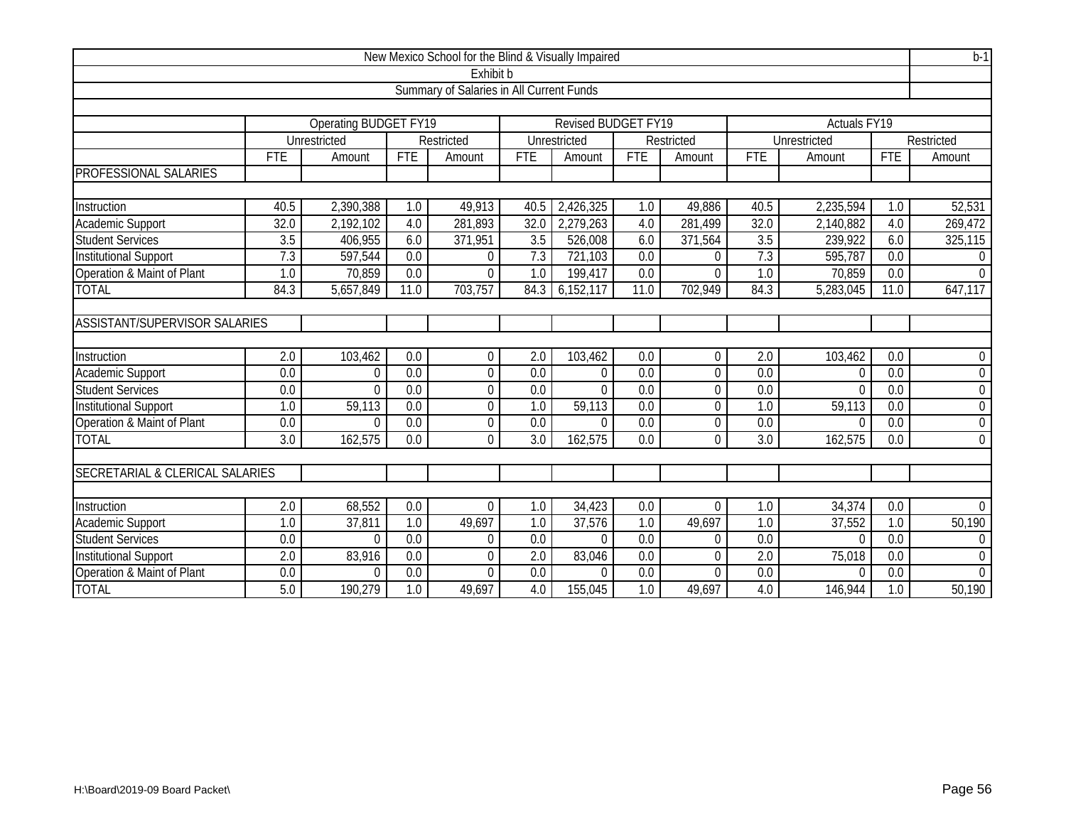New Mexico School for the Blind & Visually Impaired

b-1

Exhibit b

Summary of Salaries in All Current Funds

| | Operating BUDGET FY19 | | | | Revised BUDGET FY19 | | | | Actuals FY19 | | | |
|---|---|---|---|---|---|---|---|---|---|---|---|---|
| | Unrestricted | | Restricted | | Unrestricted | | Restricted | | Unrestricted | | Restricted | |
| | FTE | Amount | FTE | Amount | FTE | Amount | FTE | Amount | FTE | Amount | FTE | Amount |
| PROFESSIONAL SALARIES | | | | | | | | | | | | |
| Instruction | 40.5 | 2,390,388 | 1.0 | 49,913 | 40.5 | 2,426,325 | 1.0 | 49,886 | 40.5 | 2,235,594 | 1.0 | 52,531 |
| Academic Support | 32.0 | 2,192,102 | 4.0 | 281,893 | 32.0 | 2,279,263 | 4.0 | 281,499 | 32.0 | 2,140,882 | 4.0 | 269,472 |
| Student Services | 3.5 | 406,955 | 6.0 | 371,951 | 3.5 | 526,008 | 6.0 | 371,564 | 3.5 | 239,922 | 6.0 | 325,115 |
| Institutional Support | 7.3 | 597,544 | 0.0 | 0 | 7.3 | 721,103 | 0.0 | 0 | 7.3 | 595,787 | 0.0 | 0 |
| Operation & Maint of Plant | 1.0 | 70,859 | 0.0 | 0 | 1.0 | 199,417 | 0.0 | 0 | 1.0 | 70,859 | 0.0 | 0 |
| TOTAL | 84.3 | 5,657,849 | 11.0 | 703,757 | 84.3 | 6,152,117 | 11.0 | 702,949 | 84.3 | 5,283,045 | 11.0 | 647,117 |
| ASSISTANT/SUPERVISOR SALARIES | | | | | | | | | | | | |
| Instruction | 2.0 | 103,462 | 0.0 | 0 | 2.0 | 103,462 | 0.0 | 0 | 2.0 | 103,462 | 0.0 | 0 |
| Academic Support | 0.0 | 0 | 0.0 | 0 | 0.0 | 0 | 0.0 | 0 | 0.0 | 0 | 0.0 | 0 |
| Student Services | 0.0 | 0 | 0.0 | 0 | 0.0 | 0 | 0.0 | 0 | 0.0 | 0 | 0.0 | 0 |
| Institutional Support | 1.0 | 59,113 | 0.0 | 0 | 1.0 | 59,113 | 0.0 | 0 | 1.0 | 59,113 | 0.0 | 0 |
| Operation & Maint of Plant | 0.0 | 0 | 0.0 | 0 | 0.0 | 0 | 0.0 | 0 | 0.0 | 0 | 0.0 | 0 |
| TOTAL | 3.0 | 162,575 | 0.0 | 0 | 3.0 | 162,575 | 0.0 | 0 | 3.0 | 162,575 | 0.0 | 0 |
| SECRETARIAL & CLERICAL SALARIES | | | | | | | | | | | | |
| Instruction | 2.0 | 68,552 | 0.0 | 0 | 1.0 | 34,423 | 0.0 | 0 | 1.0 | 34,374 | 0.0 | 0 |
| Academic Support | 1.0 | 37,811 | 1.0 | 49,697 | 1.0 | 37,576 | 1.0 | 49,697 | 1.0 | 37,552 | 1.0 | 50,190 |
| Student Services | 0.0 | 0 | 0.0 | 0 | 0.0 | 0 | 0.0 | 0 | 0.0 | 0 | 0.0 | 0 |
| Institutional Support | 2.0 | 83,916 | 0.0 | 0 | 2.0 | 83,046 | 0.0 | 0 | 2.0 | 75,018 | 0.0 | 0 |
| Operation & Maint of Plant | 0.0 | 0 | 0.0 | 0 | 0.0 | 0 | 0.0 | 0 | 0.0 | 0 | 0.0 | 0 |
| TOTAL | 5.0 | 190,279 | 1.0 | 49,697 | 4.0 | 155,045 | 1.0 | 49,697 | 4.0 | 146,944 | 1.0 | 50,190 |

H:\Board\2019-09 Board Packet\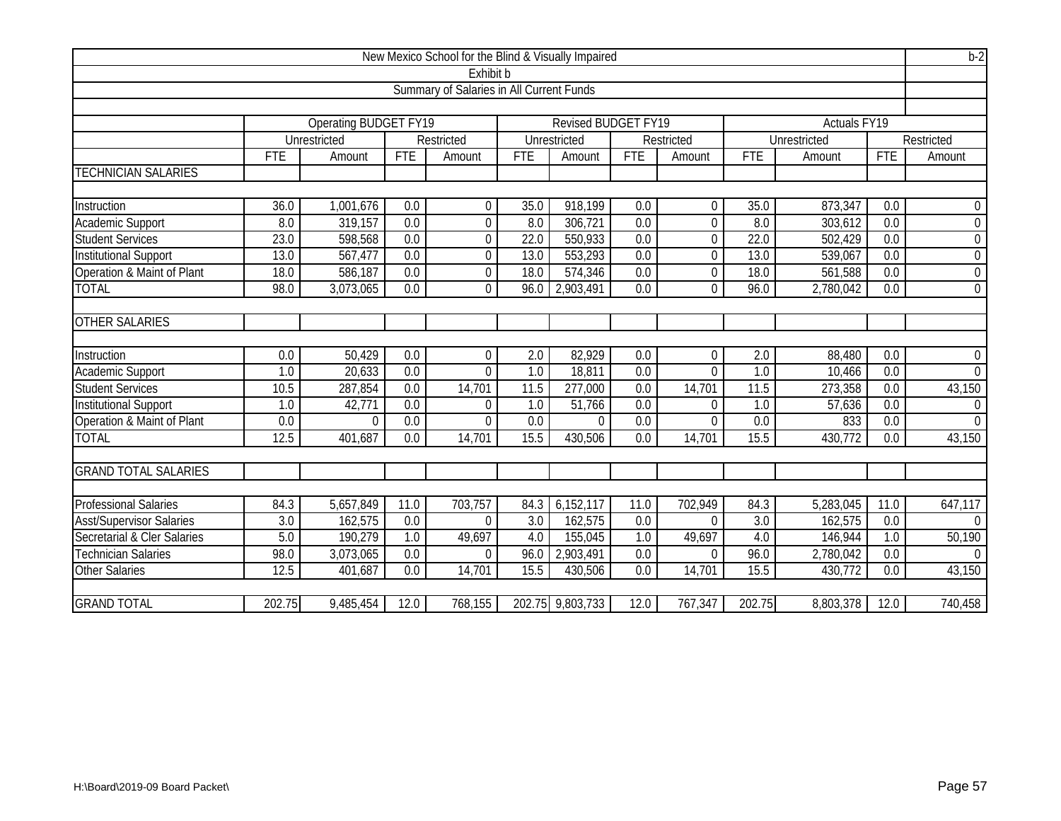New Mexico School for the Blind & Visually Impaired | b-2

Exhibit b

Summary of Salaries in All Current Funds

| | Operating BUDGET FY19 | | | | Revised BUDGET FY19 | | | | Actuals FY19 | | | |
|---|---|---|---|---|---|---|---|---|---|---|---|---|
| | Unrestricted | | Restricted | | Unrestricted | | Restricted | | Unrestricted | | Restricted | |
| | FTE | Amount | FTE | Amount | FTE | Amount | FTE | Amount | FTE | Amount | FTE | Amount |
| TECHNICIAN SALARIES | | | | | | | | | | | | |
| Instruction | 36.0 | 1,001,676 | 0.0 | 0 | 35.0 | 918,199 | 0.0 | 0 | 35.0 | 873,347 | 0.0 | 0 |
| Academic Support | 8.0 | 319,157 | 0.0 | 0 | 8.0 | 306,721 | 0.0 | 0 | 8.0 | 303,612 | 0.0 | 0 |
| Student Services | 23.0 | 598,568 | 0.0 | 0 | 22.0 | 550,933 | 0.0 | 0 | 22.0 | 502,429 | 0.0 | 0 |
| Institutional Support | 13.0 | 567,477 | 0.0 | 0 | 13.0 | 553,293 | 0.0 | 0 | 13.0 | 539,067 | 0.0 | 0 |
| Operation & Maint of Plant | 18.0 | 586,187 | 0.0 | 0 | 18.0 | 574,346 | 0.0 | 0 | 18.0 | 561,588 | 0.0 | 0 |
| TOTAL | 98.0 | 3,073,065 | 0.0 | 0 | 96.0 | 2,903,491 | 0.0 | 0 | 96.0 | 2,780,042 | 0.0 | 0 |
| OTHER SALARIES | | | | | | | | | | | | |
| Instruction | 0.0 | 50,429 | 0.0 | 0 | 2.0 | 82,929 | 0.0 | 0 | 2.0 | 88,480 | 0.0 | 0 |
| Academic Support | 1.0 | 20,633 | 0.0 | 0 | 1.0 | 18,811 | 0.0 | 0 | 1.0 | 10,466 | 0.0 | 0 |
| Student Services | 10.5 | 287,854 | 0.0 | 14,701 | 11.5 | 277,000 | 0.0 | 14,701 | 11.5 | 273,358 | 0.0 | 43,150 |
| Institutional Support | 1.0 | 42,771 | 0.0 | 0 | 1.0 | 51,766 | 0.0 | 0 | 1.0 | 57,636 | 0.0 | 0 |
| Operation & Maint of Plant | 0.0 | 0 | 0.0 | 0 | 0.0 | 0 | 0.0 | 0 | 0.0 | 833 | 0.0 | 0 |
| TOTAL | 12.5 | 401,687 | 0.0 | 14,701 | 15.5 | 430,506 | 0.0 | 14,701 | 15.5 | 430,772 | 0.0 | 43,150 |
| GRAND TOTAL SALARIES | | | | | | | | | | | | |
| Professional Salaries | 84.3 | 5,657,849 | 11.0 | 703,757 | 84.3 | 6,152,117 | 11.0 | 702,949 | 84.3 | 5,283,045 | 11.0 | 647,117 |
| Asst/Supervisor Salaries | 3.0 | 162,575 | 0.0 | 0 | 3.0 | 162,575 | 0.0 | 0 | 3.0 | 162,575 | 0.0 | 0 |
| Secretarial & Cler Salaries | 5.0 | 190,279 | 1.0 | 49,697 | 4.0 | 155,045 | 1.0 | 49,697 | 4.0 | 146,944 | 1.0 | 50,190 |
| Technician Salaries | 98.0 | 3,073,065 | 0.0 | 0 | 96.0 | 2,903,491 | 0.0 | 0 | 96.0 | 2,780,042 | 0.0 | 0 |
| Other Salaries | 12.5 | 401,687 | 0.0 | 14,701 | 15.5 | 430,506 | 0.0 | 14,701 | 15.5 | 430,772 | 0.0 | 43,150 |
| GRAND TOTAL | 202.75 | 9,485,454 | 12.0 | 768,155 | 202.75 | 9,803,733 | 12.0 | 767,347 | 202.75 | 8,803,378 | 12.0 | 740,458 |

H:\Board\2019-09 Board Packet\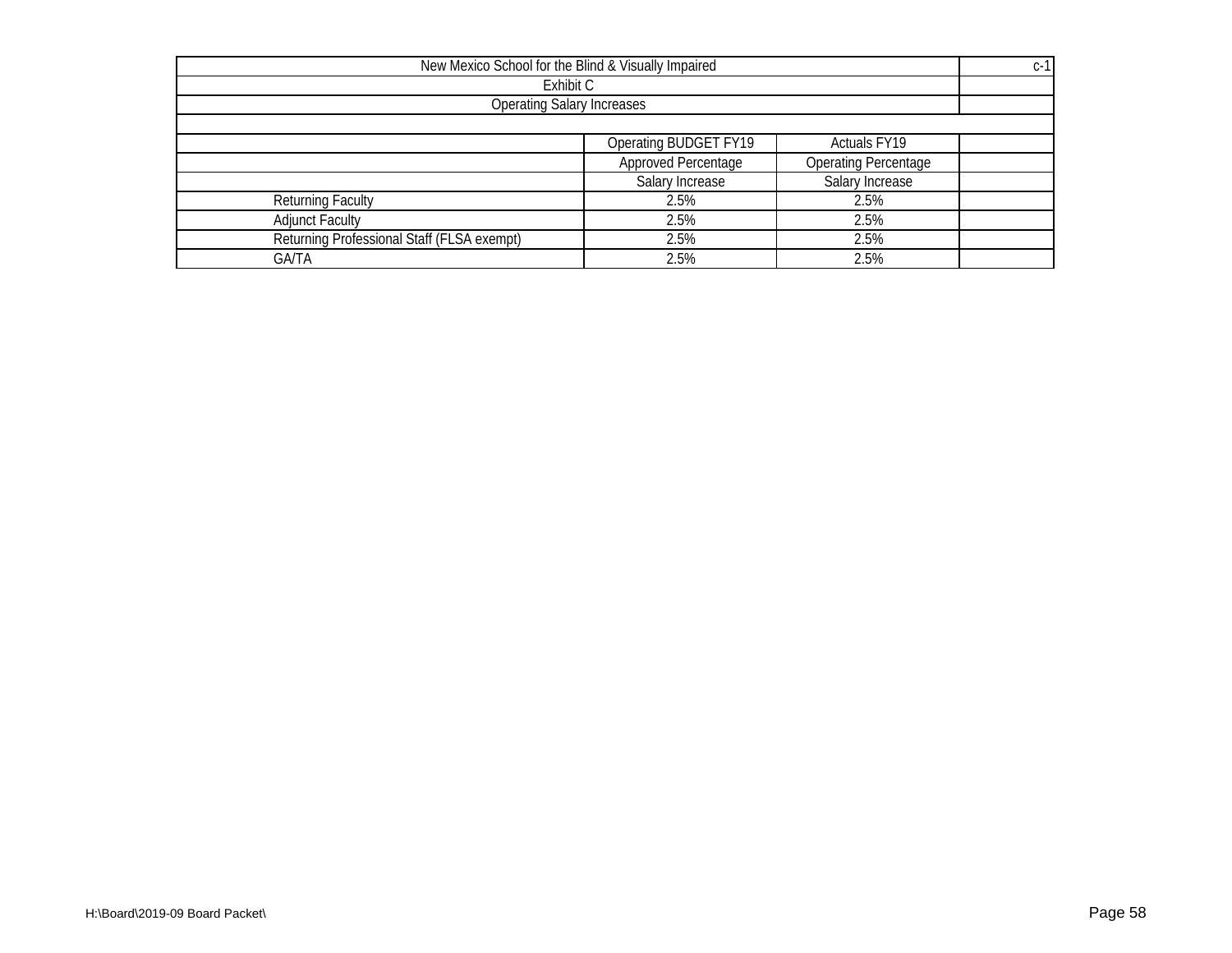| New Mexico School for the Blind & Visually Impaired | | | c-1 |
|---|---|---|---|
| Exhibit C | | | |
| Operating Salary Increases | | | |
| | | | |
| | Operating BUDGET FY19 | Actuals FY19 | |
| | Approved Percentage | Operating Percentage | |
| | Salary Increase | Salary Increase | |
| Returning Faculty | 2.5% | 2.5% | |
| Adjunct Faculty | 2.5% | 2.5% | |
| Returning Professional Staff (FLSA exempt) | 2.5% | 2.5% | |
| GA/TA | 2.5% | 2.5% | |

H:\Board\2019-09 Board Packet\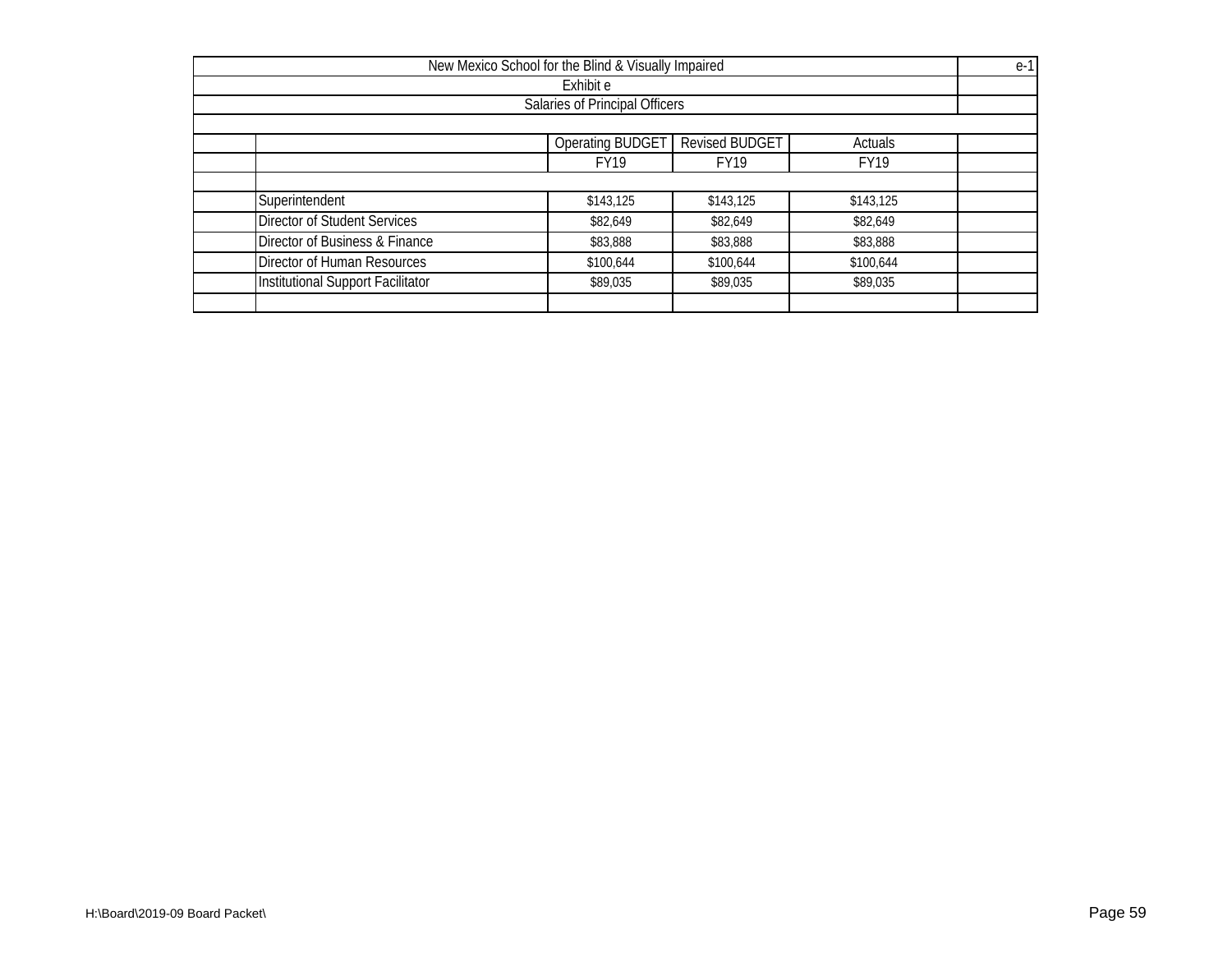New Mexico School for the Blind & Visually Impaired

e-1

Exhibit e

Salaries of Principal Officers

| | Operating BUDGET FY19 | Revised BUDGET FY19 | Actuals FY19 |
|---|---|---|---|
| Superintendent | $143,125 | $143,125 | $143,125 |
| Director of Student Services | $82,649 | $82,649 | $82,649 |
| Director of Business & Finance | $83,888 | $83,888 | $83,888 |
| Director of Human Resources | $100,644 | $100,644 | $100,644 |
| Institutional Support Facilitator | $89,035 | $89,035 | $89,035 |

H:\Board\2019-09 Board Packet\